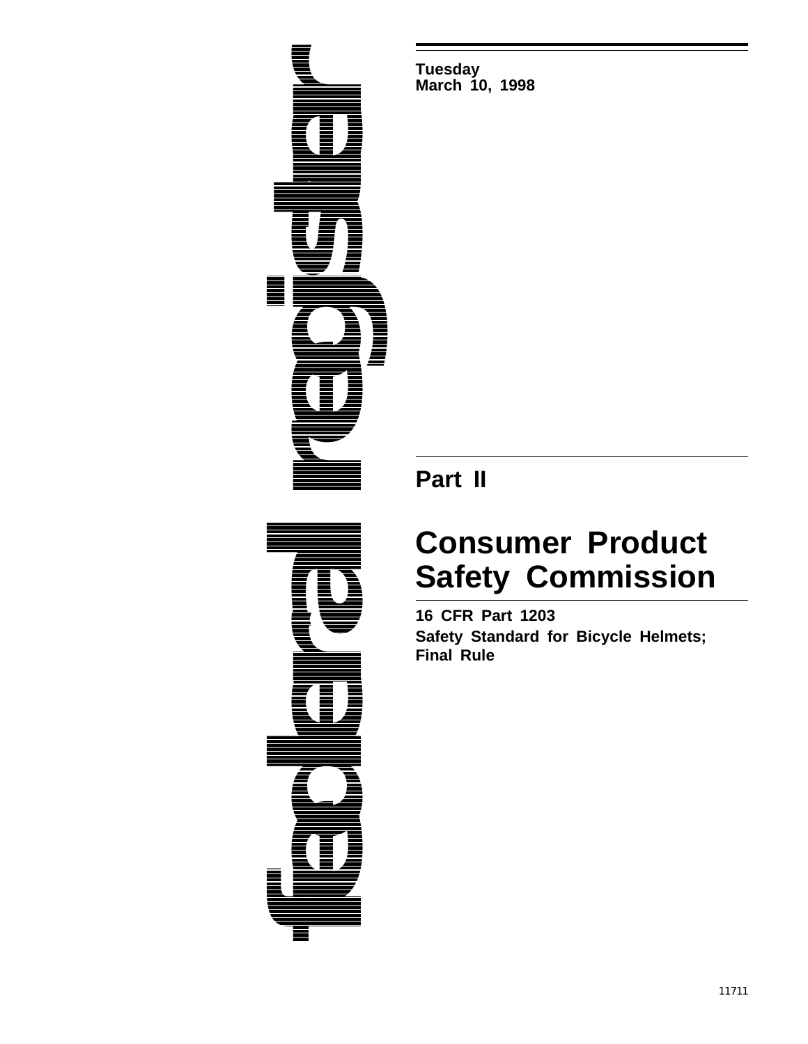Tuesday
March 10, 1998

federal register

## Part II

# Consumer Product Safety Commission

**16 CFR Part 1203**

**Safety Standard for Bicycle Helmets; Final Rule**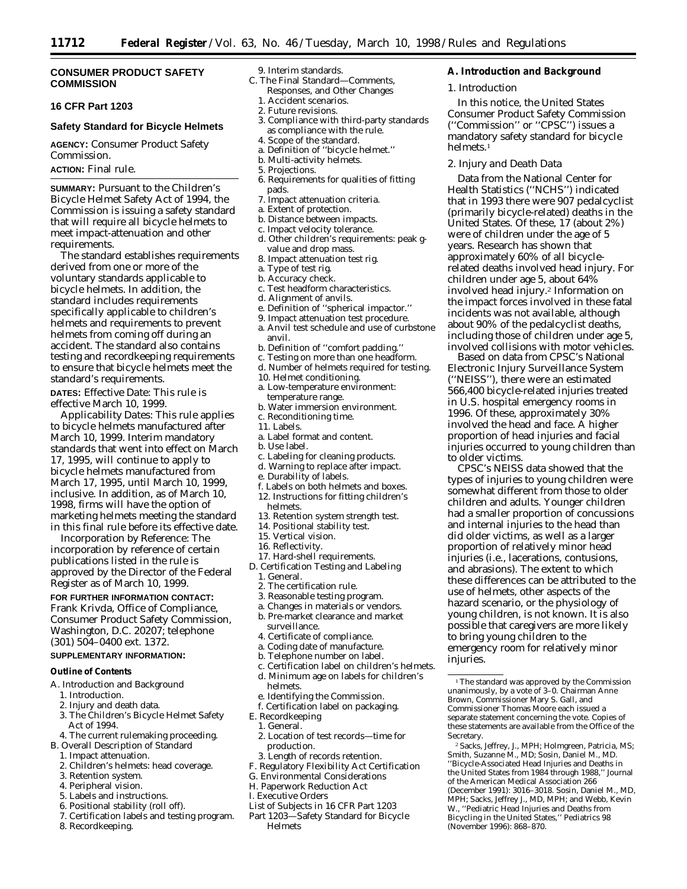## CONSUMER PRODUCT SAFETY COMMISSION

### 16 CFR Part 1203

### Safety Standard for Bicycle Helmets

**AGENCY:** Consumer Product Safety Commission.

**ACTION:** Final rule.

---

**SUMMARY:** Pursuant to the Children's Bicycle Helmet Safety Act of 1994, the Commission is issuing a safety standard that will require all bicycle helmets to meet impact-attenuation and other requirements.

The standard establishes requirements derived from one or more of the voluntary standards applicable to bicycle helmets. In addition, the standard includes requirements specifically applicable to children's helmets and requirements to prevent helmets from coming off during an accident. The standard also contains testing and recordkeeping requirements to ensure that bicycle helmets meet the standard's requirements.

**DATES:** *Effective Date:* This rule is effective March 10, 1999.

*Applicability Dates:* This rule applies to bicycle helmets manufactured after March 10, 1999. Interim mandatory standards that went into effect on March 17, 1995, will continue to apply to bicycle helmets manufactured from March 17, 1995, until March 10, 1999, inclusive. In addition, as of March 10, 1998, firms will have the option of marketing helmets meeting the standard in this final rule before its effective date.

*Incorporation by Reference:* The incorporation by reference of certain publications listed in the rule is approved by the Director of the Federal Register as of March 10, 1999.

**FOR FURTHER INFORMATION CONTACT:** Frank Krivda, Office of Compliance, Consumer Product Safety Commission, Washington, D.C. 20207; telephone (301) 504–0400 ext. 1372.

**SUPPLEMENTARY INFORMATION:**

**Outline of Contents**

A. Introduction and Background
 1. Introduction.
 2. Injury and death data.
 3. The Children's Bicycle Helmet Safety Act of 1994.
 4. The current rulemaking proceeding.

B. Overall Description of Standard
 1. Impact attenuation.
 2. Children's helmets: head coverage.
 3. Retention system.
 4. Peripheral vision.
 5. Labels and instructions.
 6. Positional stability (roll off).
 7. Certification labels and testing program.
 8. Recordkeeping.
 9. Interim standards.

C. The Final Standard—Comments, Responses, and Other Changes
 1. Accident scenarios.
 2. Future revisions.
 3. Compliance with third-party standards as compliance with the rule.
 4. Scope of the standard.
 a. Definition of "bicycle helmet."
 b. Multi-activity helmets.
 5. Projections.
 6. Requirements for qualities of fitting pads.
 7. Impact attenuation criteria.
 a. Extent of protection.
 b. Distance between impacts.
 c. Impact velocity tolerance.
 d. Other children's requirements: peak g-value and drop mass.
 8. Impact attenuation test rig.
 a. Type of test rig.
 b. Accuracy check.
 c. Test headform characteristics.
 d. Alignment of anvils.
 e. Definition of "spherical impactor."
 9. Impact attenuation test procedure.
 a. Anvil test schedule and use of curbstone anvil.
 b. Definition of "comfort padding."
 c. Testing on more than one headform.
 d. Number of helmets required for testing.
 10. Helmet conditioning.
 a. Low-temperature environment: temperature range.
 b. Water immersion environment.
 c. Reconditioning time.
 11. Labels.
 a. Label format and content.
 b. Use label.
 c. Labeling for cleaning products.
 d. Warning to replace after impact.
 e. Durability of labels.
 f. Labels on both helmets and boxes.
 12. Instructions for fitting children's helmets.
 13. Retention system strength test.
 14. Positional stability test.
 15. Vertical vision.
 16. Reflectivity.
 17. Hard-shell requirements.

D. Certification Testing and Labeling
 1. General.
 2. The certification rule.
 3. Reasonable testing program.
 a. Changes in materials or vendors.
 b. Pre-market clearance and market surveillance.
 4. Certificate of compliance.
 a. Coding date of manufacture.
 b. Telephone number on label.
 c. Certification label on children's helmets.
 d. Minimum age on labels for children's helmets.
 e. Identifying the Commission.
 f. Certification label on packaging.

E. Recordkeeping
 1. General.
 2. Location of test records—time for production.
 3. Length of records retention.

F. Regulatory Flexibility Act Certification

G. Environmental Considerations

H. Paperwork Reduction Act

I. Executive Orders

List of Subjects in 16 CFR Part 1203

Part 1203—Safety Standard for Bicycle Helmets

## A. Introduction and Background

### 1. Introduction

In this notice, the United States Consumer Product Safety Commission ("Commission" or "CPSC") issues a mandatory safety standard for bicycle helmets.[1]

### 2. Injury and Death Data

Data from the National Center for Health Statistics ("NCHS") indicated that in 1993 there were 907 pedalcyclist (primarily bicycle-related) deaths in the United States. Of these, 17 (about 2%) were of children under the age of 5 years. Research has shown that approximately 60% of all bicycle-related deaths involved head injury. For children under age 5, about 64% involved head injury.[2] Information on the impact forces involved in these fatal incidents was not available, although about 90% of the pedalcyclist deaths, including those of children under age 5, involved collisions with motor vehicles.

Based on data from CPSC's National Electronic Injury Surveillance System ("NEISS"), there were an estimated 566,400 bicycle-related injuries treated in U.S. hospital emergency rooms in 1996. Of these, approximately 30% involved the head and face. A higher proportion of head injuries and facial injuries occurred to young children than to older victims.

CPSC's NEISS data showed that the types of injuries to young children were somewhat different from those to older children and adults. Younger children had a smaller proportion of concussions and internal injuries to the head than did older victims, as well as a larger proportion of relatively minor head injuries (i.e., lacerations, contusions, and abrasions). The extent to which these differences can be attributed to the use of helmets, other aspects of the hazard scenario, or the physiology of young children, is not known. It is also possible that caregivers are more likely to bring young children to the emergency room for relatively minor injuries.

---

[1] The standard was approved by the Commission unanimously, by a vote of 3–0. Chairman Anne Brown, Commissioner Mary S. Gall, and Commissioner Thomas Moore each issued a separate statement concerning the vote. Copies of these statements are available from the Office of the Secretary.

[2] Sacks, Jeffrey, J., MPH; Holmgreen, Patricia, MS; Smith, Suzanne M., MD; Sosin, Daniel M., MD. "Bicycle-Associated Head Injuries and Deaths in the United States from 1984 through 1988," Journal of the American Medical Association 266 (December 1991): 3016–3018. Sosin, Daniel M., MD, MPH; Sacks, Jeffrey J., MD, MPH; and Webb, Kevin W., "Pediatric Head Injuries and Deaths from Bicycling in the United States," Pediatrics 98 (November 1996): 868–870.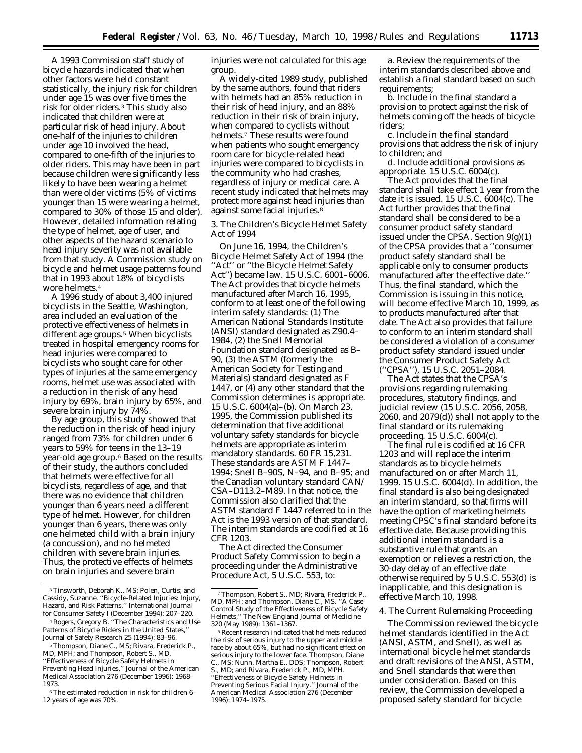A 1993 Commission staff study of bicycle hazards indicated that when other factors were held constant statistically, the injury risk for children under age 15 was over five times the risk for older riders.[3] This study also indicated that children were at particular risk of head injury. About one-half of the injuries to children under age 10 involved the head, compared to one-fifth of the injuries to older riders. This may have been in part because children were significantly less likely to have been wearing a helmet than were older victims (5% of victims younger than 15 were wearing a helmet, compared to 30% of those 15 and older). However, detailed information relating the type of helmet, age of user, and other aspects of the hazard scenario to head injury severity was not available from that study. A Commission study on bicycle and helmet usage patterns found that in 1993 about 18% of bicyclists wore helmets.[4]

A 1996 study of about 3,400 injured bicyclists in the Seattle, Washington, area included an evaluation of the protective effectiveness of helmets in different age groups.[5] When bicyclists treated in hospital emergency rooms for head injuries were compared to bicyclists who sought care for other types of injuries at the same emergency rooms, helmet use was associated with a reduction in the risk of any head injury by 69%, brain injury by 65%, and severe brain injury by 74%.

By age group, this study showed that the reduction in the risk of head injury ranged from 73% for children under 6 years to 59% for teens in the 13–19 year-old age group.[6] Based on the results of their study, the authors concluded that helmets were effective for all bicyclists, regardless of age, and that there was no evidence that children younger than 6 years need a different type of helmet. However, for children younger than 6 years, there was only one helmeted child with a brain injury (a concussion), and no helmeted children with severe brain injuries. Thus, the protective effects of helmets on brain injuries and severe brain injuries were not calculated for this age group.

A widely-cited 1989 study, published by the same authors, found that riders with helmets had an 85% reduction in their risk of head injury, and an 88% reduction in their risk of brain injury, when compared to cyclists without helmets.[7] These results were found when patients who sought emergency room care for bicycle-related head injuries were compared to bicyclists in the community who had crashes, regardless of injury or medical care. A recent study indicated that helmets may protect more against head injuries than against some facial injuries.[8]

*3. The Children's Bicycle Helmet Safety Act of 1994*

On June 16, 1994, the Children's Bicycle Helmet Safety Act of 1994 (the "Act" or "the Bicycle Helmet Safety Act") became law. 15 U.S.C. 6001–6006. The Act provides that bicycle helmets manufactured after March 16, 1995, conform to at least one of the following interim safety standards: (1) The American National Standards Institute (ANSI) standard designated as Z90.4–1984, (2) the Snell Memorial Foundation standard designated as B–90, (3) the ASTM (formerly the American Society for Testing and Materials) standard designated as F 1447, or (4) any other standard that the Commission determines is appropriate. 15 U.S.C. 6004(a)–(b). On March 23, 1995, the Commission published its determination that five additional voluntary safety standards for bicycle helmets are appropriate as interim mandatory standards. 60 FR 15,231. These standards are ASTM F 1447–1994; Snell B–90S, N–94, and B–95; and the Canadian voluntary standard CAN/CSA–D113.2–M89. In that notice, the Commission also clarified that the ASTM standard F 1447 referred to in the Act is the 1993 version of that standard. The interim standards are codified at 16 CFR 1203.

The Act directed the Consumer Product Safety Commission to begin a proceeding under the Administrative Procedure Act, 5 U.S.C. 553, to:

a. Review the requirements of the interim standards described above and establish a final standard based on such requirements;

b. Include in the final standard a provision to protect against the risk of helmets coming off the heads of bicycle riders;

c. Include in the final standard provisions that address the risk of injury to children; and

d. Include additional provisions as appropriate. 15 U.S.C. 6004(c).

The Act provides that the final standard shall take effect 1 year from the date it is issued. 15 U.S.C. 6004(c). The Act further provides that the final standard shall be considered to be a consumer product safety standard issued under the CPSA. Section 9(g)(1) of the CPSA provides that a "consumer product safety standard shall be applicable only to consumer products manufactured after the effective date." Thus, the final standard, which the Commission is issuing in this notice, will become effective March 10, 1999, as to products manufactured after that date. The Act also provides that failure to conform to an interim standard shall be considered a violation of a consumer product safety standard issued under the Consumer Product Safety Act ("CPSA"), 15 U.S.C. 2051–2084.

The Act states that the CPSA's provisions regarding rulemaking procedures, statutory findings, and judicial review (15 U.S.C. 2056, 2058, 2060, and 2079(d)) shall not apply to the final standard or its rulemaking proceeding. 15 U.S.C. 6004(c).

The final rule is codified at 16 CFR 1203 and will replace the interim standards as to bicycle helmets manufactured on or after March 11, 1999. 15 U.S.C. 6004(d). In addition, the final standard is also being designated an interim standard, so that firms will have the option of marketing helmets meeting CPSC's final standard before its effective date. Because providing this additional interim standard is a substantive rule that grants an exemption or relieves a restriction, the 30-day delay of an effective date otherwise required by 5 U.S.C. 553(d) is inapplicable, and this designation is effective March 10, 1998.

*4. The Current Rulemaking Proceeding*

The Commission reviewed the bicycle helmet standards identified in the Act (ANSI, ASTM, and Snell), as well as international bicycle helmet standards and draft revisions of the ANSI, ASTM, and Snell standards that were then under consideration. Based on this review, the Commission developed a proposed safety standard for bicycle

---

[3] Tinsworth, Deborah K., MS; Polen, Curtis; and Cassidy, Suzanne. "Bicycle-Related Injuries: Injury, Hazard, and Risk Patterns," International Journal for Consumer Safety I (December 1994): 207–220.

[4] Rogers, Gregory B. "The Characteristics and Use Patterns of Bicycle Riders in the United States," Journal of Safety Research 25 (1994): 83–96.

[5] Thompson, Diane C., MS; Rivara, Frederick P., MD, MPH; and Thompson, Robert S., MD. "Effectiveness of Bicycle Safety Helmets in Preventing Head Injuries," Journal of the American Medical Association 276 (December 1996): 1968–1973.

[6] The estimated reduction in risk for children 6–12 years of age was 70%.

[7] Thompson, Robert S., MD; Rivara, Frederick P., MD, MPH; and Thompson, Diane C., MS. "A Case Control Study of the Effectiveness of Bicycle Safety Helmets," The New England Journal of Medicine 320 (May 1989): 1361–1367.

[8] Recent research indicated that helmets reduced the risk of serious injury to the upper and middle face by about 65%, but had no significant effect on serious injury to the lower face. Thompson, Diane C., MS; Nunn, Martha E., DDS; Thompson, Robert S., MD; and Rivara, Frederick P., MD, MPH. "Effectiveness of Bicycle Safety Helmets in Preventing Serious Facial Injury." Journal of the American Medical Association 276 (December 1996): 1974–1975.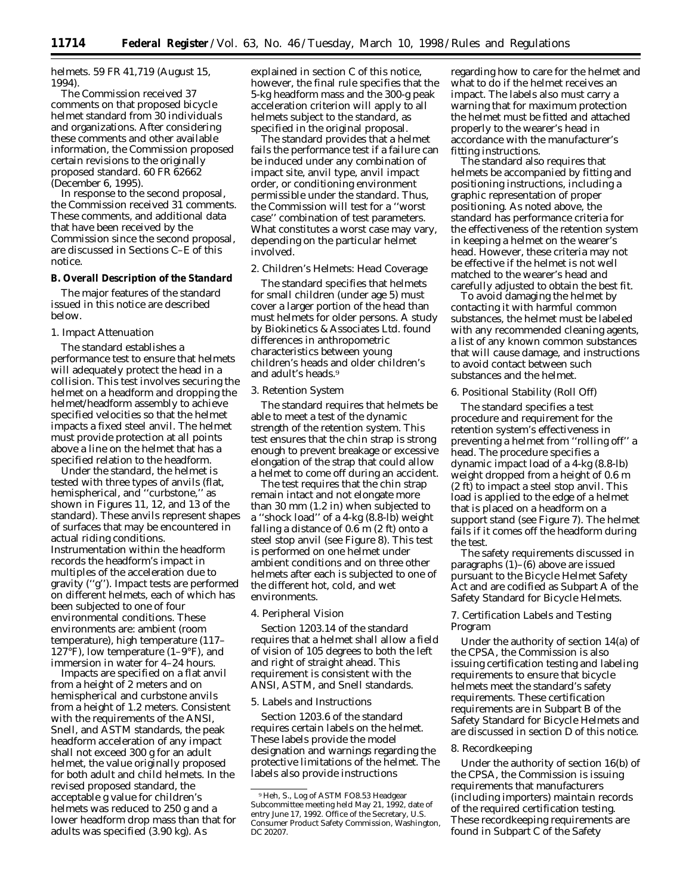helmets. 59 FR 41,719 (August 15, 1994).

The Commission received 37 comments on that proposed bicycle helmet standard from 30 individuals and organizations. After considering these comments and other available information, the Commission proposed certain revisions to the originally proposed standard. 60 FR 62662 (December 6, 1995).

In response to the second proposal, the Commission received 31 comments. These comments, and additional data that have been received by the Commission since the second proposal, are discussed in Sections C–E of this notice.

**B. Overall Description of the Standard**

The major features of the standard issued in this notice are described below.

*1. Impact Attenuation*

The standard establishes a performance test to ensure that helmets will adequately protect the head in a collision. This test involves securing the helmet on a headform and dropping the helmet/headform assembly to achieve specified velocities so that the helmet impacts a fixed steel anvil. The helmet must provide protection at all points above a line on the helmet that has a specified relation to the headform.

Under the standard, the helmet is tested with three types of anvils (flat, hemispherical, and ''curbstone,'' as shown in Figures 11, 12, and 13 of the standard). These anvils represent shapes of surfaces that may be encountered in actual riding conditions. Instrumentation within the headform records the headform's impact in multiples of the acceleration due to gravity (''g''). Impact tests are performed on different helmets, each of which has been subjected to one of four environmental conditions. These environments are: ambient (room temperature), high temperature (117–127°F), low temperature (1–9°F), and immersion in water for 4–24 hours.

Impacts are specified on a flat anvil from a height of 2 meters and on hemispherical and curbstone anvils from a height of 1.2 meters. Consistent with the requirements of the ANSI, Snell, and ASTM standards, the peak headform acceleration of any impact shall not exceed 300 g for an adult helmet, the value originally proposed for both adult and child helmets. In the revised proposed standard, the acceptable g value for children's helmets was reduced to 250 g and a lower headform drop mass than that for adults was specified (3.90 kg). As explained in section C of this notice, however, the final rule specifies that the 5-kg headform mass and the 300-g peak acceleration criterion will apply to all helmets subject to the standard, as specified in the original proposal.

The standard provides that a helmet fails the performance test if a failure can be induced under any combination of impact site, anvil type, anvil impact order, or conditioning environment permissible under the standard. Thus, the Commission will test for a ''worst case'' combination of test parameters. What constitutes a worst case may vary, depending on the particular helmet involved.

*2. Children's Helmets: Head Coverage*

The standard specifies that helmets for small children (under age 5) must cover a larger portion of the head than must helmets for older persons. A study by Biokinetics & Associates Ltd. found differences in anthropometric characteristics between young children's heads and older children's and adult's heads.[9]

*3. Retention System*

The standard requires that helmets be able to meet a test of the dynamic strength of the retention system. This test ensures that the chin strap is strong enough to prevent breakage or excessive elongation of the strap that could allow a helmet to come off during an accident.

The test requires that the chin strap remain intact and not elongate more than 30 mm (1.2 in) when subjected to a ''shock load'' of a 4-kg (8.8-lb) weight falling a distance of 0.6 m (2 ft) onto a steel stop anvil (see Figure 8). This test is performed on one helmet under ambient conditions and on three other helmets after each is subjected to one of the different hot, cold, and wet environments.

*4. Peripheral Vision*

Section 1203.14 of the standard requires that a helmet shall allow a field of vision of 105 degrees to both the left and right of straight ahead. This requirement is consistent with the ANSI, ASTM, and Snell standards.

*5. Labels and Instructions*

Section 1203.6 of the standard requires certain labels on the helmet. These labels provide the model designation and warnings regarding the protective limitations of the helmet. The labels also provide instructions regarding how to care for the helmet and what to do if the helmet receives an impact. The labels also must carry a warning that for maximum protection the helmet must be fitted and attached properly to the wearer's head in accordance with the manufacturer's fitting instructions.

The standard also requires that helmets be accompanied by fitting and positioning instructions, including a graphic representation of proper positioning. As noted above, the standard has performance criteria for the effectiveness of the retention system in keeping a helmet on the wearer's head. However, these criteria may not be effective if the helmet is not well matched to the wearer's head and carefully adjusted to obtain the best fit.

To avoid damaging the helmet by contacting it with harmful common substances, the helmet must be labeled with any recommended cleaning agents, a list of any known common substances that will cause damage, and instructions to avoid contact between such substances and the helmet.

*6. Positional Stability (Roll Off)*

The standard specifies a test procedure and requirement for the retention system's effectiveness in preventing a helmet from ''rolling off'' a head. The procedure specifies a dynamic impact load of a 4-kg (8.8-lb) weight dropped from a height of 0.6 m (2 ft) to impact a steel stop anvil. This load is applied to the edge of a helmet that is placed on a headform on a support stand (see Figure 7). The helmet fails if it comes off the headform during the test.

The safety requirements discussed in paragraphs (1)–(6) above are issued pursuant to the Bicycle Helmet Safety Act and are codified as Subpart A of the Safety Standard for Bicycle Helmets.

*7. Certification Labels and Testing Program*

Under the authority of section 14(a) of the CPSA, the Commission is also issuing certification testing and labeling requirements to ensure that bicycle helmets meet the standard's safety requirements. These certification requirements are in Subpart B of the Safety Standard for Bicycle Helmets and are discussed in section D of this notice.

*8. Recordkeeping*

Under the authority of section 16(b) of the CPSA, the Commission is issuing requirements that manufacturers (including importers) maintain records of the required certification testing. These recordkeeping requirements are found in Subpart C of the Safety

[9] Heh, S., Log of ASTM FO8.53 Headgear Subcommittee meeting held May 21, 1992, date of entry June 17, 1992. Office of the Secretary, U.S. Consumer Product Safety Commission, Washington, DC 20207.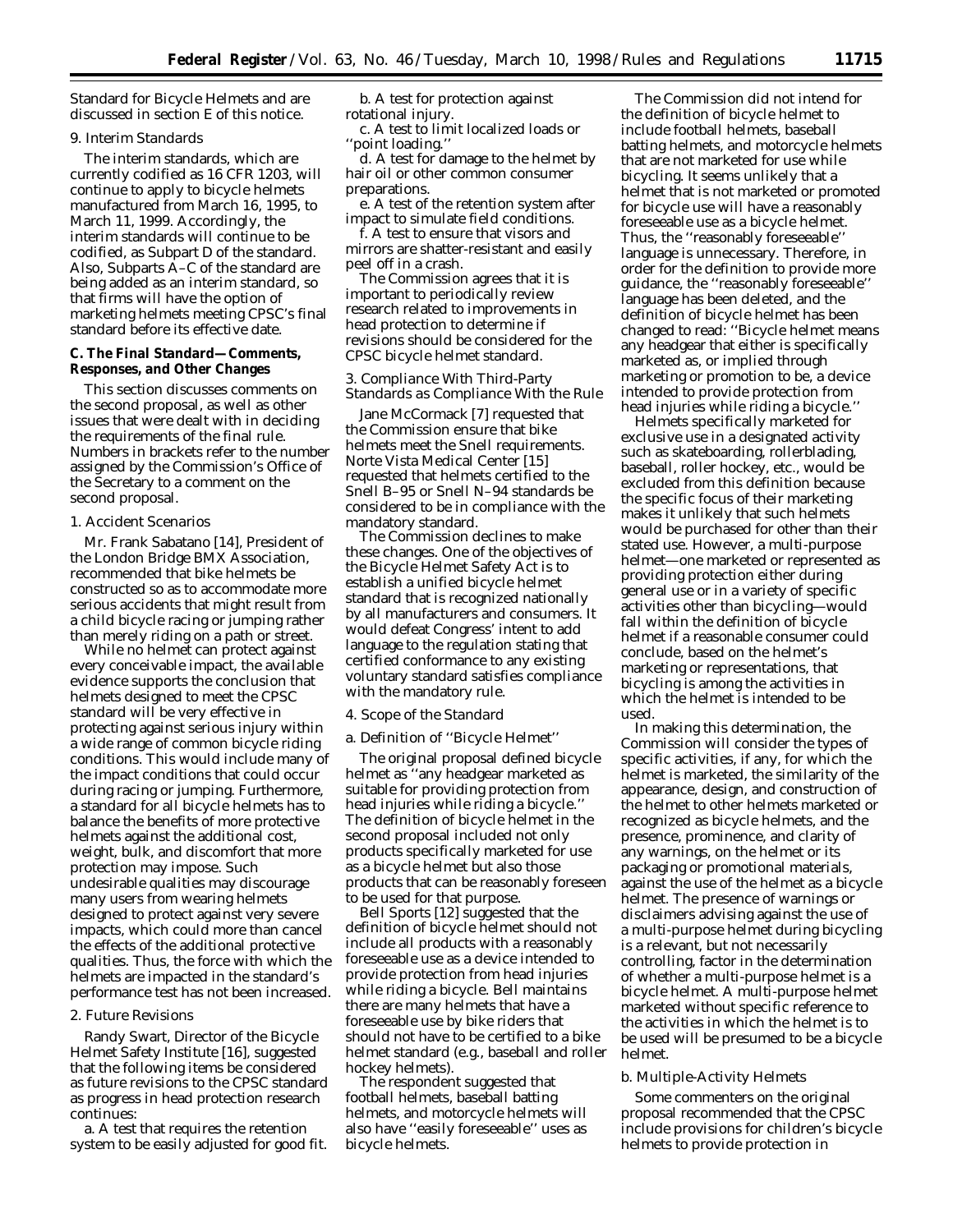Standard for Bicycle Helmets and are discussed in section E of this notice.

9. Interim Standards

The interim standards, which are currently codified as 16 CFR 1203, will continue to apply to bicycle helmets manufactured from March 16, 1995, to March 11, 1999. Accordingly, the interim standards will continue to be codified, as Subpart D of the standard. Also, Subparts A–C of the standard are being added as an interim standard, so that firms will have the option of marketing helmets meeting CPSC's final standard before its effective date.

**C. The Final Standard—Comments, Responses, and Other Changes**

This section discusses comments on the second proposal, as well as other issues that were dealt with in deciding the requirements of the final rule. Numbers in brackets refer to the number assigned by the Commission's Office of the Secretary to a comment on the second proposal.

1. Accident Scenarios

Mr. Frank Sabatano [14], President of the London Bridge BMX Association, recommended that bike helmets be constructed so as to accommodate more serious accidents that might result from a child bicycle racing or jumping rather than merely riding on a path or street.

While no helmet can protect against every conceivable impact, the available evidence supports the conclusion that helmets designed to meet the CPSC standard will be very effective in protecting against serious injury within a wide range of common bicycle riding conditions. This would include many of the impact conditions that could occur during racing or jumping. Furthermore, a standard for all bicycle helmets has to balance the benefits of more protective helmets against the additional cost, weight, bulk, and discomfort that more protection may impose. Such undesirable qualities may discourage many users from wearing helmets designed to protect against very severe impacts, which could more than cancel the effects of the additional protective qualities. Thus, the force with which the helmets are impacted in the standard's performance test has not been increased.

2. Future Revisions

Randy Swart, Director of the Bicycle Helmet Safety Institute [16], suggested that the following items be considered as future revisions to the CPSC standard as progress in head protection research continues:

a. A test that requires the retention system to be easily adjusted for good fit.

b. A test for protection against rotational injury.

c. A test to limit localized loads or "point loading."

d. A test for damage to the helmet by hair oil or other common consumer preparations.

e. A test of the retention system after impact to simulate field conditions.

f. A test to ensure that visors and mirrors are shatter-resistant and easily peel off in a crash.

The Commission agrees that it is important to periodically review research related to improvements in head protection to determine if revisions should be considered for the CPSC bicycle helmet standard.

3. Compliance With Third-Party Standards as Compliance With the Rule

Jane McCormack [7] requested that the Commission ensure that bike helmets meet the Snell requirements. Norte Vista Medical Center [15] requested that helmets certified to the Snell B–95 or Snell N–94 standards be considered to be in compliance with the mandatory standard.

The Commission declines to make these changes. One of the objectives of the Bicycle Helmet Safety Act is to establish a unified bicycle helmet standard that is recognized nationally by all manufacturers and consumers. It would defeat Congress' intent to add language to the regulation stating that certified conformance to any existing voluntary standard satisfies compliance with the mandatory rule.

4. Scope of the Standard

a. Definition of "Bicycle Helmet"

The original proposal defined bicycle helmet as "any headgear marketed as suitable for providing protection from head injuries while riding a bicycle." The definition of bicycle helmet in the second proposal included not only products specifically marketed for use as a bicycle helmet but also those products that can be reasonably foreseen to be used for that purpose.

Bell Sports [12] suggested that the definition of bicycle helmet should not include all products with a reasonably foreseeable use as a device intended to provide protection from head injuries while riding a bicycle. Bell maintains there are many helmets that have a foreseeable use by bike riders that should not have to be certified to a bike helmet standard (e.g., baseball and roller hockey helmets).

The respondent suggested that football helmets, baseball batting helmets, and motorcycle helmets will also have "easily foreseeable" uses as bicycle helmets.

The Commission did not intend for the definition of bicycle helmet to include football helmets, baseball batting helmets, and motorcycle helmets that are not marketed for use while bicycling. It seems unlikely that a helmet that is not marketed or promoted for bicycle use will have a reasonably foreseeable use as a bicycle helmet. Thus, the "reasonably foreseeable" language is unnecessary. Therefore, in order for the definition to provide more guidance, the "reasonably foreseeable" language has been deleted, and the definition of bicycle helmet has been changed to read: "Bicycle helmet means any headgear that either is specifically marketed as, or implied through marketing or promotion to be, a device intended to provide protection from head injuries while riding a bicycle."

Helmets specifically marketed for exclusive use in a designated activity such as skateboarding, rollerblading, baseball, roller hockey, etc., would be excluded from this definition because the specific focus of their marketing makes it unlikely that such helmets would be purchased for other than their stated use. However, a multi-purpose helmet—one marketed or represented as providing protection either during general use or in a variety of specific activities other than bicycling—would fall within the definition of bicycle helmet if a reasonable consumer could conclude, based on the helmet's marketing or representations, that bicycling is among the activities in which the helmet is intended to be used.

In making this determination, the Commission will consider the types of specific activities, if any, for which the helmet is marketed, the similarity of the appearance, design, and construction of the helmet to other helmets marketed or recognized as bicycle helmets, and the presence, prominence, and clarity of any warnings, on the helmet or its packaging or promotional materials, against the use of the helmet as a bicycle helmet. The presence of warnings or disclaimers advising against the use of a multi-purpose helmet during bicycling is a relevant, but not necessarily controlling, factor in the determination of whether a multi-purpose helmet is a bicycle helmet. A multi-purpose helmet marketed without specific reference to the activities in which the helmet is to be used will be presumed to be a bicycle helmet.

b. Multiple-Activity Helmets

Some commenters on the original proposal recommended that the CPSC include provisions for children's bicycle helmets to provide protection in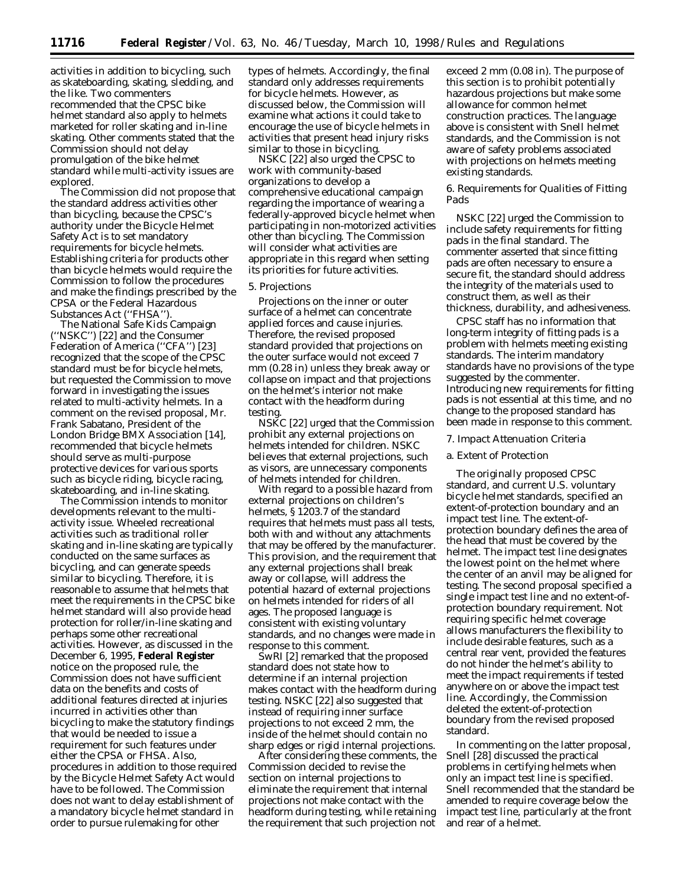activities in addition to bicycling, such as skateboarding, skating, sledding, and the like. Two commenters recommended that the CPSC bike helmet standard also apply to helmets marketed for roller skating and in-line skating. Other comments stated that the Commission should not delay promulgation of the bike helmet standard while multi-activity issues are explored.

The Commission did not propose that the standard address activities other than bicycling, because the CPSC's authority under the Bicycle Helmet Safety Act is to set mandatory requirements for bicycle helmets. Establishing criteria for products other than bicycle helmets would require the Commission to follow the procedures and make the findings prescribed by the CPSA or the Federal Hazardous Substances Act (''FHSA'').

The National Safe Kids Campaign (''NSKC'') [22] and the Consumer Federation of America (''CFA'') [23] recognized that the scope of the CPSC standard must be for bicycle helmets, but requested the Commission to move forward in investigating the issues related to multi-activity helmets. In a comment on the revised proposal, Mr. Frank Sabatano, President of the London Bridge BMX Association [14], recommended that bicycle helmets should serve as multi-purpose protective devices for various sports such as bicycle riding, bicycle racing, skateboarding, and in-line skating.

The Commission intends to monitor developments relevant to the multi-activity issue. Wheeled recreational activities such as traditional roller skating and in-line skating are typically conducted on the same surfaces as bicycling, and can generate speeds similar to bicycling. Therefore, it is reasonable to assume that helmets that meet the requirements in the CPSC bike helmet standard will also provide head protection for roller/in-line skating and perhaps some other recreational activities. However, as discussed in the December 6, 1995, **Federal Register** notice on the proposed rule, the Commission does not have sufficient data on the benefits and costs of additional features directed at injuries incurred in activities other than bicycling to make the statutory findings that would be needed to issue a requirement for such features under either the CPSA or FHSA. Also, procedures in addition to those required by the Bicycle Helmet Safety Act would have to be followed. The Commission does not want to delay establishment of a mandatory bicycle helmet standard in order to pursue rulemaking for other types of helmets. Accordingly, the final standard only addresses requirements for bicycle helmets. However, as discussed below, the Commission will examine what actions it could take to encourage the use of bicycle helmets in activities that present head injury risks similar to those in bicycling.

NSKC [22] also urged the CPSC to work with community-based organizations to develop a comprehensive educational campaign regarding the importance of wearing a federally-approved bicycle helmet when participating in non-motorized activities other than bicycling. The Commission will consider what activities are appropriate in this regard when setting its priorities for future activities.

*5. Projections*

Projections on the inner or outer surface of a helmet can concentrate applied forces and cause injuries. Therefore, the revised proposed standard provided that projections on the outer surface would not exceed 7 mm (0.28 in) unless they break away or collapse on impact and that projections on the helmet's interior not make contact with the headform during testing.

NSKC [22] urged that the Commission prohibit any external projections on helmets intended for children. NSKC believes that external projections, such as visors, are unnecessary components of helmets intended for children.

With regard to a possible hazard from external projections on children's helmets, § 1203.7 of the standard requires that helmets must pass all tests, both with and without any attachments that may be offered by the manufacturer. This provision, and the requirement that any external projections shall break away or collapse, will address the potential hazard of external projections on helmets intended for riders of all ages. The proposed language is consistent with existing voluntary standards, and no changes were made in response to this comment.

SwRI [2] remarked that the proposed standard does not state how to determine if an internal projection makes contact with the headform during testing. NSKC [22] also suggested that instead of requiring inner surface projections to not exceed 2 mm, the inside of the helmet should contain no sharp edges or rigid internal projections.

After considering these comments, the Commission decided to revise the section on internal projections to eliminate the requirement that internal projections not make contact with the headform during testing, while retaining the requirement that such projection not exceed 2 mm (0.08 in). The purpose of this section is to prohibit potentially hazardous projections but make some allowance for common helmet construction practices. The language above is consistent with Snell helmet standards, and the Commission is not aware of safety problems associated with projections on helmets meeting existing standards.

*6. Requirements for Qualities of Fitting Pads*

NSKC [22] urged the Commission to include safety requirements for fitting pads in the final standard. The commenter asserted that since fitting pads are often necessary to ensure a secure fit, the standard should address the integrity of the materials used to construct them, as well as their thickness, durability, and adhesiveness.

CPSC staff has no information that long-term integrity of fitting pads is a problem with helmets meeting existing standards. The interim mandatory standards have no provisions of the type suggested by the commenter. Introducing new requirements for fitting pads is not essential at this time, and no change to the proposed standard has been made in response to this comment.

*7. Impact Attenuation Criteria*

*a. Extent of Protection*

The originally proposed CPSC standard, and current U.S. voluntary bicycle helmet standards, specified an extent-of-protection boundary and an impact test line. The extent-of-protection boundary defines the area of the head that must be covered by the helmet. The impact test line designates the lowest point on the helmet where the center of an anvil may be aligned for testing. The second proposal specified a single impact test line and no extent-of-protection boundary requirement. Not requiring specific helmet coverage allows manufacturers the flexibility to include desirable features, such as a central rear vent, provided the features do not hinder the helmet's ability to meet the impact requirements if tested anywhere on or above the impact test line. Accordingly, the Commission deleted the extent-of-protection boundary from the revised proposed standard.

In commenting on the latter proposal, Snell [28] discussed the practical problems in certifying helmets when only an impact test line is specified. Snell recommended that the standard be amended to require coverage below the impact test line, particularly at the front and rear of a helmet.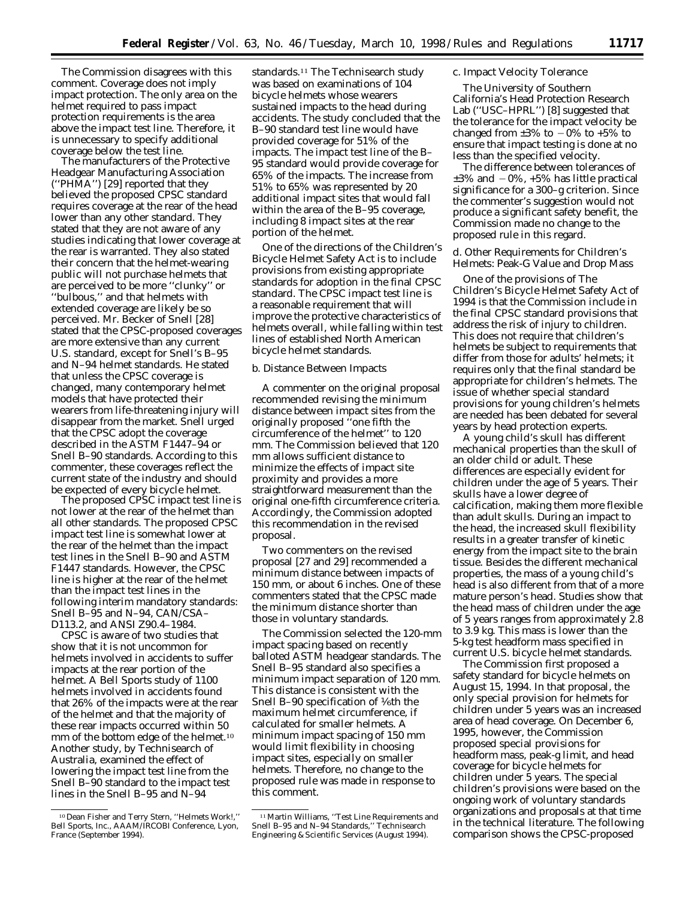The Commission disagrees with this comment. Coverage does not imply impact protection. The only area on the helmet required to pass impact protection requirements is the area above the impact test line. Therefore, it is unnecessary to specify additional coverage below the test line.

The manufacturers of the Protective Headgear Manufacturing Association (''PHMA'') [29] reported that they believed the proposed CPSC standard requires coverage at the rear of the head lower than any other standard. They stated that they are not aware of any studies indicating that lower coverage at the rear is warranted. They also stated their concern that the helmet-wearing public will not purchase helmets that are perceived to be more ''clunky'' or ''bulbous,'' and that helmets with extended coverage are likely to be so perceived. Mr. Becker of Snell [28] stated that the CPSC-proposed coverages are more extensive than any current U.S. standard, except for Snell's B–95 and N–94 helmet standards. He stated that unless the CPSC coverage is changed, many contemporary helmet models that have protected their wearers from life-threatening injury will disappear from the market. Snell urged that the CPSC adopt the coverage described in the ASTM F1447–94 or Snell B–90 standards. According to this commenter, these coverages reflect the current state of the industry and should be expected of every bicycle helmet.

The proposed CPSC impact test line is not lower at the rear of the helmet than all other standards. The proposed CPSC impact test line is somewhat lower at the rear of the helmet than the impact test lines in the Snell B–90 and ASTM F1447 standards. However, the CPSC line is higher at the rear of the helmet than the impact test lines in the following interim mandatory standards: Snell B–95 and N–94, CAN/CSA–D113.2, and ANSI Z90.4–1984.

CPSC is aware of two studies that show that it is not uncommon for helmets involved in accidents to suffer impacts at the rear portion of the helmet. A Bell Sports study of 1100 helmets involved in accidents found that 26% of the impacts were at the rear of the helmet and that the majority of these rear impacts occurred within 50 mm of the bottom edge of the helmet.[10] Another study, by Technisearch of Australia, examined the effect of lowering the impact test line from the Snell B–90 standard to the impact test lines in the Snell B–95 and N–94 standards.[11] The Technisearch study was based on examinations of 104 bicycle helmets whose wearers sustained impacts to the head during accidents. The study concluded that the B–90 standard test line would have provided coverage for 51% of the impacts. The impact test line of the B–95 standard would provide coverage for 65% of the impacts. The increase from 51% to 65% was represented by 20 additional impact sites that would fall within the area of the B–95 coverage, including 8 impact sites at the rear portion of the helmet.

One of the directions of the Children's Bicycle Helmet Safety Act is to include provisions from existing appropriate standards for adoption in the final CPSC standard. The CPSC impact test line is a reasonable requirement that will improve the protective characteristics of helmets overall, while falling within test lines of established North American bicycle helmet standards.

b. Distance Between Impacts

A commenter on the original proposal recommended revising the minimum distance between impact sites from the originally proposed ''one fifth the circumference of the helmet'' to 120 mm. The Commission believed that 120 mm allows sufficient distance to minimize the effects of impact site proximity and provides a more straightforward measurement than the original one-fifth circumference criteria. Accordingly, the Commission adopted this recommendation in the revised proposal.

Two commenters on the revised proposal [27 and 29] recommended a minimum distance between impacts of 150 mm, or about 6 inches. One of these commenters stated that the CPSC made the minimum distance shorter than those in voluntary standards.

The Commission selected the 120-mm impact spacing based on recently balloted ASTM headgear standards. The Snell B–95 standard also specifies a minimum impact separation of 120 mm. This distance is consistent with the Snell B–90 specification of ⅙th the maximum helmet circumference, if calculated for smaller helmets. A minimum impact spacing of 150 mm would limit flexibility in choosing impact sites, especially on smaller helmets. Therefore, no change to the proposed rule was made in response to this comment.

c. Impact Velocity Tolerance

The University of Southern California's Head Protection Research Lab (''USC–HPRL'') [8] suggested that the tolerance for the impact velocity be changed from ±3% to −0% to +5% to ensure that impact testing is done at no less than the specified velocity.

The difference between tolerances of ±3% and −0%, +5% has little practical significance for a 300–g criterion. Since the commenter's suggestion would not produce a significant safety benefit, the Commission made no change to the proposed rule in this regard.

d. Other Requirements for Children's Helmets: Peak-G Value and Drop Mass

One of the provisions of The Children's Bicycle Helmet Safety Act of 1994 is that the Commission include in the final CPSC standard provisions that address the risk of injury to children. This does not require that children's helmets be subject to requirements that differ from those for adults' helmets; it requires only that the final standard be appropriate for children's helmets. The issue of whether special standard provisions for young children's helmets are needed has been debated for several years by head protection experts.

A young child's skull has different mechanical properties than the skull of an older child or adult. These differences are especially evident for children under the age of 5 years. Their skulls have a lower degree of calcification, making them more flexible than adult skulls. During an impact to the head, the increased skull flexibility results in a greater transfer of kinetic energy from the impact site to the brain tissue. Besides the different mechanical properties, the mass of a young child's head is also different from that of a more mature person's head. Studies show that the head mass of children under the age of 5 years ranges from approximately 2.8 to 3.9 kg. This mass is lower than the 5-kg test headform mass specified in current U.S. bicycle helmet standards.

The Commission first proposed a safety standard for bicycle helmets on August 15, 1994. In that proposal, the only special provision for helmets for children under 5 years was an increased area of head coverage. On December 6, 1995, however, the Commission proposed special provisions for headform mass, peak-g limit, and head coverage for bicycle helmets for children under 5 years. The special children's provisions were based on the ongoing work of voluntary standards organizations and proposals at that time in the technical literature. The following comparison shows the CPSC-proposed

[10] Dean Fisher and Terry Stern, ''Helmets Work!,'' Bell Sports, Inc., AAAM/IRCOBI Conference, Lyon, France (September 1994).

[11] Martin Williams, ''Test Line Requirements and Snell B–95 and N–94 Standards,'' Technisearch Engineering & Scientific Services (August 1994).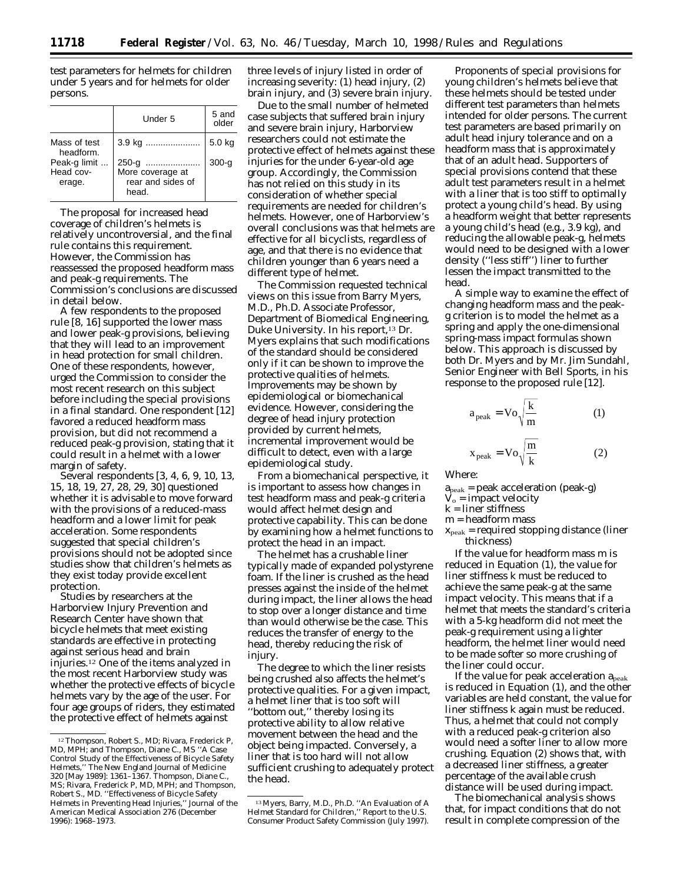test parameters for helmets for children under 5 years and for helmets for older persons.

| | Under 5 | 5 and older |
|---|---|---|
| Mass of test headform. | 3.9 kg ...................... | 5.0 kg |
| Peak-g limit ... | 250-g ...................... | 300-g |
| Head coverage. | More coverage at rear and sides of head. | |

The proposal for increased head coverage of children's helmets is relatively uncontroversial, and the final rule contains this requirement. However, the Commission has reassessed the proposed headform mass and peak-g requirements. The Commission's conclusions are discussed in detail below.

A few respondents to the proposed rule [8, 16] supported the lower mass and lower peak-g provisions, believing that they will lead to an improvement in head protection for small children. One of these respondents, however, urged the Commission to consider the most recent research on this subject before including the special provisions in a final standard. One respondent [12] favored a reduced headform mass provision, but did not recommend a reduced peak-g provision, stating that it could result in a helmet with a lower margin of safety.

Several respondents [3, 4, 6, 9, 10, 13, 15, 18, 19, 27, 28, 29, 30] questioned whether it is advisable to move forward with the provisions of a reduced-mass headform and a lower limit for peak acceleration. Some respondents suggested that special children's provisions should not be adopted since studies show that children's helmets as they exist today provide excellent protection.

Studies by researchers at the Harborview Injury Prevention and Research Center have shown that bicycle helmets that meet existing standards are effective in protecting against serious head and brain injuries.[12] One of the items analyzed in the most recent Harborview study was whether the protective effects of bicycle helmets vary by the age of the user. For four age groups of riders, they estimated the protective effect of helmets against three levels of injury listed in order of increasing severity: (1) head injury, (2) brain injury, and (3) severe brain injury.

Due to the small number of helmeted case subjects that suffered brain injury and severe brain injury, Harborview researchers could not estimate the protective effect of helmets against these injuries for the under 6-year-old age group. Accordingly, the Commission has not relied on this study in its consideration of whether special requirements are needed for children's helmets. However, one of Harborview's overall conclusions was that helmets are effective for all bicyclists, regardless of age, and that there is no evidence that children younger than 6 years need a different type of helmet.

The Commission requested technical views on this issue from Barry Myers, M.D., Ph.D. Associate Professor, Department of Biomedical Engineering, Duke University. In his report,[13] Dr. Myers explains that such modifications of the standard should be considered only if it can be shown to improve the protective qualities of helmets. Improvements may be shown by epidemiological or biomechanical evidence. However, considering the degree of head injury protection provided by current helmets, incremental improvement would be difficult to detect, even with a large epidemiological study.

From a biomechanical perspective, it is important to assess how changes in test headform mass and peak-g criteria would affect helmet design and protective capability. This can be done by examining how a helmet functions to protect the head in an impact.

The helmet has a crushable liner typically made of expanded polystyrene foam. If the liner is crushed as the head presses against the inside of the helmet during impact, the liner allows the head to stop over a longer distance and time than would otherwise be the case. This reduces the transfer of energy to the head, thereby reducing the risk of injury.

The degree to which the liner resists being crushed also affects the helmet's protective qualities. For a given impact, a helmet liner that is too soft will "bottom out," thereby losing its protective ability to allow relative movement between the head and the object being impacted. Conversely, a liner that is too hard will not allow sufficient crushing to adequately protect the head.

Proponents of special provisions for young children's helmets believe that these helmets should be tested under different test parameters than helmets intended for older persons. The current test parameters are based primarily on adult head injury tolerance and on a headform mass that is approximately that of an adult head. Supporters of special provisions contend that these adult test parameters result in a helmet with a liner that is too stiff to optimally protect a young child's head. By using a headform weight that better represents a young child's head (e.g., 3.9 kg), and reducing the allowable peak-g, helmets would need to be designed with a lower density ("less stiff") liner to further lessen the impact transmitted to the head.

A simple way to examine the effect of changing headform mass and the peak-g criterion is to model the helmet as a spring and apply the one-dimensional spring-mass impact formulas shown below. This approach is discussed by both Dr. Myers and by Mr. Jim Sundahl, Senior Engineer with Bell Sports, in his response to the proposed rule [12].

$$a_{peak} = V_o \sqrt{\frac{k}{m}} \qquad (1)$$

$$x_{peak} = V_o \sqrt{\frac{m}{k}} \qquad (2)$$

Where:

$a_{peak}$ = peak acceleration (peak-g)
$V_o$ = impact velocity
$k$ = liner stiffness
$m$ = headform mass
$x_{peak}$ = required stopping distance (liner thickness)

If the value for headform mass m is reduced in Equation (1), the value for liner stiffness k must be reduced to achieve the same peak-g at the same impact velocity. This means that if a helmet that meets the standard's criteria with a 5-kg headform did not meet the peak-g requirement using a lighter headform, the helmet liner would need to be made softer so more crushing of the liner could occur.

If the value for peak acceleration $a_{peak}$ is reduced in Equation (1), and the other variables are held constant, the value for liner stiffness k again must be reduced. Thus, a helmet that could not comply with a reduced peak-g criterion also would need a softer liner to allow more crushing. Equation (2) shows that, with a decreased liner stiffness, a greater percentage of the available crush distance will be used during impact.

The biomechanical analysis shows that, for impact conditions that do not result in complete compression of the

---

[12] Thompson, Robert S., MD; Rivara, Frederick P, MD, MPH; and Thompson, Diane C., MS "A Case Control Study of the Effectiveness of Bicycle Safety Helmets," The New England Journal of Medicine 320 [May 1989]: 1361–1367. Thompson, Diane C., MS; Rivara, Frederick P, MD, MPH; and Thompson, Robert S., MD. "Effectiveness of Bicycle Safety Helmets in Preventing Head Injuries," Journal of the American Medical Association 276 (December 1996): 1968–1973.

[13] Myers, Barry, M.D., Ph.D. "An Evaluation of A Helmet Standard for Children," Report to the U.S. Consumer Product Safety Commission (July 1997).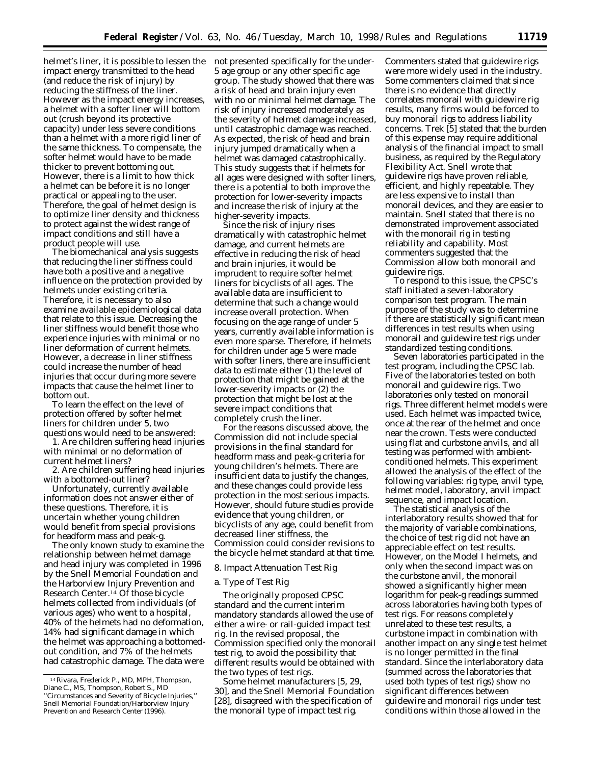helmet's liner, it is possible to lessen the impact energy transmitted to the head (and reduce the risk of injury) by reducing the stiffness of the liner. However as the impact energy increases, a helmet with a softer liner will bottom out (crush beyond its protective capacity) under less severe conditions than a helmet with a more rigid liner of the same thickness. To compensate, the softer helmet would have to be made thicker to prevent bottoming out. However, there is a limit to how thick a helmet can be before it is no longer practical or appealing to the user. Therefore, the goal of helmet design is to optimize liner density and thickness to protect against the widest range of impact conditions and still have a product people will use.

The biomechanical analysis suggests that reducing the liner stiffness could have both a positive and a negative influence on the protection provided by helmets under existing criteria. Therefore, it is necessary to also examine available epidemiological data that relate to this issue. Decreasing the liner stiffness would benefit those who experience injuries with minimal or no liner deformation of current helmets. However, a decrease in liner stiffness could increase the number of head injuries that occur during more severe impacts that cause the helmet liner to bottom out.

To learn the effect on the level of protection offered by softer helmet liners for children under 5, two questions would need to be answered:

1. Are children suffering head injuries with minimal or no deformation of current helmet liners?

2. Are children suffering head injuries with a bottomed-out liner?

Unfortunately, currently available information does not answer either of these questions. Therefore, it is uncertain whether young children would benefit from special provisions for headform mass and peak-g.

The only known study to examine the relationship between helmet damage and head injury was completed in 1996 by the Snell Memorial Foundation and the Harborview Injury Prevention and Research Center.[14] Of those bicycle helmets collected from individuals (of various ages) who went to a hospital, 40% of the helmets had no deformation, 14% had significant damage in which the helmet was approaching a bottomed-out condition, and 7% of the helmets had catastrophic damage. The data were not presented specifically for the under-5 age group or any other specific age group. The study showed that there was a risk of head and brain injury even with no or minimal helmet damage. The risk of injury increased moderately as the severity of helmet damage increased, until catastrophic damage was reached. As expected, the risk of head and brain injury jumped dramatically when a helmet was damaged catastrophically. This study suggests that if helmets for all ages were designed with softer liners, there is a potential to both improve the protection for lower-severity impacts and increase the risk of injury at the higher-severity impacts.

Since the risk of injury rises dramatically with catastrophic helmet damage, and current helmets are effective in reducing the risk of head and brain injuries, it would be imprudent to require softer helmet liners for bicyclists of all ages. The available data are insufficient to determine that such a change would increase overall protection. When focusing on the age range of under 5 years, currently available information is even more sparse. Therefore, if helmets for children under age 5 were made with softer liners, there are insufficient data to estimate either (1) the level of protection that might be gained at the lower-severity impacts or (2) the protection that might be lost at the severe impact conditions that completely crush the liner.

For the reasons discussed above, the Commission did not include special provisions in the final standard for headform mass and peak-g criteria for young children's helmets. There are insufficient data to justify the changes, and these changes could provide less protection in the most serious impacts. However, should future studies provide evidence that young children, or bicyclists of any age, could benefit from decreased liner stiffness, the Commission could consider revisions to the bicycle helmet standard at that time.

8. Impact Attenuation Test Rig

*a. Type of Test Rig*

The originally proposed CPSC standard and the current interim mandatory standards allowed the use of either a wire- or rail-guided impact test rig. In the revised proposal, the Commission specified only the monorail test rig, to avoid the possibility that different results would be obtained with the two types of test rigs.

Some helmet manufacturers [5, 29, 30], and the Snell Memorial Foundation [28], disagreed with the specification of the monorail type of impact test rig. Commenters stated that guidewire rigs were more widely used in the industry. Some commenters claimed that since there is no evidence that directly correlates monorail with guidewire rig results, many firms would be forced to buy monorail rigs to address liability concerns. Trek [5] stated that the burden of this expense may require additional analysis of the financial impact to small business, as required by the Regulatory Flexibility Act. Snell wrote that guidewire rigs have proven reliable, efficient, and highly repeatable. They are less expensive to install than monorail devices, and they are easier to maintain. Snell stated that there is no demonstrated improvement associated with the monorail rig in testing reliability and capability. Most commenters suggested that the Commission allow both monorail and guidewire rigs.

To respond to this issue, the CPSC's staff initiated a seven-laboratory comparison test program. The main purpose of the study was to determine if there are statistically significant mean differences in test results when using monorail and guidewire test rigs under standardized testing conditions.

Seven laboratories participated in the test program, including the CPSC lab. Five of the laboratories tested on both monorail and guidewire rigs. Two laboratories only tested on monorail rigs. Three different helmet models were used. Each helmet was impacted twice, once at the rear of the helmet and once near the crown. Tests were conducted using flat and curbstone anvils, and all testing was performed with ambient-conditioned helmets. This experiment allowed the analysis of the effect of the following variables: rig type, anvil type, helmet model, laboratory, anvil impact sequence, and impact location.

The statistical analysis of the interlaboratory results showed that for the majority of variable combinations, the choice of test rig did not have an appreciable effect on test results. However, on the Model I helmets, and only when the second impact was on the curbstone anvil, the monorail showed a significantly higher mean logarithm for peak-g readings summed across laboratories having both types of test rigs. For reasons completely unrelated to these test results, a curbstone impact in combination with another impact on any single test helmet is no longer permitted in the final standard. Since the interlaboratory data (summed across the laboratories that used both types of test rigs) show no significant differences between guidewire and monorail rigs under test conditions within those allowed in the

[14] Rivara, Frederick P., MD, MPH, Thompson, Diane C., MS, Thompson, Robert S., MD "Circumstances and Severity of Bicycle Injuries," Snell Memorial Foundation/Harborview Injury Prevention and Research Center (1996).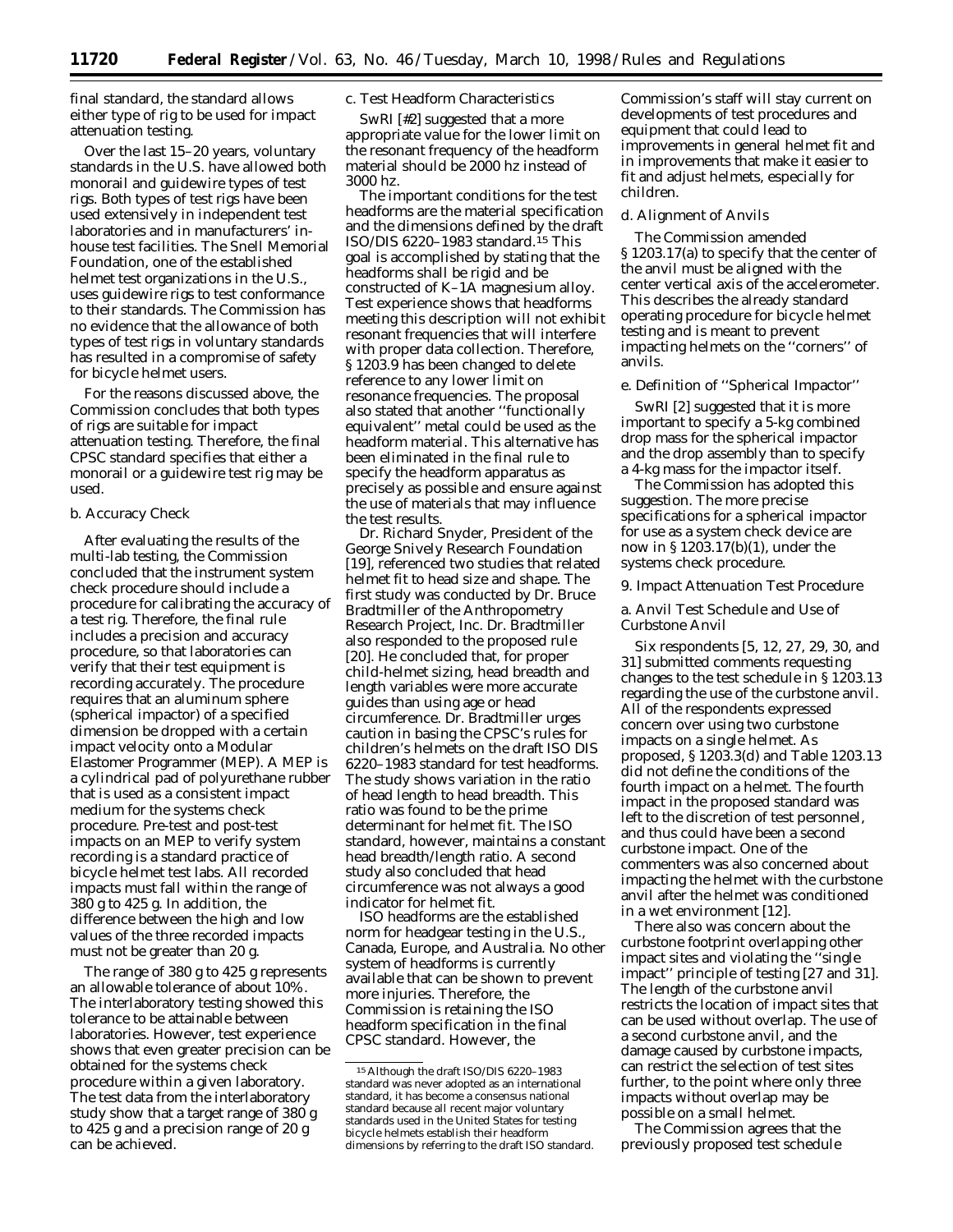final standard, the standard allows either type of rig to be used for impact attenuation testing.

Over the last 15–20 years, voluntary standards in the U.S. have allowed both monorail and guidewire types of test rigs. Both types of test rigs have been used extensively in independent test laboratories and in manufacturers' in-house test facilities. The Snell Memorial Foundation, one of the established helmet test organizations in the U.S., uses guidewire rigs to test conformance to their standards. The Commission has no evidence that the allowance of both types of test rigs in voluntary standards has resulted in a compromise of safety for bicycle helmet users.

For the reasons discussed above, the Commission concludes that both types of rigs are suitable for impact attenuation testing. Therefore, the final CPSC standard specifies that either a monorail or a guidewire test rig may be used.

*b. Accuracy Check*

After evaluating the results of the multi-lab testing, the Commission concluded that the instrument system check procedure should include a procedure for calibrating the accuracy of a test rig. Therefore, the final rule includes a precision and accuracy procedure, so that laboratories can verify that their test equipment is recording accurately. The procedure requires that an aluminum sphere (spherical impactor) of a specified dimension be dropped with a certain impact velocity onto a Modular Elastomer Programmer (MEP). A MEP is a cylindrical pad of polyurethane rubber that is used as a consistent impact medium for the systems check procedure. Pre-test and post-test impacts on an MEP to verify system recording is a standard practice of bicycle helmet test labs. All recorded impacts must fall within the range of 380 g to 425 g. In addition, the difference between the high and low values of the three recorded impacts must not be greater than 20 g.

The range of 380 g to 425 g represents an allowable tolerance of about 10%. The interlaboratory testing showed this tolerance to be attainable between laboratories. However, test experience shows that even greater precision can be obtained for the systems check procedure within a given laboratory. The test data from the interlaboratory study show that a target range of 380 g to 425 g and a precision range of 20 g can be achieved.

*c. Test Headform Characteristics*

SwRI [#2] suggested that a more appropriate value for the lower limit on the resonant frequency of the headform material should be 2000 hz instead of 3000 hz.

The important conditions for the test headforms are the material specification and the dimensions defined by the draft ISO/DIS 6220–1983 standard.[15] This goal is accomplished by stating that the headforms shall be rigid and be constructed of K–1A magnesium alloy. Test experience shows that headforms meeting this description will not exhibit resonant frequencies that will interfere with proper data collection. Therefore, § 1203.9 has been changed to delete reference to any lower limit on resonance frequencies. The proposal also stated that another "functionally equivalent" metal could be used as the headform material. This alternative has been eliminated in the final rule to specify the headform apparatus as precisely as possible and ensure against the use of materials that may influence the test results.

Dr. Richard Snyder, President of the George Snively Research Foundation [19], referenced two studies that related helmet fit to head size and shape. The first study was conducted by Dr. Bruce Bradtmiller of the Anthropometry Research Project, Inc. Dr. Bradtmiller also responded to the proposed rule [20]. He concluded that, for proper child-helmet sizing, head breadth and length variables were more accurate guides than using age or head circumference. Dr. Bradtmiller urges caution in basing the CPSC's rules for children's helmets on the draft ISO DIS 6220–1983 standard for test headforms. The study shows variation in the ratio of head length to head breadth. This ratio was found to be the prime determinant for helmet fit. The ISO standard, however, maintains a constant head breadth/length ratio. A second study also concluded that head circumference was not always a good indicator for helmet fit.

ISO headforms are the established norm for headgear testing in the U.S., Canada, Europe, and Australia. No other system of headforms is currently available that can be shown to prevent more injuries. Therefore, the Commission is retaining the ISO headform specification in the final CPSC standard. However, the Commission's staff will stay current on developments of test procedures and equipment that could lead to improvements in general helmet fit and in improvements that make it easier to fit and adjust helmets, especially for children.

*d. Alignment of Anvils*

The Commission amended § 1203.17(a) to specify that the center of the anvil must be aligned with the center vertical axis of the accelerometer. This describes the already standard operating procedure for bicycle helmet testing and is meant to prevent impacting helmets on the "corners" of anvils.

*e. Definition of "Spherical Impactor"*

SwRI [2] suggested that it is more important to specify a 5-kg combined drop mass for the spherical impactor and the drop assembly than to specify a 4-kg mass for the impactor itself.

The Commission has adopted this suggestion. The more precise specifications for a spherical impactor for use as a system check device are now in § 1203.17(b)(1), under the systems check procedure.

*9. Impact Attenuation Test Procedure*

*a. Anvil Test Schedule and Use of Curbstone Anvil*

Six respondents [5, 12, 27, 29, 30, and 31] submitted comments requesting changes to the test schedule in § 1203.13 regarding the use of the curbstone anvil. All of the respondents expressed concern over using two curbstone impacts on a single helmet. As proposed, § 1203.3(d) and Table 1203.13 did not define the conditions of the fourth impact on a helmet. The fourth impact in the proposed standard was left to the discretion of test personnel, and thus could have been a second curbstone impact. One of the commenters was also concerned about impacting the helmet with the curbstone anvil after the helmet was conditioned in a wet environment [12].

There also was concern about the curbstone footprint overlapping other impact sites and violating the "single impact" principle of testing [27 and 31]. The length of the curbstone anvil restricts the location of impact sites that can be used without overlap. The use of a second curbstone anvil, and the damage caused by curbstone impacts, can restrict the selection of test sites further, to the point where only three impacts without overlap may be possible on a small helmet.

The Commission agrees that the previously proposed test schedule

[15] Although the draft ISO/DIS 6220–1983 standard was never adopted as an international standard, it has become a consensus national standard because all recent major voluntary standards used in the United States for testing bicycle helmets establish their headform dimensions by referring to the draft ISO standard.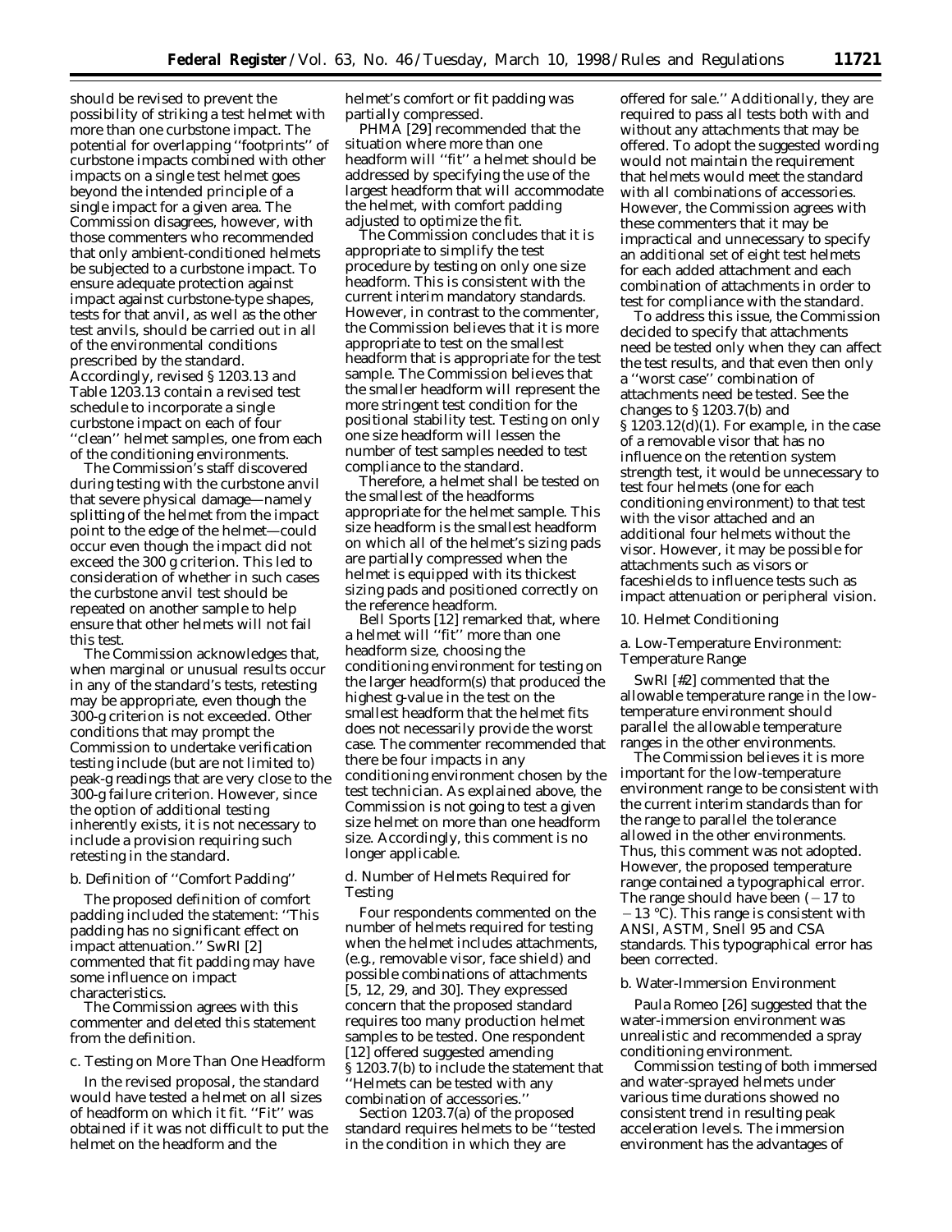should be revised to prevent the possibility of striking a test helmet with more than one curbstone impact. The potential for overlapping ''footprints'' of curbstone impacts combined with other impacts on a single test helmet goes beyond the intended principle of a single impact for a given area. The Commission disagrees, however, with those commenters who recommended that only ambient-conditioned helmets be subjected to a curbstone impact. To ensure adequate protection against impact against curbstone-type shapes, tests for that anvil, as well as the other test anvils, should be carried out in all of the environmental conditions prescribed by the standard. Accordingly, revised § 1203.13 and Table 1203.13 contain a revised test schedule to incorporate a single curbstone impact on each of four ''clean'' helmet samples, one from each of the conditioning environments.

The Commission's staff discovered during testing with the curbstone anvil that severe physical damage—namely splitting of the helmet from the impact point to the edge of the helmet—could occur even though the impact did not exceed the 300 g criterion. This led to consideration of whether in such cases the curbstone anvil test should be repeated on another sample to help ensure that other helmets will not fail this test.

The Commission acknowledges that, when marginal or unusual results occur in any of the standard's tests, retesting may be appropriate, even though the 300-g criterion is not exceeded. Other conditions that may prompt the Commission to undertake verification testing include (but are not limited to) peak-g readings that are very close to the 300-g failure criterion. However, since the option of additional testing inherently exists, it is not necessary to include a provision requiring such retesting in the standard.

b. Definition of ''Comfort Padding''

The proposed definition of comfort padding included the statement: ''This padding has no significant effect on impact attenuation.'' SwRI [2] commented that fit padding may have some influence on impact characteristics.

The Commission agrees with this commenter and deleted this statement from the definition.

c. Testing on More Than One Headform

In the revised proposal, the standard would have tested a helmet on all sizes of headform on which it fit. ''Fit'' was obtained if it was not difficult to put the helmet on the headform and the helmet's comfort or fit padding was partially compressed.

PHMA [29] recommended that the situation where more than one headform will ''fit'' a helmet should be addressed by specifying the use of the largest headform that will accommodate the helmet, with comfort padding adjusted to optimize the fit.

The Commission concludes that it is appropriate to simplify the test procedure by testing on only one size headform. This is consistent with the current interim mandatory standards. However, in contrast to the commenter, the Commission believes that it is more appropriate to test on the smallest headform that is appropriate for the test sample. The Commission believes that the smaller headform will represent the more stringent test condition for the positional stability test. Testing on only one size headform will lessen the number of test samples needed to test compliance to the standard.

Therefore, a helmet shall be tested on the smallest of the headforms appropriate for the helmet sample. This size headform is the smallest headform on which all of the helmet's sizing pads are partially compressed when the helmet is equipped with its thickest sizing pads and positioned correctly on the reference headform.

Bell Sports [12] remarked that, where a helmet will ''fit'' more than one headform size, choosing the conditioning environment for testing on the larger headform(s) that produced the highest g-value in the test on the smallest headform that the helmet fits does not necessarily provide the worst case. The commenter recommended that there be four impacts in any conditioning environment chosen by the test technician. As explained above, the Commission is not going to test a given size helmet on more than one headform size. Accordingly, this comment is no longer applicable.

d. Number of Helmets Required for Testing

Four respondents commented on the number of helmets required for testing when the helmet includes attachments, (e.g., removable visor, face shield) and possible combinations of attachments [5, 12, 29, and 30]. They expressed concern that the proposed standard requires too many production helmet samples to be tested. One respondent [12] offered suggested amending § 1203.7(b) to include the statement that ''Helmets can be tested with any combination of accessories.''

Section 1203.7(a) of the proposed standard requires helmets to be ''tested in the condition in which they are offered for sale.'' Additionally, they are required to pass all tests both with and without any attachments that may be offered. To adopt the suggested wording would not maintain the requirement that helmets would meet the standard with all combinations of accessories. However, the Commission agrees with these commenters that it may be impractical and unnecessary to specify an additional set of eight test helmets for each added attachment and each combination of attachments in order to test for compliance with the standard.

To address this issue, the Commission decided to specify that attachments need be tested only when they can affect the test results, and that even then only a ''worst case'' combination of attachments need be tested. See the changes to § 1203.7(b) and § 1203.12(d)(1). For example, in the case of a removable visor that has no influence on the retention system strength test, it would be unnecessary to test four helmets (one for each conditioning environment) to that test with the visor attached and an additional four helmets without the visor. However, it may be possible for attachments such as visors or faceshields to influence tests such as impact attenuation or peripheral vision.

10. Helmet Conditioning

a. Low-Temperature Environment: Temperature Range

SwRI [#2] commented that the allowable temperature range in the low-temperature environment should parallel the allowable temperature ranges in the other environments.

The Commission believes it is more important for the low-temperature environment range to be consistent with the current interim standards than for the range to parallel the tolerance allowed in the other environments. Thus, this comment was not adopted. However, the proposed temperature range contained a typographical error. The range should have been (−17 to −13 °C). This range is consistent with ANSI, ASTM, Snell 95 and CSA standards. This typographical error has been corrected.

b. Water-Immersion Environment

Paula Romeo [26] suggested that the water-immersion environment was unrealistic and recommended a spray conditioning environment.

Commission testing of both immersed and water-sprayed helmets under various time durations showed no consistent trend in resulting peak acceleration levels. The immersion environment has the advantages of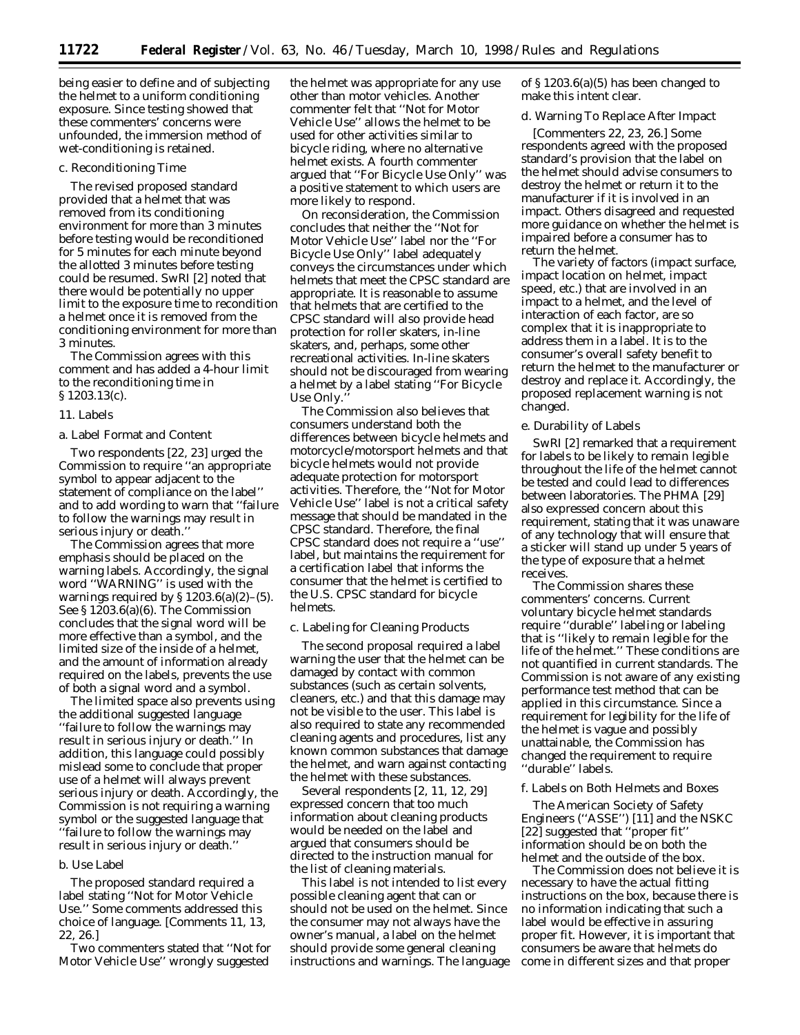being easier to define and of subjecting the helmet to a uniform conditioning exposure. Since testing showed that these commenters' concerns were unfounded, the immersion method of wet-conditioning is retained.

### c. Reconditioning Time

The revised proposed standard provided that a helmet that was removed from its conditioning environment for more than 3 minutes before testing would be reconditioned for 5 minutes for each minute beyond the allotted 3 minutes before testing could be resumed. SwRI [2] noted that there would be potentially no upper limit to the exposure time to recondition a helmet once it is removed from the conditioning environment for more than 3 minutes.

The Commission agrees with this comment and has added a 4-hour limit to the reconditioning time in § 1203.13(c).

## 11. Labels

### a. Label Format and Content

Two respondents [22, 23] urged the Commission to require ''an appropriate symbol to appear adjacent to the statement of compliance on the label'' and to add wording to warn that ''failure to follow the warnings may result in serious injury or death.''

The Commission agrees that more emphasis should be placed on the warning labels. Accordingly, the signal word ''WARNING'' is used with the warnings required by § 1203.6(a)(2)–(5). See § 1203.6(a)(6). The Commission concludes that the signal word will be more effective than a symbol, and the limited size of the inside of a helmet, and the amount of information already required on the labels, prevents the use of both a signal word and a symbol.

The limited space also prevents using the additional suggested language ''failure to follow the warnings may result in serious injury or death.'' In addition, this language could possibly mislead some to conclude that proper use of a helmet will always prevent serious injury or death. Accordingly, the Commission is not requiring a warning symbol or the suggested language that ''failure to follow the warnings may result in serious injury or death.''

### b. Use Label

The proposed standard required a label stating ''Not for Motor Vehicle Use.'' Some comments addressed this choice of language. [Comments 11, 13, 22, 26.]

Two commenters stated that ''Not for Motor Vehicle Use'' wrongly suggested the helmet was appropriate for any use other than motor vehicles. Another commenter felt that ''Not for Motor Vehicle Use'' allows the helmet to be used for other activities similar to bicycle riding, where no alternative helmet exists. A fourth commenter argued that ''For Bicycle Use Only'' was a positive statement to which users are more likely to respond.

On reconsideration, the Commission concludes that neither the ''Not for Motor Vehicle Use'' label nor the ''For Bicycle Use Only'' label adequately conveys the circumstances under which helmets that meet the CPSC standard are appropriate. It is reasonable to assume that helmets that are certified to the CPSC standard will also provide head protection for roller skaters, in-line skaters, and, perhaps, some other recreational activities. In-line skaters should not be discouraged from wearing a helmet by a label stating ''For Bicycle Use Only.''

The Commission also believes that consumers understand both the differences between bicycle helmets and motorcycle/motorsport helmets and that bicycle helmets would not provide adequate protection for motorsport activities. Therefore, the ''Not for Motor Vehicle Use'' label is not a critical safety message that should be mandated in the CPSC standard. Therefore, the final CPSC standard does not require a ''use'' label, but maintains the requirement for a certification label that informs the consumer that the helmet is certified to the U.S. CPSC standard for bicycle helmets.

### c. Labeling for Cleaning Products

The second proposal required a label warning the user that the helmet can be damaged by contact with common substances (such as certain solvents, cleaners, etc.) and that this damage may not be visible to the user. This label is also required to state any recommended cleaning agents and procedures, list any known common substances that damage the helmet, and warn against contacting the helmet with these substances.

Several respondents [2, 11, 12, 29] expressed concern that too much information about cleaning products would be needed on the label and argued that consumers should be directed to the instruction manual for the list of cleaning materials.

This label is not intended to list every possible cleaning agent that can or should not be used on the helmet. Since the consumer may not always have the owner's manual, a label on the helmet should provide some general cleaning instructions and warnings. The language of § 1203.6(a)(5) has been changed to make this intent clear.

### d. Warning To Replace After Impact

[Commenters 22, 23, 26.] Some respondents agreed with the proposed standard's provision that the label on the helmet should advise consumers to destroy the helmet or return it to the manufacturer if it is involved in an impact. Others disagreed and requested more guidance on whether the helmet is impaired before a consumer has to return the helmet.

The variety of factors (impact surface, impact location on helmet, impact speed, etc.) that are involved in an impact to a helmet, and the level of interaction of each factor, are so complex that it is inappropriate to address them in a label. It is to the consumer's overall safety benefit to return the helmet to the manufacturer or destroy and replace it. Accordingly, the proposed replacement warning is not changed.

### e. Durability of Labels

SwRI [2] remarked that a requirement for labels to be likely to remain legible throughout the life of the helmet cannot be tested and could lead to differences between laboratories. The PHMA [29] also expressed concern about this requirement, stating that it was unaware of any technology that will ensure that a sticker will stand up under 5 years of the type of exposure that a helmet receives.

The Commission shares these commenters' concerns. Current voluntary bicycle helmet standards require ''durable'' labeling or labeling that is ''likely to remain legible for the life of the helmet.'' These conditions are not quantified in current standards. The Commission is not aware of any existing performance test method that can be applied in this circumstance. Since a requirement for legibility for the life of the helmet is vague and possibly unattainable, the Commission has changed the requirement to require ''durable'' labels.

### f. Labels on Both Helmets and Boxes

The American Society of Safety Engineers (''ASSE'') [11] and the NSKC [22] suggested that ''proper fit'' information should be on both the helmet and the outside of the box.

The Commission does not believe it is necessary to have the actual fitting instructions on the box, because there is no information indicating that such a label would be effective in assuring proper fit. However, it is important that consumers be aware that helmets do come in different sizes and that proper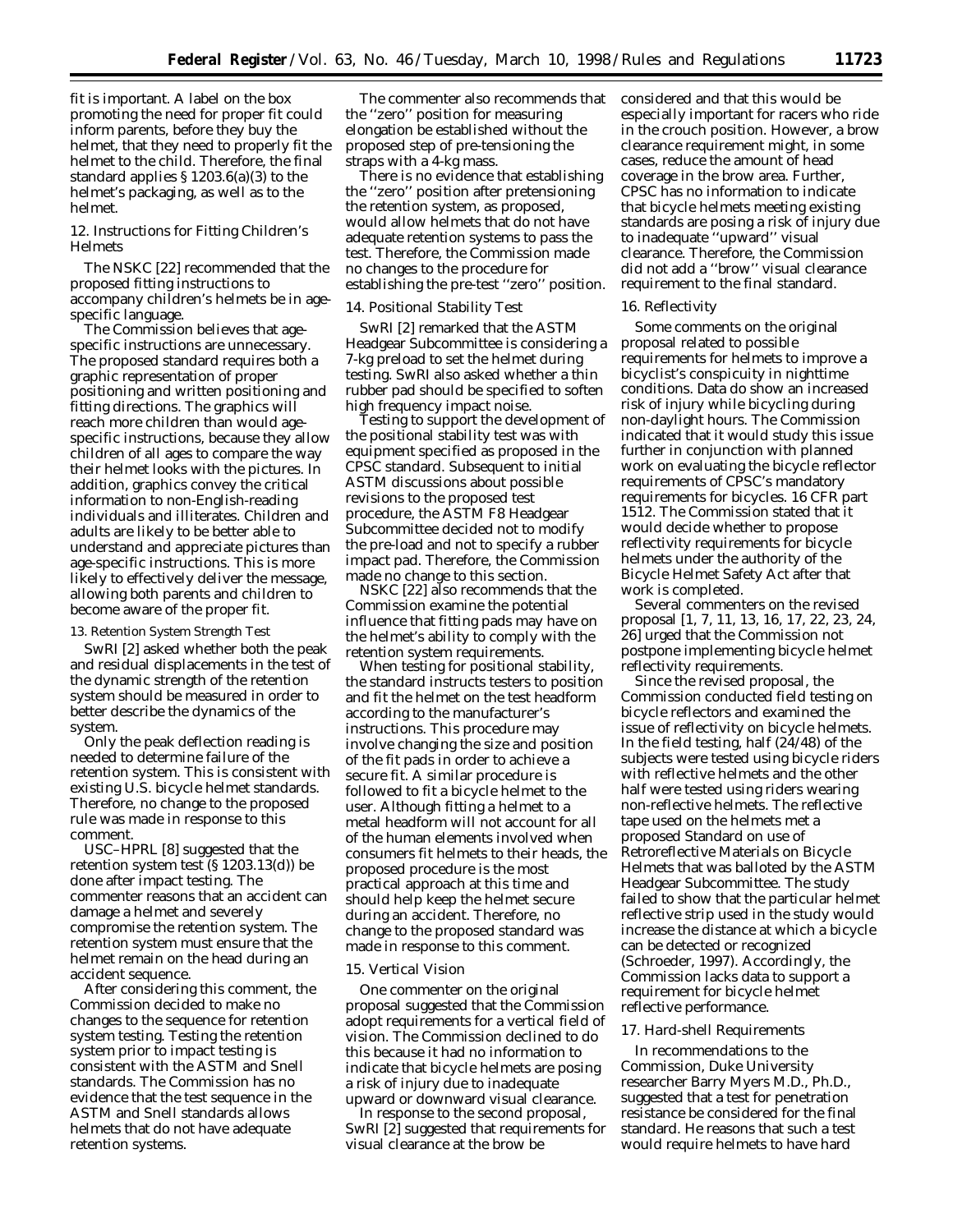fit is important. A label on the box promoting the need for proper fit could inform parents, before they buy the helmet, that they need to properly fit the helmet to the child. Therefore, the final standard applies § 1203.6(a)(3) to the helmet's packaging, as well as to the helmet.

12. Instructions for Fitting Children's Helmets

The NSKC [22] recommended that the proposed fitting instructions to accompany children's helmets be in age-specific language.

The Commission believes that age-specific instructions are unnecessary. The proposed standard requires both a graphic representation of proper positioning and written positioning and fitting directions. The graphics will reach more children than would age-specific instructions, because they allow children of all ages to compare the way their helmet looks with the pictures. In addition, graphics convey the critical information to non-English-reading individuals and illiterates. Children and adults are likely to be better able to understand and appreciate pictures than age-specific instructions. This is more likely to effectively deliver the message, allowing both parents and children to become aware of the proper fit.

13. Retention System Strength Test

SwRI [2] asked whether both the peak and residual displacements in the test of the dynamic strength of the retention system should be measured in order to better describe the dynamics of the system.

Only the peak deflection reading is needed to determine failure of the retention system. This is consistent with existing U.S. bicycle helmet standards. Therefore, no change to the proposed rule was made in response to this comment.

USC–HPRL [8] suggested that the retention system test (§ 1203.13(d)) be done after impact testing. The commenter reasons that an accident can damage a helmet and severely compromise the retention system. The retention system must ensure that the helmet remain on the head during an accident sequence.

After considering this comment, the Commission decided to make no changes to the sequence for retention system testing. Testing the retention system prior to impact testing is consistent with the ASTM and Snell standards. The Commission has no evidence that the test sequence in the ASTM and Snell standards allows helmets that do not have adequate retention systems.

The commenter also recommends that the ''zero'' position for measuring elongation be established without the proposed step of pre-tensioning the straps with a 4-kg mass.

There is no evidence that establishing the ''zero'' position after pretensioning the retention system, as proposed, would allow helmets that do not have adequate retention systems to pass the test. Therefore, the Commission made no changes to the procedure for establishing the pre-test ''zero'' position.

14. Positional Stability Test

SwRI [2] remarked that the ASTM Headgear Subcommittee is considering a 7-kg preload to set the helmet during testing. SwRI also asked whether a thin rubber pad should be specified to soften high frequency impact noise.

Testing to support the development of the positional stability test was with equipment specified as proposed in the CPSC standard. Subsequent to initial ASTM discussions about possible revisions to the proposed test procedure, the ASTM F8 Headgear Subcommittee decided not to modify the pre-load and not to specify a rubber impact pad. Therefore, the Commission made no change to this section.

NSKC [22] also recommends that the Commission examine the potential influence that fitting pads may have on the helmet's ability to comply with the retention system requirements.

When testing for positional stability, the standard instructs testers to position and fit the helmet on the test headform according to the manufacturer's instructions. This procedure may involve changing the size and position of the fit pads in order to achieve a secure fit. A similar procedure is followed to fit a bicycle helmet to the user. Although fitting a helmet to a metal headform will not account for all of the human elements involved when consumers fit helmets to their heads, the proposed procedure is the most practical approach at this time and should help keep the helmet secure during an accident. Therefore, no change to the proposed standard was made in response to this comment.

15. Vertical Vision

One commenter on the original proposal suggested that the Commission adopt requirements for a vertical field of vision. The Commission declined to do this because it had no information to indicate that bicycle helmets are posing a risk of injury due to inadequate upward or downward visual clearance.

In response to the second proposal, SwRI [2] suggested that requirements for visual clearance at the brow be considered and that this would be especially important for racers who ride in the crouch position. However, a brow clearance requirement might, in some cases, reduce the amount of head coverage in the brow area. Further, CPSC has no information to indicate that bicycle helmets meeting existing standards are posing a risk of injury due to inadequate ''upward'' visual clearance. Therefore, the Commission did not add a ''brow'' visual clearance requirement to the final standard.

16. Reflectivity

Some comments on the original proposal related to possible requirements for helmets to improve a bicyclist's conspicuity in nighttime conditions. Data do show an increased risk of injury while bicycling during non-daylight hours. The Commission indicated that it would study this issue further in conjunction with planned work on evaluating the bicycle reflector requirements of CPSC's mandatory requirements for bicycles. 16 CFR part 1512. The Commission stated that it would decide whether to propose reflectivity requirements for bicycle helmets under the authority of the Bicycle Helmet Safety Act after that work is completed.

Several commenters on the revised proposal [1, 7, 11, 13, 16, 17, 22, 23, 24, 26] urged that the Commission not postpone implementing bicycle helmet reflectivity requirements.

Since the revised proposal, the Commission conducted field testing on bicycle reflectors and examined the issue of reflectivity on bicycle helmets. In the field testing, half (24/48) of the subjects were tested using bicycle riders with reflective helmets and the other half were tested using riders wearing non-reflective helmets. The reflective tape used on the helmets met a proposed Standard on use of Retroreflective Materials on Bicycle Helmets that was balloted by the ASTM Headgear Subcommittee. The study failed to show that the particular helmet reflective strip used in the study would increase the distance at which a bicycle can be detected or recognized (Schroeder, 1997). Accordingly, the Commission lacks data to support a requirement for bicycle helmet reflective performance.

17. Hard-shell Requirements

In recommendations to the Commission, Duke University researcher Barry Myers M.D., Ph.D., suggested that a test for penetration resistance be considered for the final standard. He reasons that such a test would require helmets to have hard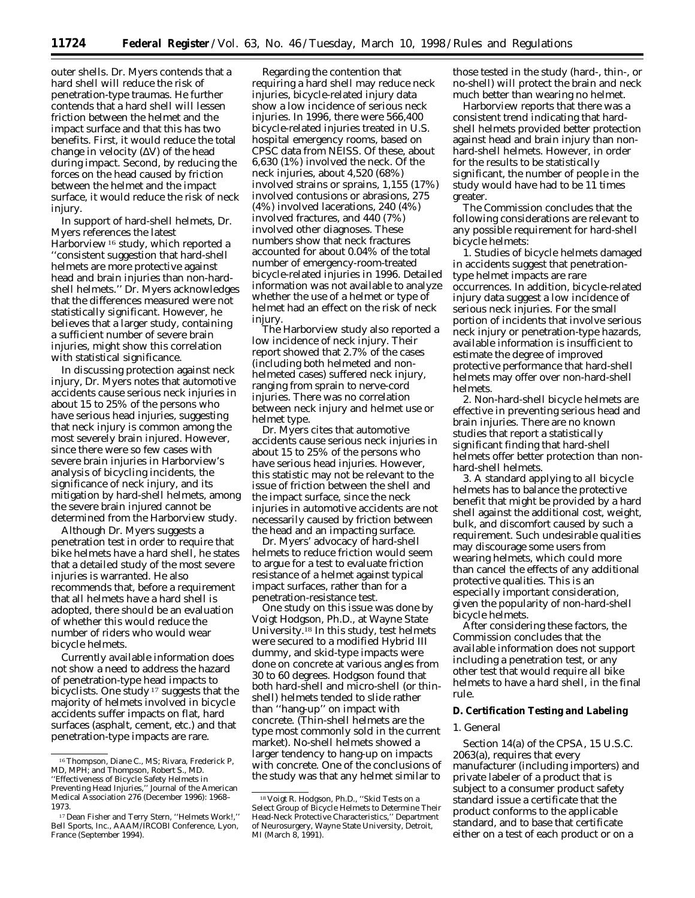outer shells. Dr. Myers contends that a hard shell will reduce the risk of penetration-type traumas. He further contends that a hard shell will lessen friction between the helmet and the impact surface and that this has two benefits. First, it would reduce the total change in velocity ($\Delta V$) of the head during impact. Second, by reducing the forces on the head caused by friction between the helmet and the impact surface, it would reduce the risk of neck injury.

In support of hard-shell helmets, Dr. Myers references the latest Harborview[16] study, which reported a ''consistent suggestion that hard-shell helmets are more protective against head and brain injuries than non-hard-shell helmets.'' Dr. Myers acknowledges that the differences measured were not statistically significant. However, he believes that a larger study, containing a sufficient number of severe brain injuries, might show this correlation with statistical significance.

In discussing protection against neck injury, Dr. Myers notes that automotive accidents cause serious neck injuries in about 15 to 25% of the persons who have serious head injuries, suggesting that neck injury is common among the most severely brain injured. However, since there were so few cases with severe brain injuries in Harborview's analysis of bicycling incidents, the significance of neck injury, and its mitigation by hard-shell helmets, among the severe brain injured cannot be determined from the Harborview study.

Although Dr. Myers suggests a penetration test in order to require that bike helmets have a hard shell, he states that a detailed study of the most severe injuries is warranted. He also recommends that, before a requirement that all helmets have a hard shell is adopted, there should be an evaluation of whether this would reduce the number of riders who would wear bicycle helmets.

Currently available information does not show a need to address the hazard of penetration-type head impacts to bicyclists. One study[17] suggests that the majority of helmets involved in bicycle accidents suffer impacts on flat, hard surfaces (asphalt, cement, etc.) and that penetration-type impacts are rare.

Regarding the contention that requiring a hard shell may reduce neck injuries, bicycle-related injury data show a low incidence of serious neck injuries. In 1996, there were 566,400 bicycle-related injuries treated in U.S. hospital emergency rooms, based on CPSC data from NEISS. Of these, about 6,630 (1%) involved the neck. Of the neck injuries, about 4,520 (68%) involved strains or sprains, 1,155 (17%) involved contusions or abrasions, 275 (4%) involved lacerations, 240 (4%) involved fractures, and 440 (7%) involved other diagnoses. These numbers show that neck fractures accounted for about 0.04% of the total number of emergency-room-treated bicycle-related injuries in 1996. Detailed information was not available to analyze whether the use of a helmet or type of helmet had an effect on the risk of neck injury.

The Harborview study also reported a low incidence of neck injury. Their report showed that 2.7% of the cases (including both helmeted and non-helmeted cases) suffered neck injury, ranging from sprain to nerve-cord injuries. There was no correlation between neck injury and helmet use or helmet type.

Dr. Myers cites that automotive accidents cause serious neck injuries in about 15 to 25% of the persons who have serious head injuries. However, this statistic may not be relevant to the issue of friction between the shell and the impact surface, since the neck injuries in automotive accidents are not necessarily caused by friction between the head and an impacting surface.

Dr. Myers' advocacy of hard-shell helmets to reduce friction would seem to argue for a test to evaluate friction resistance of a helmet against typical impact surfaces, rather than for a penetration-resistance test.

One study on this issue was done by Voigt Hodgson, Ph.D., at Wayne State University.[18] In this study, test helmets were secured to a modified Hybrid III dummy, and skid-type impacts were done on concrete at various angles from 30 to 60 degrees. Hodgson found that both hard-shell and micro-shell (or thin-shell) helmets tended to slide rather than ''hang-up'' on impact with concrete. (Thin-shell helmets are the type most commonly sold in the current market). No-shell helmets showed a larger tendency to hang-up on impacts with concrete. One of the conclusions of the study was that any helmet similar to those tested in the study (hard-, thin-, or no-shell) will protect the brain and neck much better than wearing no helmet.

Harborview reports that there was a consistent trend indicating that hard-shell helmets provided better protection against head and brain injury than non-hard-shell helmets. However, in order for the results to be statistically significant, the number of people in the study would have had to be 11 times greater.

The Commission concludes that the following considerations are relevant to any possible requirement for hard-shell bicycle helmets:

1. Studies of bicycle helmets damaged in accidents suggest that penetration-type helmet impacts are rare occurrences. In addition, bicycle-related injury data suggest a low incidence of serious neck injuries. For the small portion of incidents that involve serious neck injury or penetration-type hazards, available information is insufficient to estimate the degree of improved protective performance that hard-shell helmets may offer over non-hard-shell helmets.

2. Non-hard-shell bicycle helmets are effective in preventing serious head and brain injuries. There are no known studies that report a statistically significant finding that hard-shell helmets offer better protection than non-hard-shell helmets.

3. A standard applying to all bicycle helmets has to balance the protective benefit that might be provided by a hard shell against the additional cost, weight, bulk, and discomfort caused by such a requirement. Such undesirable qualities may discourage some users from wearing helmets, which could more than cancel the effects of any additional protective qualities. This is an especially important consideration, given the popularity of non-hard-shell bicycle helmets.

After considering these factors, the Commission concludes that the available information does not support including a penetration test, or any other test that would require all bike helmets to have a hard shell, in the final rule.

### D. Certification Testing and Labeling

#### 1. General

Section 14(a) of the CPSA, 15 U.S.C. 2063(a), requires that every manufacturer (including importers) and private labeler of a product that is subject to a consumer product safety standard issue a certificate that the product conforms to the applicable standard, and to base that certificate either on a test of each product or on a

---

[16] Thompson, Diane C., MS; Rivara, Frederick P, MD, MPH; and Thompson, Robert S., MD. ''Effectiveness of Bicycle Safety Helmets in Preventing Head Injuries,'' Journal of the American Medical Association 276 (December 1996): 1968–1973.

[17] Dean Fisher and Terry Stern, ''Helmets Work!,'' Bell Sports, Inc., AAAM/IRCOBI Conference, Lyon, France (September 1994).

[18] Voigt R. Hodgson, Ph.D., ''Skid Tests on a Select Group of Bicycle Helmets to Determine Their Head-Neck Protective Characteristics,'' Department of Neurosurgery, Wayne State University, Detroit, MI (March 8, 1991).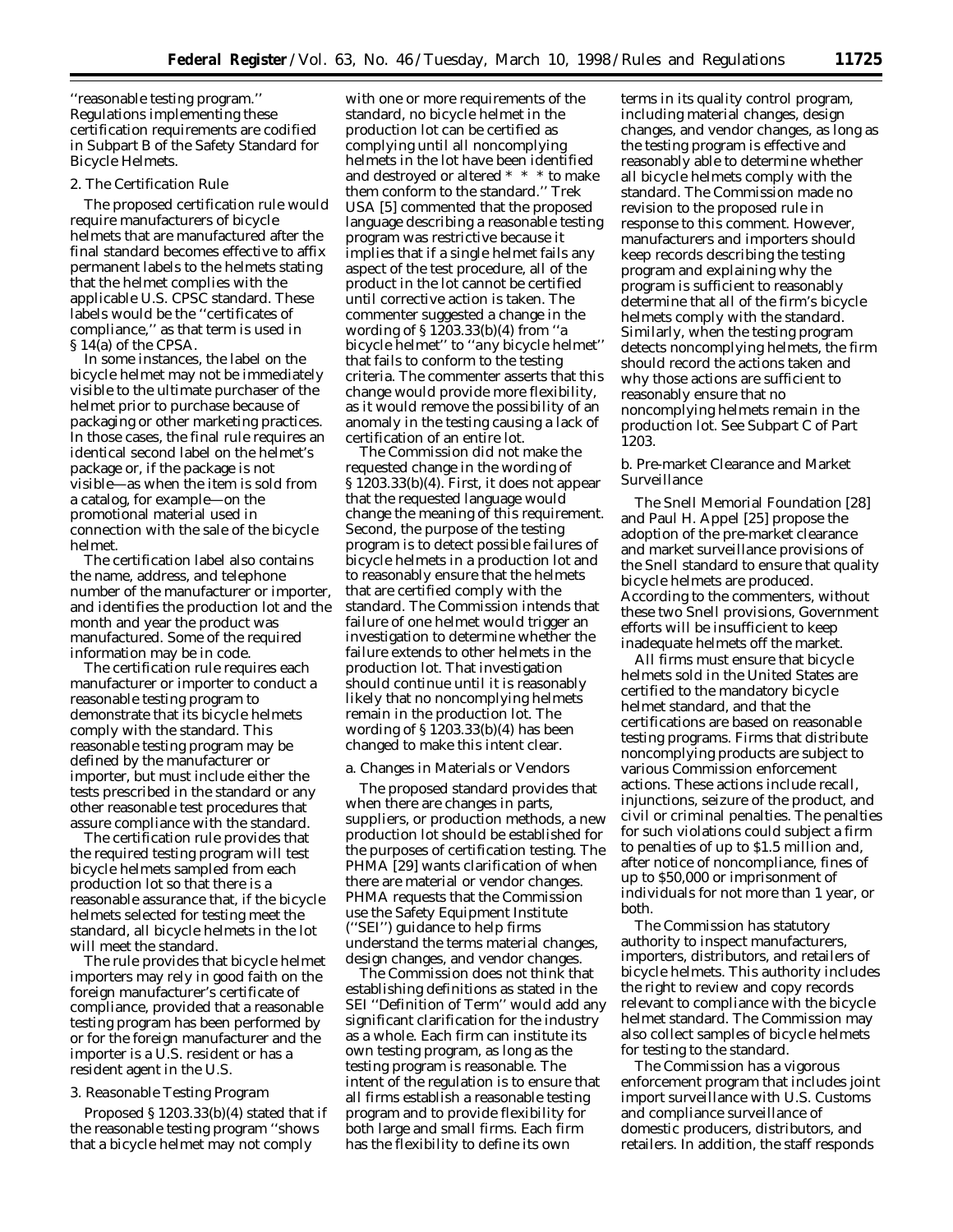''reasonable testing program.'' Regulations implementing these certification requirements are codified in Subpart B of the Safety Standard for Bicycle Helmets.

### 2. The Certification Rule

The proposed certification rule would require manufacturers of bicycle helmets that are manufactured after the final standard becomes effective to affix permanent labels to the helmets stating that the helmet complies with the applicable U.S. CPSC standard. These labels would be the ''certificates of compliance,'' as that term is used in § 14(a) of the CPSA.

In some instances, the label on the bicycle helmet may not be immediately visible to the ultimate purchaser of the helmet prior to purchase because of packaging or other marketing practices. In those cases, the final rule requires an identical second label on the helmet's package or, if the package is not visible—as when the item is sold from a catalog, for example—on the promotional material used in connection with the sale of the bicycle helmet.

The certification label also contains the name, address, and telephone number of the manufacturer or importer, and identifies the production lot and the month and year the product was manufactured. Some of the required information may be in code.

The certification rule requires each manufacturer or importer to conduct a reasonable testing program to demonstrate that its bicycle helmets comply with the standard. This reasonable testing program may be defined by the manufacturer or importer, but must include either the tests prescribed in the standard or any other reasonable test procedures that assure compliance with the standard.

The certification rule provides that the required testing program will test bicycle helmets sampled from each production lot so that there is a reasonable assurance that, if the bicycle helmets selected for testing meet the standard, all bicycle helmets in the lot will meet the standard.

The rule provides that bicycle helmet importers may rely in good faith on the foreign manufacturer's certificate of compliance, provided that a reasonable testing program has been performed by or for the foreign manufacturer and the importer is a U.S. resident or has a resident agent in the U.S.

### 3. Reasonable Testing Program

Proposed § 1203.33(b)(4) stated that if the reasonable testing program ''shows that a bicycle helmet may not comply with one or more requirements of the standard, no bicycle helmet in the production lot can be certified as complying until all noncomplying helmets in the lot have been identified and destroyed or altered * * * to make them conform to the standard.'' Trek USA [5] commented that the proposed language describing a reasonable testing program was restrictive because it implies that if a single helmet fails any aspect of the test procedure, all of the product in the lot cannot be certified until corrective action is taken. The commenter suggested a change in the wording of § 1203.33(b)(4) from ''a bicycle helmet'' to ''any bicycle helmet'' that fails to conform to the testing criteria. The commenter asserts that this change would provide more flexibility, as it would remove the possibility of an anomaly in the testing causing a lack of certification of an entire lot.

The Commission did not make the requested change in the wording of § 1203.33(b)(4). First, it does not appear that the requested language would change the meaning of this requirement. Second, the purpose of the testing program is to detect possible failures of bicycle helmets in a production lot and to reasonably ensure that the helmets that are certified comply with the standard. The Commission intends that failure of one helmet would trigger an investigation to determine whether the failure extends to other helmets in the production lot. That investigation should continue until it is reasonably likely that no noncomplying helmets remain in the production lot. The wording of § 1203.33(b)(4) has been changed to make this intent clear.

#### a. Changes in Materials or Vendors

The proposed standard provides that when there are changes in parts, suppliers, or production methods, a new production lot should be established for the purposes of certification testing. The PHMA [29] wants clarification of when there are material or vendor changes. PHMA requests that the Commission use the Safety Equipment Institute (''SEI'') guidance to help firms understand the terms material changes, design changes, and vendor changes.

The Commission does not think that establishing definitions as stated in the SEI ''Definition of Term'' would add any significant clarification for the industry as a whole. Each firm can institute its own testing program, as long as the testing program is reasonable. The intent of the regulation is to ensure that all firms establish a reasonable testing program and to provide flexibility for both large and small firms. Each firm has the flexibility to define its own terms in its quality control program, including material changes, design changes, and vendor changes, as long as the testing program is effective and reasonably able to determine whether all bicycle helmets comply with the standard. The Commission made no revision to the proposed rule in response to this comment. However, manufacturers and importers should keep records describing the testing program and explaining why the program is sufficient to reasonably determine that all of the firm's bicycle helmets comply with the standard. Similarly, when the testing program detects noncomplying helmets, the firm should record the actions taken and why those actions are sufficient to reasonably ensure that no noncomplying helmets remain in the production lot. See Subpart C of Part 1203.

#### b. Pre-market Clearance and Market Surveillance

The Snell Memorial Foundation [28] and Paul H. Appel [25] propose the adoption of the pre-market clearance and market surveillance provisions of the Snell standard to ensure that quality bicycle helmets are produced. According to the commenters, without these two Snell provisions, Government efforts will be insufficient to keep inadequate helmets off the market.

All firms must ensure that bicycle helmets sold in the United States are certified to the mandatory bicycle helmet standard, and that the certifications are based on reasonable testing programs. Firms that distribute noncomplying products are subject to various Commission enforcement actions. These actions include recall, injunctions, seizure of the product, and civil or criminal penalties. The penalties for such violations could subject a firm to penalties of up to $1.5 million and, after notice of noncompliance, fines of up to $50,000 or imprisonment of individuals for not more than 1 year, or both.

The Commission has statutory authority to inspect manufacturers, importers, distributors, and retailers of bicycle helmets. This authority includes the right to review and copy records relevant to compliance with the bicycle helmet standard. The Commission may also collect samples of bicycle helmets for testing to the standard.

The Commission has a vigorous enforcement program that includes joint import surveillance with U.S. Customs and compliance surveillance of domestic producers, distributors, and retailers. In addition, the staff responds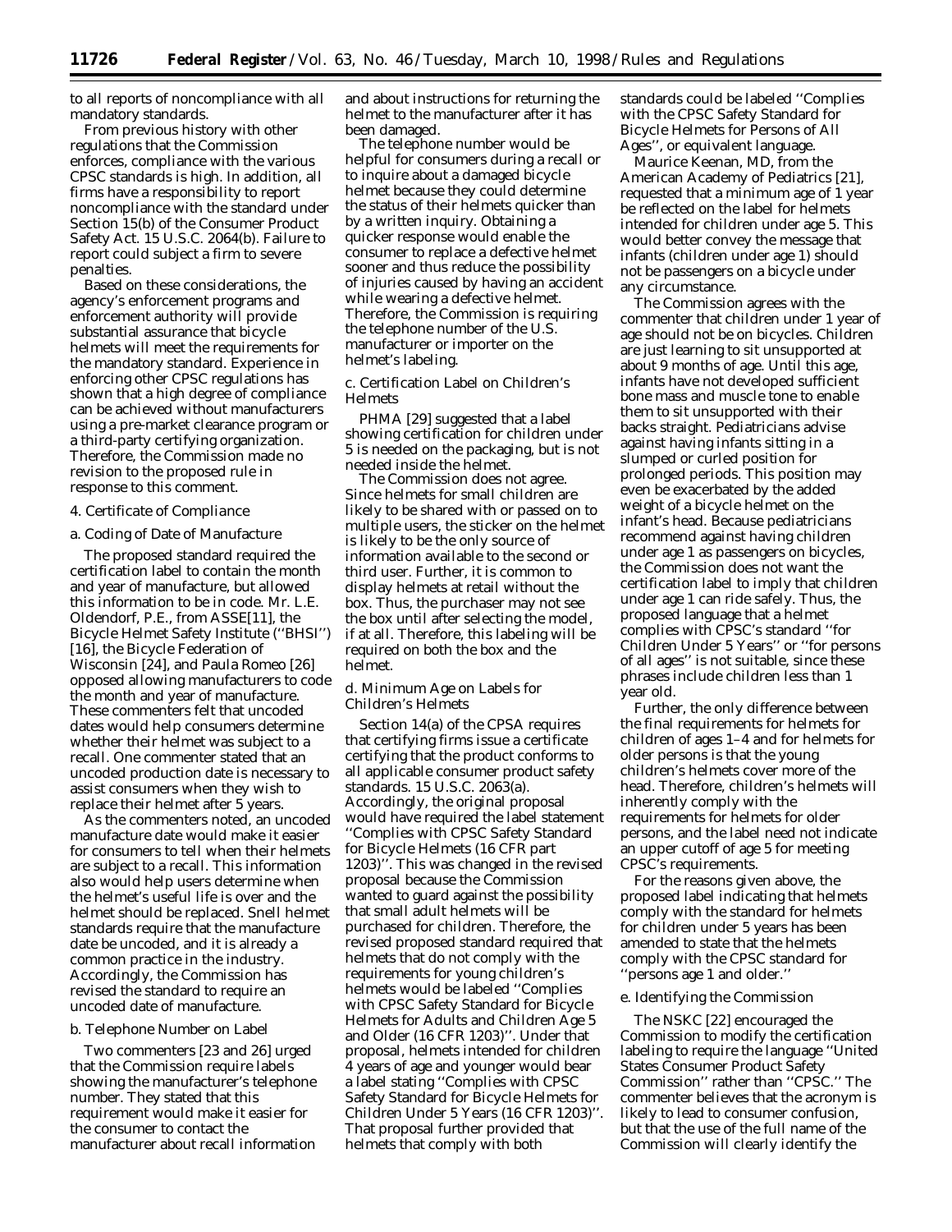to all reports of noncompliance with all mandatory standards.

From previous history with other regulations that the Commission enforces, compliance with the various CPSC standards is high. In addition, all firms have a responsibility to report noncompliance with the standard under Section 15(b) of the Consumer Product Safety Act. 15 U.S.C. 2064(b). Failure to report could subject a firm to severe penalties.

Based on these considerations, the agency's enforcement programs and enforcement authority will provide substantial assurance that bicycle helmets will meet the requirements for the mandatory standard. Experience in enforcing other CPSC regulations has shown that a high degree of compliance can be achieved without manufacturers using a pre-market clearance program or a third-party certifying organization. Therefore, the Commission made no revision to the proposed rule in response to this comment.

*4. Certificate of Compliance*

*a. Coding of Date of Manufacture*

The proposed standard required the certification label to contain the month and year of manufacture, but allowed this information to be in code. Mr. L.E. Oldendorf, P.E., from ASSE[11], the Bicycle Helmet Safety Institute (''BHSI'') [16], the Bicycle Federation of Wisconsin [24], and Paula Romeo [26] opposed allowing manufacturers to code the month and year of manufacture. These commenters felt that uncoded dates would help consumers determine whether their helmet was subject to a recall. One commenter stated that an uncoded production date is necessary to assist consumers when they wish to replace their helmet after 5 years.

As the commenters noted, an uncoded manufacture date would make it easier for consumers to tell when their helmets are subject to a recall. This information also would help users determine when the helmet's useful life is over and the helmet should be replaced. Snell helmet standards require that the manufacture date be uncoded, and it is already a common practice in the industry. Accordingly, the Commission has revised the standard to require an uncoded date of manufacture.

*b. Telephone Number on Label*

Two commenters [23 and 26] urged that the Commission require labels showing the manufacturer's telephone number. They stated that this requirement would make it easier for the consumer to contact the manufacturer about recall information and about instructions for returning the helmet to the manufacturer after it has been damaged.

The telephone number would be helpful for consumers during a recall or to inquire about a damaged bicycle helmet because they could determine the status of their helmets quicker than by a written inquiry. Obtaining a quicker response would enable the consumer to replace a defective helmet sooner and thus reduce the possibility of injuries caused by having an accident while wearing a defective helmet. Therefore, the Commission is requiring the telephone number of the U.S. manufacturer or importer on the helmet's labeling.

*c. Certification Label on Children's Helmets*

PHMA [29] suggested that a label showing certification for children under 5 is needed on the packaging, but is not needed inside the helmet.

The Commission does not agree. Since helmets for small children are likely to be shared with or passed on to multiple users, the sticker on the helmet is likely to be the only source of information available to the second or third user. Further, it is common to display helmets at retail without the box. Thus, the purchaser may not see the box until after selecting the model, if at all. Therefore, this labeling will be required on both the box and the helmet.

*d. Minimum Age on Labels for Children's Helmets*

Section 14(a) of the CPSA requires that certifying firms issue a certificate certifying that the product conforms to all applicable consumer product safety standards. 15 U.S.C. 2063(a). Accordingly, the original proposal would have required the label statement ''Complies with CPSC Safety Standard for Bicycle Helmets (16 CFR part 1203)''. This was changed in the revised proposal because the Commission wanted to guard against the possibility that small adult helmets will be purchased for children. Therefore, the revised proposed standard required that helmets that do not comply with the requirements for young children's helmets would be labeled ''Complies with CPSC Safety Standard for Bicycle Helmets for Adults and Children Age 5 and Older (16 CFR 1203)''. Under that proposal, helmets intended for children 4 years of age and younger would bear a label stating ''Complies with CPSC Safety Standard for Bicycle Helmets for Children Under 5 Years (16 CFR 1203)''. That proposal further provided that helmets that comply with both standards could be labeled ''Complies with the CPSC Safety Standard for Bicycle Helmets for Persons of All Ages'', or equivalent language.

Maurice Keenan, MD, from the American Academy of Pediatrics [21], requested that a minimum age of 1 year be reflected on the label for helmets intended for children under age 5. This would better convey the message that infants (children under age 1) should not be passengers on a bicycle under any circumstance.

The Commission agrees with the commenter that children under 1 year of age should not be on bicycles. Children are just learning to sit unsupported at about 9 months of age. Until this age, infants have not developed sufficient bone mass and muscle tone to enable them to sit unsupported with their backs straight. Pediatricians advise against having infants sitting in a slumped or curled position for prolonged periods. This position may even be exacerbated by the added weight of a bicycle helmet on the infant's head. Because pediatricians recommend against having children under age 1 as passengers on bicycles, the Commission does not want the certification label to imply that children under age 1 can ride safely. Thus, the proposed language that a helmet complies with CPSC's standard ''for Children Under 5 Years'' or ''for persons of all ages'' is not suitable, since these phrases include children less than 1 year old.

Further, the only difference between the final requirements for helmets for children of ages 1–4 and for helmets for older persons is that the young children's helmets cover more of the head. Therefore, children's helmets will inherently comply with the requirements for helmets for older persons, and the label need not indicate an upper cutoff of age 5 for meeting CPSC's requirements.

For the reasons given above, the proposed label indicating that helmets comply with the standard for helmets for children under 5 years has been amended to state that the helmets comply with the CPSC standard for ''persons age 1 and older.''

*e. Identifying the Commission*

The NSKC [22] encouraged the Commission to modify the certification labeling to require the language ''United States Consumer Product Safety Commission'' rather than ''CPSC.'' The commenter believes that the acronym is likely to lead to consumer confusion, but that the use of the full name of the Commission will clearly identify the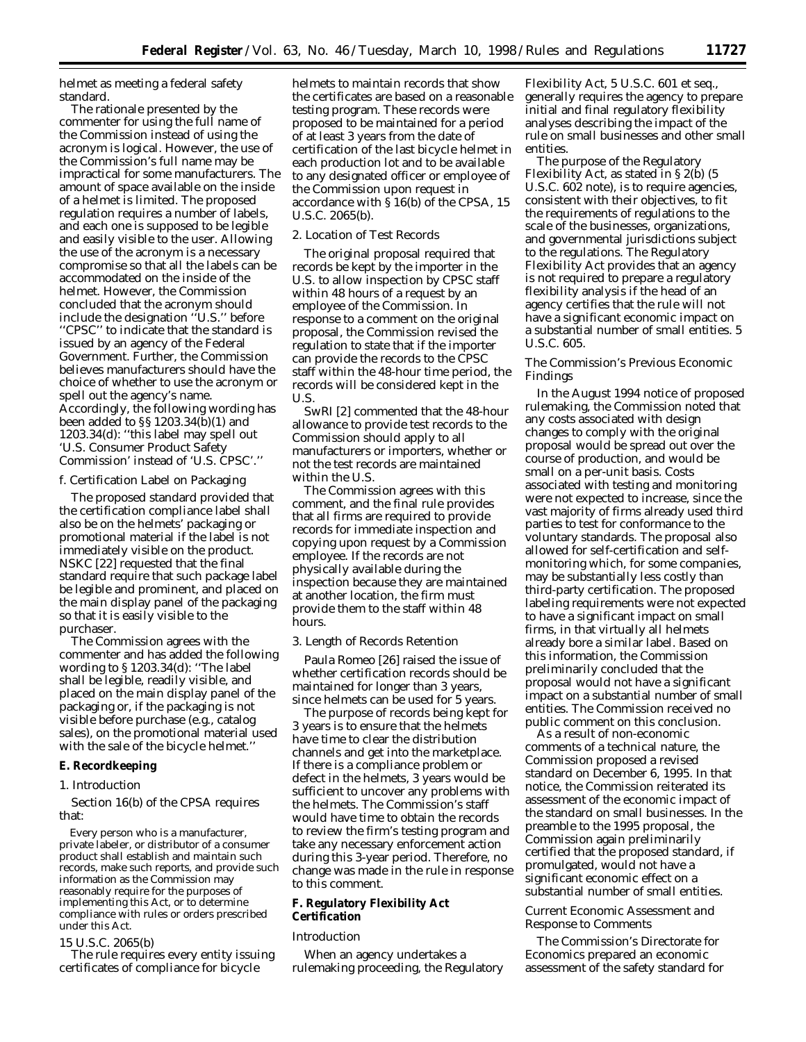helmet as meeting a federal safety standard.

The rationale presented by the commenter for using the full name of the Commission instead of using the acronym is logical. However, the use of the Commission's full name may be impractical for some manufacturers. The amount of space available on the inside of a helmet is limited. The proposed regulation requires a number of labels, and each one is supposed to be legible and easily visible to the user. Allowing the use of the acronym is a necessary compromise so that all the labels can be accommodated on the inside of the helmet. However, the Commission concluded that the acronym should include the designation ''U.S.'' before ''CPSC'' to indicate that the standard is issued by an agency of the Federal Government. Further, the Commission believes manufacturers should have the choice of whether to use the acronym or spell out the agency's name. Accordingly, the following wording has been added to §§ 1203.34(b)(1) and 1203.34(d): ''this label may spell out 'U.S. Consumer Product Safety Commission' instead of 'U.S. CPSC'.''

*f. Certification Label on Packaging*

The proposed standard provided that the certification compliance label shall also be on the helmets' packaging or promotional material if the label is not immediately visible on the product. NSKC [22] requested that the final standard require that such package label be legible and prominent, and placed on the main display panel of the packaging so that it is easily visible to the purchaser.

The Commission agrees with the commenter and has added the following wording to § 1203.34(d): ''The label shall be legible, readily visible, and placed on the main display panel of the packaging or, if the packaging is not visible before purchase (e.g., catalog sales), on the promotional material used with the sale of the bicycle helmet.''

### E. Recordkeeping

*1. Introduction*

Section 16(b) of the CPSA requires that:

> Every person who is a manufacturer, private labeler, or distributor of a consumer product shall establish and maintain such records, make such reports, and provide such information as the Commission may reasonably require for the purposes of implementing this Act, or to determine compliance with rules or orders prescribed under this Act.

15 U.S.C. 2065(b)

The rule requires every entity issuing certificates of compliance for bicycle helmets to maintain records that show the certificates are based on a reasonable testing program. These records were proposed to be maintained for a period of at least 3 years from the date of certification of the last bicycle helmet in each production lot and to be available to any designated officer or employee of the Commission upon request in accordance with § 16(b) of the CPSA, 15 U.S.C. 2065(b).

*2. Location of Test Records*

The original proposal required that records be kept by the importer in the U.S. to allow inspection by CPSC staff within 48 hours of a request by an employee of the Commission. In response to a comment on the original proposal, the Commission revised the regulation to state that if the importer can provide the records to the CPSC staff within the 48-hour time period, the records will be considered kept in the U.S.

SwRI [2] commented that the 48-hour allowance to provide test records to the Commission should apply to all manufacturers or importers, whether or not the test records are maintained within the U.S.

The Commission agrees with this comment, and the final rule provides that all firms are required to provide records for immediate inspection and copying upon request by a Commission employee. If the records are not physically available during the inspection because they are maintained at another location, the firm must provide them to the staff within 48 hours.

*3. Length of Records Retention*

Paula Romeo [26] raised the issue of whether certification records should be maintained for longer than 3 years, since helmets can be used for 5 years.

The purpose of records being kept for 3 years is to ensure that the helmets have time to clear the distribution channels and get into the marketplace. If there is a compliance problem or defect in the helmets, 3 years would be sufficient to uncover any problems with the helmets. The Commission's staff would have time to obtain the records to review the firm's testing program and take any necessary enforcement action during this 3-year period. Therefore, no change was made in the rule in response to this comment.

### F. Regulatory Flexibility Act Certification

*Introduction*

When an agency undertakes a rulemaking proceeding, the Regulatory Flexibility Act, 5 U.S.C. 601 et seq., generally requires the agency to prepare initial and final regulatory flexibility analyses describing the impact of the rule on small businesses and other small entities.

The purpose of the Regulatory Flexibility Act, as stated in § 2(b) (5 U.S.C. 602 note), is to require agencies, consistent with their objectives, to fit the requirements of regulations to the scale of the businesses, organizations, and governmental jurisdictions subject to the regulations. The Regulatory Flexibility Act provides that an agency is not required to prepare a regulatory flexibility analysis if the head of an agency certifies that the rule will not have a significant economic impact on a substantial number of small entities. 5 U.S.C. 605.

*The Commission's Previous Economic Findings*

In the August 1994 notice of proposed rulemaking, the Commission noted that any costs associated with design changes to comply with the original proposal would be spread out over the course of production, and would be small on a per-unit basis. Costs associated with testing and monitoring were not expected to increase, since the vast majority of firms already used third parties to test for conformance to the voluntary standards. The proposal also allowed for self-certification and self-monitoring which, for some companies, may be substantially less costly than third-party certification. The proposed labeling requirements were not expected to have a significant impact on small firms, in that virtually all helmets already bore a similar label. Based on this information, the Commission preliminarily concluded that the proposal would not have a significant impact on a substantial number of small entities. The Commission received no public comment on this conclusion.

As a result of non-economic comments of a technical nature, the Commission proposed a revised standard on December 6, 1995. In that notice, the Commission reiterated its assessment of the economic impact of the standard on small businesses. In the preamble to the 1995 proposal, the Commission again preliminarily certified that the proposed standard, if promulgated, would not have a significant economic effect on a substantial number of small entities.

*Current Economic Assessment and Response to Comments*

The Commission's Directorate for Economics prepared an economic assessment of the safety standard for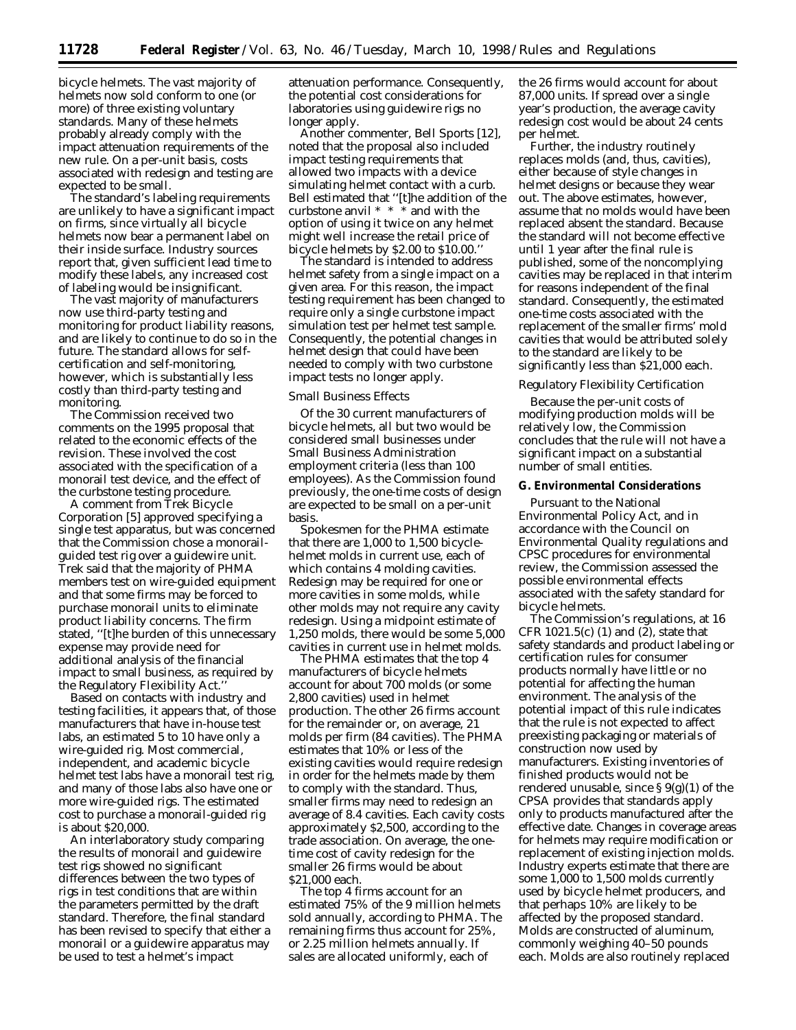bicycle helmets. The vast majority of helmets now sold conform to one (or more) of three existing voluntary standards. Many of these helmets probably already comply with the impact attenuation requirements of the new rule. On a per-unit basis, costs associated with redesign and testing are expected to be small.

The standard's labeling requirements are unlikely to have a significant impact on firms, since virtually all bicycle helmets now bear a permanent label on their inside surface. Industry sources report that, given sufficient lead time to modify these labels, any increased cost of labeling would be insignificant.

The vast majority of manufacturers now use third-party testing and monitoring for product liability reasons, and are likely to continue to do so in the future. The standard allows for self-certification and self-monitoring, however, which is substantially less costly than third-party testing and monitoring.

The Commission received two comments on the 1995 proposal that related to the economic effects of the revision. These involved the cost associated with the specification of a monorail test device, and the effect of the curbstone testing procedure.

A comment from Trek Bicycle Corporation [5] approved specifying a single test apparatus, but was concerned that the Commission chose a monorail-guided test rig over a guidewire unit. Trek said that the majority of PHMA members test on wire-guided equipment and that some firms may be forced to purchase monorail units to eliminate product liability concerns. The firm stated, ''[t]he burden of this unnecessary expense may provide need for additional analysis of the financial impact to small business, as required by the Regulatory Flexibility Act.''

Based on contacts with industry and testing facilities, it appears that, of those manufacturers that have in-house test labs, an estimated 5 to 10 have only a wire-guided rig. Most commercial, independent, and academic bicycle helmet test labs have a monorail test rig, and many of those labs also have one or more wire-guided rigs. The estimated cost to purchase a monorail-guided rig is about $20,000.

An interlaboratory study comparing the results of monorail and guidewire test rigs showed no significant differences between the two types of rigs in test conditions that are within the parameters permitted by the draft standard. Therefore, the final standard has been revised to specify that either a monorail or a guidewire apparatus may be used to test a helmet's impact attenuation performance. Consequently, the potential cost considerations for laboratories using guidewire rigs no longer apply.

Another commenter, Bell Sports [12], noted that the proposal also included impact testing requirements that allowed two impacts with a device simulating helmet contact with a curb. Bell estimated that ''[t]he addition of the curbstone anvil * * * and with the option of using it twice on any helmet might well increase the retail price of bicycle helmets by $2.00 to $10.00.''

The standard is intended to address helmet safety from a single impact on a given area. For this reason, the impact testing requirement has been changed to require only a single curbstone impact simulation test per helmet test sample. Consequently, the potential changes in helmet design that could have been needed to comply with two curbstone impact tests no longer apply.

*Small Business Effects*

Of the 30 current manufacturers of bicycle helmets, all but two would be considered small businesses under Small Business Administration employment criteria (less than 100 employees). As the Commission found previously, the one-time costs of design are expected to be small on a per-unit basis.

Spokesmen for the PHMA estimate that there are 1,000 to 1,500 bicycle-helmet molds in current use, each of which contains 4 molding cavities. Redesign may be required for one or more cavities in some molds, while other molds may not require any cavity redesign. Using a midpoint estimate of 1,250 molds, there would be some 5,000 cavities in current use in helmet molds.

The PHMA estimates that the top 4 manufacturers of bicycle helmets account for about 700 molds (or some 2,800 cavities) used in helmet production. The other 26 firms account for the remainder or, on average, 21 molds per firm (84 cavities). The PHMA estimates that 10% or less of the existing cavities would require redesign in order for the helmets made by them to comply with the standard. Thus, smaller firms may need to redesign an average of 8.4 cavities. Each cavity costs approximately $2,500, according to the trade association. On average, the one-time cost of cavity redesign for the smaller 26 firms would be about $21,000 each.

The top 4 firms account for an estimated 75% of the 9 million helmets sold annually, according to PHMA. The remaining firms thus account for 25%, or 2.25 million helmets annually. If sales are allocated uniformly, each of the 26 firms would account for about 87,000 units. If spread over a single year's production, the average cavity redesign cost would be about 24 cents per helmet.

Further, the industry routinely replaces molds (and, thus, cavities), either because of style changes in helmet designs or because they wear out. The above estimates, however, assume that no molds would have been replaced absent the standard. Because the standard will not become effective until 1 year after the final rule is published, some of the noncomplying cavities may be replaced in that interim for reasons independent of the final standard. Consequently, the estimated one-time costs associated with the replacement of the smaller firms' mold cavities that would be attributed solely to the standard are likely to be significantly less than $21,000 each.

*Regulatory Flexibility Certification*

Because the per-unit costs of modifying production molds will be relatively low, the Commission concludes that the rule will not have a significant impact on a substantial number of small entities.

**G. Environmental Considerations**

Pursuant to the National Environmental Policy Act, and in accordance with the Council on Environmental Quality regulations and CPSC procedures for environmental review, the Commission assessed the possible environmental effects associated with the safety standard for bicycle helmets.

The Commission's regulations, at 16 CFR 1021.5(c) (1) and (2), state that safety standards and product labeling or certification rules for consumer products normally have little or no potential for affecting the human environment. The analysis of the potential impact of this rule indicates that the rule is not expected to affect preexisting packaging or materials of construction now used by manufacturers. Existing inventories of finished products would not be rendered unusable, since § 9(g)(1) of the CPSA provides that standards apply only to products manufactured after the effective date. Changes in coverage areas for helmets may require modification or replacement of existing injection molds. Industry experts estimate that there are some 1,000 to 1,500 molds currently used by bicycle helmet producers, and that perhaps 10% are likely to be affected by the proposed standard. Molds are constructed of aluminum, commonly weighing 40–50 pounds each. Molds are also routinely replaced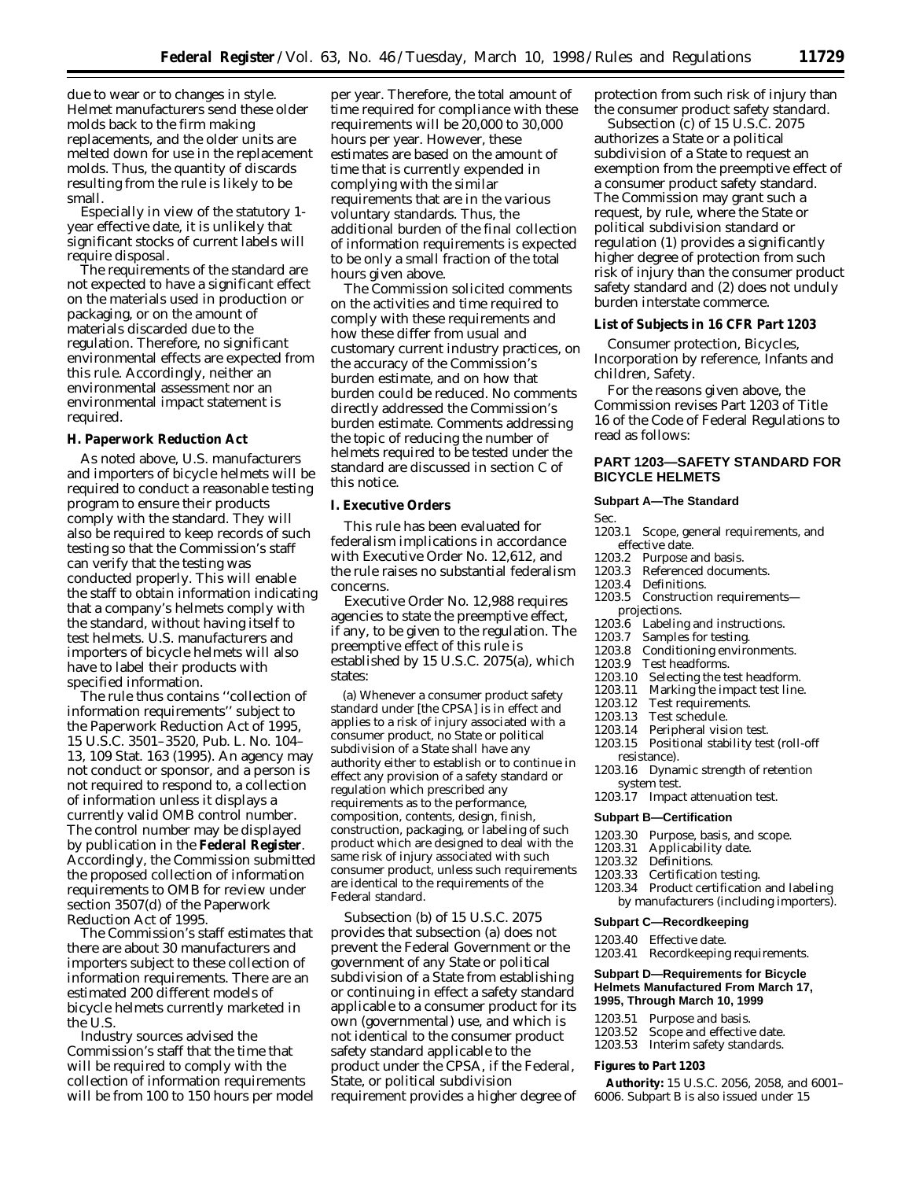due to wear or to changes in style. Helmet manufacturers send these older molds back to the firm making replacements, and the older units are melted down for use in the replacement molds. Thus, the quantity of discards resulting from the rule is likely to be small.

Especially in view of the statutory 1-year effective date, it is unlikely that significant stocks of current labels will require disposal.

The requirements of the standard are not expected to have a significant effect on the materials used in production or packaging, or on the amount of materials discarded due to the regulation. Therefore, no significant environmental effects are expected from this rule. Accordingly, neither an environmental assessment nor an environmental impact statement is required.

### H. Paperwork Reduction Act

As noted above, U.S. manufacturers and importers of bicycle helmets will be required to conduct a reasonable testing program to ensure their products comply with the standard. They will also be required to keep records of such testing so that the Commission's staff can verify that the testing was conducted properly. This will enable the staff to obtain information indicating that a company's helmets comply with the standard, without having itself to test helmets. U.S. manufacturers and importers of bicycle helmets will also have to label their products with specified information.

The rule thus contains ''collection of information requirements'' subject to the Paperwork Reduction Act of 1995, 15 U.S.C. 3501–3520, Pub. L. No. 104–13, 109 Stat. 163 (1995). An agency may not conduct or sponsor, and a person is not required to respond to, a collection of information unless it displays a currently valid OMB control number. The control number may be displayed by publication in the **Federal Register**. Accordingly, the Commission submitted the proposed collection of information requirements to OMB for review under section 3507(d) of the Paperwork Reduction Act of 1995.

The Commission's staff estimates that there are about 30 manufacturers and importers subject to these collection of information requirements. There are an estimated 200 different models of bicycle helmets currently marketed in the U.S.

Industry sources advised the Commission's staff that the time that will be required to comply with the collection of information requirements will be from 100 to 150 hours per model per year. Therefore, the total amount of time required for compliance with these requirements will be 20,000 to 30,000 hours per year. However, these estimates are based on the amount of time that is currently expended in complying with the similar requirements that are in the various voluntary standards. Thus, the additional burden of the final collection of information requirements is expected to be only a small fraction of the total hours given above.

The Commission solicited comments on the activities and time required to comply with these requirements and how these differ from usual and customary current industry practices, on the accuracy of the Commission's burden estimate, and on how that burden could be reduced. No comments directly addressed the Commission's burden estimate. Comments addressing the topic of reducing the number of helmets required to be tested under the standard are discussed in section C of this notice.

### I. Executive Orders

This rule has been evaluated for federalism implications in accordance with Executive Order No. 12,612, and the rule raises no substantial federalism concerns.

Executive Order No. 12,988 requires agencies to state the preemptive effect, if any, to be given to the regulation. The preemptive effect of this rule is established by 15 U.S.C. 2075(a), which states:

(a) Whenever a consumer product safety standard under [the CPSA] is in effect and applies to a risk of injury associated with a consumer product, no State or political subdivision of a State shall have any authority either to establish or to continue in effect any provision of a safety standard or regulation which prescribed any requirements as to the performance, composition, contents, design, finish, construction, packaging, or labeling of such product which are designed to deal with the same risk of injury associated with such consumer product, unless such requirements are identical to the requirements of the Federal standard.

Subsection (b) of 15 U.S.C. 2075 provides that subsection (a) does not prevent the Federal Government or the government of any State or political subdivision of a State from establishing or continuing in effect a safety standard applicable to a consumer product for its own (governmental) use, and which is not identical to the consumer product safety standard applicable to the product under the CPSA, if the Federal, State, or political subdivision requirement provides a higher degree of protection from such risk of injury than the consumer product safety standard.

Subsection (c) of 15 U.S.C. 2075 authorizes a State or a political subdivision of a State to request an exemption from the preemptive effect of a consumer product safety standard. The Commission may grant such a request, by rule, where the State or political subdivision standard or regulation (1) provides a significantly higher degree of protection from such risk of injury than the consumer product safety standard and (2) does not unduly burden interstate commerce.

### List of Subjects in 16 CFR Part 1203

Consumer protection, Bicycles, Incorporation by reference, Infants and children, Safety.

For the reasons given above, the Commission revises Part 1203 of Title 16 of the Code of Federal Regulations to read as follows:

## PART 1203—SAFETY STANDARD FOR BICYCLE HELMETS

### Subpart A—The Standard

Sec.

1203.1 Scope, general requirements, and effective date.
1203.2 Purpose and basis.
1203.3 Referenced documents.
1203.4 Definitions.
1203.5 Construction requirements—projections.
1203.6 Labeling and instructions.
1203.7 Samples for testing.
1203.8 Conditioning environments.
1203.9 Test headforms.
1203.10 Selecting the test headform.
1203.11 Marking the impact test line.
1203.12 Test requirements.
1203.13 Test schedule.
1203.14 Peripheral vision test.
1203.15 Positional stability test (roll-off resistance).
1203.16 Dynamic strength of retention system test.
1203.17 Impact attenuation test.

### Subpart B—Certification

1203.30 Purpose, basis, and scope.
1203.31 Applicability date.
1203.32 Definitions.
1203.33 Certification testing.
1203.34 Product certification and labeling by manufacturers (including importers).

### Subpart C—Recordkeeping

1203.40 Effective date.
1203.41 Recordkeeping requirements.

### Subpart D—Requirements for Bicycle Helmets Manufactured From March 17, 1995, Through March 10, 1999

1203.51 Purpose and basis.
1203.52 Scope and effective date.
1203.53 Interim safety standards.

### Figures to Part 1203

**Authority:** 15 U.S.C. 2056, 2058, and 6001–6006. Subpart B is also issued under 15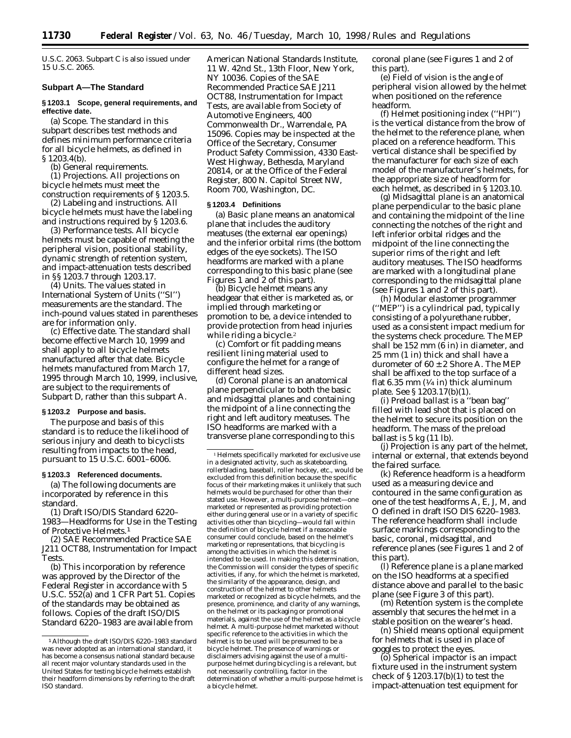U.S.C. 2063. Subpart C is also issued under 15 U.S.C. 2065.

### Subpart A—The Standard

#### § 1203.1 Scope, general requirements, and effective date.

(a) *Scope.* The standard in this subpart describes test methods and defines minimum performance criteria for all bicycle helmets, as defined in § 1203.4(b).

(b) *General requirements.*

(1) *Projections.* All projections on bicycle helmets must meet the construction requirements of § 1203.5.

(2) *Labeling and instructions.* All bicycle helmets must have the labeling and instructions required by § 1203.6.

(3) *Performance tests.* All bicycle helmets must be capable of meeting the peripheral vision, positional stability, dynamic strength of retention system, and impact-attenuation tests described in §§ 1203.7 through 1203.17.

(4) *Units.* The values stated in International System of Units (''SI'') measurements are the standard. The inch-pound values stated in parentheses are for information only.

(c) *Effective date.* The standard shall become effective March 10, 1999 and shall apply to all bicycle helmets manufactured after that date. Bicycle helmets manufactured from March 17, 1995 through March 10, 1999, inclusive, are subject to the requirements of Subpart D, rather than this subpart A.

#### § 1203.2 Purpose and basis.

The purpose and basis of this standard is to reduce the likelihood of serious injury and death to bicyclists resulting from impacts to the head, pursuant to 15 U.S.C. 6001–6006.

#### § 1203.3 Referenced documents.

(a) The following documents are incorporated by reference in this standard.

(1) Draft ISO/DIS Standard 6220–1983—Headforms for Use in the Testing of Protective Helmets.[1]

(2) SAE Recommended Practice SAE J211 OCT88, Instrumentation for Impact Tests.

(b) This incorporation by reference was approved by the Director of the Federal Register in accordance with 5 U.S.C. 552(a) and 1 CFR Part 51. Copies of the standards may be obtained as follows. Copies of the draft ISO/DIS Standard 6220–1983 are available from American National Standards Institute, 11 W. 42nd St., 13th Floor, New York, NY 10036. Copies of the SAE Recommended Practice SAE J211 OCT88, Instrumentation for Impact Tests, are available from Society of Automotive Engineers, 400 Commonwealth Dr., Warrendale, PA 15096. Copies may be inspected at the Office of the Secretary, Consumer Product Safety Commission, 4330 East-West Highway, Bethesda, Maryland 20814, or at the Office of the Federal Register, 800 N. Capitol Street NW, Room 700, Washington, DC.

#### § 1203.4 Definitions

(a) *Basic plane* means an anatomical plane that includes the auditory meatuses (the external ear openings) and the inferior orbital rims (the bottom edges of the eye sockets). The ISO headforms are marked with a plane corresponding to this basic plane (see Figures 1 and 2 of this part).

(b) *Bicycle helmet* means any headgear that either is marketed as, or implied through marketing or promotion to be, a device intended to provide protection from head injuries while riding a bicycle.[2]

(c) *Comfort or fit padding* means resilient lining material used to configure the helmet for a range of different head sizes.

(d) *Coronal plane* is an anatomical plane perpendicular to both the basic and midsagittal planes and containing the midpoint of a line connecting the right and left auditory meatuses. The ISO headforms are marked with a transverse plane corresponding to this coronal plane (see Figures 1 and 2 of this part).

(e) *Field of vision* is the angle of peripheral vision allowed by the helmet when positioned on the reference headform.

(f) *Helmet positioning index* (''HPI'') is the vertical distance from the brow of the helmet to the reference plane, when placed on a reference headform. This vertical distance shall be specified by the manufacturer for each size of each model of the manufacturer's helmets, for the appropriate size of headform for each helmet, as described in § 1203.10.

(g) *Midsagittal plane* is an anatomical plane perpendicular to the basic plane and containing the midpoint of the line connecting the notches of the right and left inferior orbital ridges and the midpoint of the line connecting the superior rims of the right and left auditory meatuses. The ISO headforms are marked with a longitudinal plane corresponding to the midsagittal plane (see Figures 1 and 2 of this part).

(h) *Modular elastomer programmer* (''MEP'') is a cylindrical pad, typically consisting of a polyurethane rubber, used as a consistent impact medium for the systems check procedure. The MEP shall be 152 mm (6 in) in diameter, and 25 mm (1 in) thick and shall have a durometer of 60 ± 2 Shore A. The MEP shall be affixed to the top surface of a flat 6.35 mm (¼ in) thick aluminum plate. See § 1203.17(b)(1).

(i) *Preload ballast* is a ''bean bag'' filled with lead shot that is placed on the helmet to secure its position on the headform. The mass of the preload ballast is 5 kg (11 lb).

(j) *Projection* is any part of the helmet, internal or external, that extends beyond the faired surface.

(k) *Reference headform* is a headform used as a measuring device and contoured in the same configuration as one of the test headforms A, E, J, M, and O defined in draft ISO DIS 6220–1983. The reference headform shall include surface markings corresponding to the basic, coronal, midsagittal, and reference planes (see Figures 1 and 2 of this part).

(l) *Reference plane* is a plane marked on the ISO headforms at a specified distance above and parallel to the basic plane (see Figure 3 of this part).

(m) *Retention system* is the complete assembly that secures the helmet in a stable position on the wearer's head.

(n) *Shield* means optional equipment for helmets that is used in place of goggles to protect the eyes.

(o) *Spherical impactor* is an impact fixture used in the instrument system check of § 1203.17(b)(1) to test the impact-attenuation test equipment for

---

[1] Although the draft ISO/DIS 6220–1983 standard was never adopted as an international standard, it has become a consensus national standard because all recent major voluntary standards used in the United States for testing bicycle helmets establish their headform dimensions by referring to the draft ISO standard.

[2] Helmets specifically marketed for exclusive use in a designated activity, such as skateboarding, rollerblading, baseball, roller hockey, etc., would be excluded from this definition because the specific focus of their marketing makes it unlikely that such helmets would be purchased for other than their stated use. However, a multi-purpose helmet—one marketed or represented as providing protection either during general use or in a variety of specific activities other than bicycling—would fall within the definition of bicycle helmet if a reasonable consumer could conclude, based on the helmet's marketing or representations, that bicycling is among the activities in which the helmet is intended to be used. In making this determination, the Commission will consider the types of specific activities, if any, for which the helmet is marketed, the similarity of the appearance, design, and construction of the helmet to other helmets marketed or recognized as bicycle helmets, and the presence, prominence, and clarity of any warnings, on the helmet or its packaging or promotional materials, against the use of the helmet as a bicycle helmet. A multi-purpose helmet marketed without specific reference to the activities in which the helmet is to be used will be presumed to be a bicycle helmet. The presence of warnings or disclaimers advising against the use of a multi-purpose helmet during bicycling is a relevant, but not necessarily controlling, factor in the determination of whether a multi-purpose helmet is a bicycle helmet.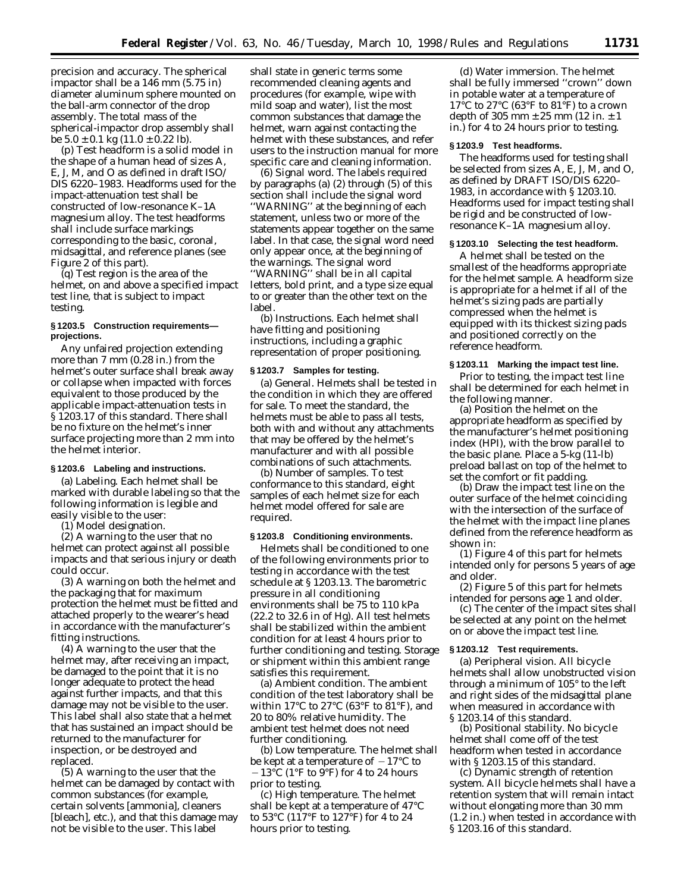precision and accuracy. The spherical impactor shall be a 146 mm (5.75 in) diameter aluminum sphere mounted on the ball-arm connector of the drop assembly. The total mass of the spherical-impactor drop assembly shall be 5.0 ± 0.1 kg (11.0 ± 0.22 lb).

(p) Test headform is a solid model in the shape of a human head of sizes A, E, J, M, and O as defined in draft ISO/DIS 6220–1983. Headforms used for the impact-attenuation test shall be constructed of low-resonance K–1A magnesium alloy. The test headforms shall include surface markings corresponding to the basic, coronal, midsagittal, and reference planes (see Figure 2 of this part).

(q) Test region is the area of the helmet, on and above a specified impact test line, that is subject to impact testing.

### § 1203.5 Construction requirements—projections.

Any unfaired projection extending more than 7 mm (0.28 in.) from the helmet's outer surface shall break away or collapse when impacted with forces equivalent to those produced by the applicable impact-attenuation tests in § 1203.17 of this standard. There shall be no fixture on the helmet's inner surface projecting more than 2 mm into the helmet interior.

### § 1203.6 Labeling and instructions.

(a) *Labeling.* Each helmet shall be marked with durable labeling so that the following information is legible and easily visible to the user:

(1) Model designation.

(2) A warning to the user that no helmet can protect against all possible impacts and that serious injury or death could occur.

(3) A warning on both the helmet and the packaging that for maximum protection the helmet must be fitted and attached properly to the wearer's head in accordance with the manufacturer's fitting instructions.

(4) A warning to the user that the helmet may, after receiving an impact, be damaged to the point that it is no longer adequate to protect the head against further impacts, and that this damage may not be visible to the user. This label shall also state that a helmet that has sustained an impact should be returned to the manufacturer for inspection, or be destroyed and replaced.

(5) A warning to the user that the helmet can be damaged by contact with common substances (for example, certain solvents [ammonia], cleaners [bleach], etc.), and that this damage may not be visible to the user. This label shall state in generic terms some recommended cleaning agents and procedures (for example, wipe with mild soap and water), list the most common substances that damage the helmet, warn against contacting the helmet with these substances, and refer users to the instruction manual for more specific care and cleaning information.

(6) *Signal word.* The labels required by paragraphs (a) (2) through (5) of this section shall include the signal word ''WARNING'' at the beginning of each statement, unless two or more of the statements appear together on the same label. In that case, the signal word need only appear once, at the beginning of the warnings. The signal word ''WARNING'' shall be in all capital letters, bold print, and a type size equal to or greater than the other text on the label.

(b) *Instructions.* Each helmet shall have fitting and positioning instructions, including a graphic representation of proper positioning.

### § 1203.7 Samples for testing.

(a) *General.* Helmets shall be tested in the condition in which they are offered for sale. To meet the standard, the helmets must be able to pass all tests, both with and without any attachments that may be offered by the helmet's manufacturer and with all possible combinations of such attachments.

(b) *Number of samples.* To test conformance to this standard, eight samples of each helmet size for each helmet model offered for sale are required.

### § 1203.8 Conditioning environments.

Helmets shall be conditioned to one of the following environments prior to testing in accordance with the test schedule at § 1203.13. The barometric pressure in all conditioning environments shall be 75 to 110 kPa (22.2 to 32.6 in of Hg). All test helmets shall be stabilized within the ambient condition for at least 4 hours prior to further conditioning and testing. Storage or shipment within this ambient range satisfies this requirement.

(a) *Ambient condition.* The ambient condition of the test laboratory shall be within 17°C to 27°C (63°F to 81°F), and 20 to 80% relative humidity. The ambient test helmet does not need further conditioning.

(b) *Low temperature.* The helmet shall be kept at a temperature of −17°C to −13°C (1°F to 9°F) for 4 to 24 hours prior to testing.

(c) *High temperature.* The helmet shall be kept at a temperature of 47°C to 53°C (117°F to 127°F) for 4 to 24 hours prior to testing.

(d) *Water immersion.* The helmet shall be fully immersed ''crown'' down in potable water at a temperature of 17°C to 27°C (63°F to 81°F) to a crown depth of 305 mm ± 25 mm (12 in. ± 1 in.) for 4 to 24 hours prior to testing.

### § 1203.9 Test headforms.

The headforms used for testing shall be selected from sizes A, E, J, M, and O, as defined by DRAFT ISO/DIS 6220–1983, in accordance with § 1203.10. Headforms used for impact testing shall be rigid and be constructed of low-resonance K–1A magnesium alloy.

### § 1203.10 Selecting the test headform.

A helmet shall be tested on the smallest of the headforms appropriate for the helmet sample. A headform size is appropriate for a helmet if all of the helmet's sizing pads are partially compressed when the helmet is equipped with its thickest sizing pads and positioned correctly on the reference headform.

### § 1203.11 Marking the impact test line.

Prior to testing, the impact test line shall be determined for each helmet in the following manner.

(a) Position the helmet on the appropriate headform as specified by the manufacturer's helmet positioning index (HPI), with the brow parallel to the basic plane. Place a 5-kg (11-lb) preload ballast on top of the helmet to set the comfort or fit padding.

(b) Draw the impact test line on the outer surface of the helmet coinciding with the intersection of the surface of the helmet with the impact line planes defined from the reference headform as shown in:

(1) Figure 4 of this part for helmets intended only for persons 5 years of age and older.

(2) Figure 5 of this part for helmets intended for persons age 1 and older.

(c) The center of the impact sites shall be selected at any point on the helmet on or above the impact test line.

### § 1203.12 Test requirements.

(a) *Peripheral vision.* All bicycle helmets shall allow unobstructed vision through a minimum of 105° to the left and right sides of the midsagittal plane when measured in accordance with § 1203.14 of this standard.

(b) *Positional stability.* No bicycle helmet shall come off of the test headform when tested in accordance with § 1203.15 of this standard.

(c) *Dynamic strength of retention system.* All bicycle helmets shall have a retention system that will remain intact without elongating more than 30 mm (1.2 in.) when tested in accordance with § 1203.16 of this standard.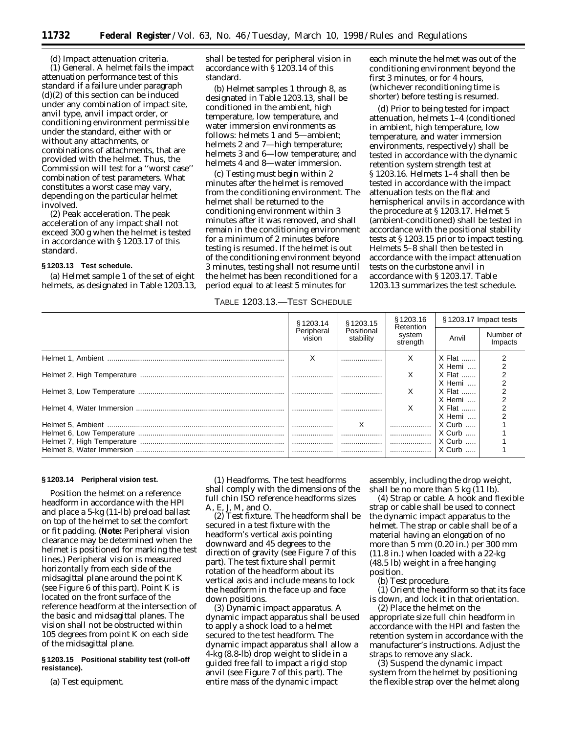(d) Impact attenuation criteria.

(1) General. A helmet fails the impact attenuation performance test of this standard if a failure under paragraph (d)(2) of this section can be induced under any combination of impact site, anvil type, anvil impact order, or conditioning environment permissible under the standard, either with or without any attachments, or combinations of attachments, that are provided with the helmet. Thus, the Commission will test for a ''worst case'' combination of test parameters. What constitutes a worst case may vary, depending on the particular helmet involved.

(2) Peak acceleration. The peak acceleration of any impact shall not exceed 300 g when the helmet is tested in accordance with § 1203.17 of this standard.

### § 1203.13 Test schedule.

(a) Helmet sample 1 of the set of eight helmets, as designated in Table 1203.13, shall be tested for peripheral vision in accordance with § 1203.14 of this standard.

(b) Helmet samples 1 through 8, as designated in Table 1203.13, shall be conditioned in the ambient, high temperature, low temperature, and water immersion environments as follows: helmets 1 and 5—ambient; helmets 2 and 7—high temperature; helmets 3 and 6—low temperature; and helmets 4 and 8—water immersion.

(c) Testing must begin within 2 minutes after the helmet is removed from the conditioning environment. The helmet shall be returned to the conditioning environment within 3 minutes after it was removed, and shall remain in the conditioning environment for a minimum of 2 minutes before testing is resumed. If the helmet is out of the conditioning environment beyond 3 minutes, testing shall not resume until the helmet has been reconditioned for a period equal to at least 5 minutes for each minute the helmet was out of the conditioning environment beyond the first 3 minutes, or for 4 hours, (whichever reconditioning time is shorter) before testing is resumed.

(d) Prior to being tested for impact attenuation, helmets 1–4 (conditioned in ambient, high temperature, low temperature, and water immersion environments, respectively) shall be tested in accordance with the dynamic retention system strength test at § 1203.16. Helmets 1–4 shall then be tested in accordance with the impact attenuation tests on the flat and hemispherical anvils in accordance with the procedure at § 1203.17. Helmet 5 (ambient-conditioned) shall be tested in accordance with the positional stability tests at § 1203.15 prior to impact testing. Helmets 5–8 shall then be tested in accordance with the impact attenuation tests on the curbstone anvil in accordance with § 1203.17. Table 1203.13 summarizes the test schedule.

TABLE 1203.13.—TEST SCHEDULE

| | § 1203.14 Peripheral vision | § 1203.15 Positional stability | § 1203.16 Retention system strength | § 1203.17 Impact tests | |
|---|---|---|---|---|---|
| | | | | Anvil | Number of Impacts |
| Helmet 1, Ambient | X | | X | X Flat | 2 |
| | | | | X Hemi | 2 |
| Helmet 2, High Temperature | | | X | X Flat | 2 |
| | | | | X Hemi | 2 |
| Helmet 3, Low Temperature | | | X | X Flat | 2 |
| | | | | X Hemi | 2 |
| Helmet 4, Water Immersion | | | X | X Flat | 2 |
| | | | | X Hemi | 2 |
| Helmet 5, Ambient | | X | | X Curb | 1 |
| Helmet 6, Low Temperature | | | | X Curb | 1 |
| Helmet 7, High Temperature | | | | X Curb | 1 |
| Helmet 8, Water Immersion | | | | X Curb | 1 |

### § 1203.14 Peripheral vision test.

Position the helmet on a reference headform in accordance with the HPI and place a 5-kg (11-lb) preload ballast on top of the helmet to set the comfort or fit padding. (**Note:** Peripheral vision clearance may be determined when the helmet is positioned for marking the test lines.) Peripheral vision is measured horizontally from each side of the midsagittal plane around the point K (see Figure 6 of this part). Point K is located on the front surface of the reference headform at the intersection of the basic and midsagittal planes. The vision shall not be obstructed within 105 degrees from point K on each side of the midsagittal plane.

### § 1203.15 Positional stability test (roll-off resistance).

(a) Test equipment.

(1) Headforms. The test headforms shall comply with the dimensions of the full chin ISO reference headforms sizes A, E, J, M, and O.

(2) Test fixture. The headform shall be secured in a test fixture with the headform's vertical axis pointing downward and 45 degrees to the direction of gravity (see Figure 7 of this part). The test fixture shall permit rotation of the headform about its vertical axis and include means to lock the headform in the face up and face down positions.

(3) Dynamic impact apparatus. A dynamic impact apparatus shall be used to apply a shock load to a helmet secured to the test headform. The dynamic impact apparatus shall allow a 4-kg (8.8-lb) drop weight to slide in a guided free fall to impact a rigid stop anvil (see Figure 7 of this part). The entire mass of the dynamic impact assembly, including the drop weight, shall be no more than 5 kg (11 lb).

(4) Strap or cable. A hook and flexible strap or cable shall be used to connect the dynamic impact apparatus to the helmet. The strap or cable shall be of a material having an elongation of no more than 5 mm (0.20 in.) per 300 mm (11.8 in.) when loaded with a 22-kg (48.5 lb) weight in a free hanging position.

(b) Test procedure.

(1) Orient the headform so that its face is down, and lock it in that orientation.

(2) Place the helmet on the appropriate size full chin headform in accordance with the HPI and fasten the retention system in accordance with the manufacturer's instructions. Adjust the straps to remove any slack.

(3) Suspend the dynamic impact system from the helmet by positioning the flexible strap over the helmet along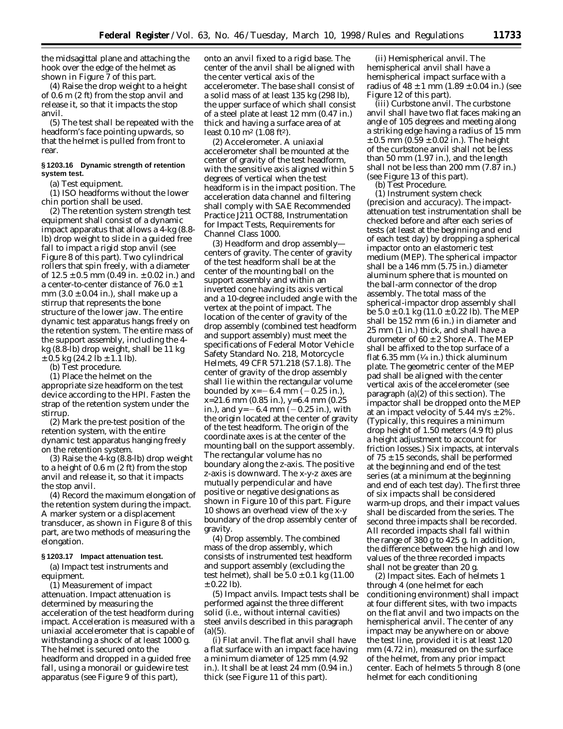the midsagittal plane and attaching the hook over the edge of the helmet as shown in Figure 7 of this part.

(4) Raise the drop weight to a height of 0.6 m (2 ft) from the stop anvil and release it, so that it impacts the stop anvil.

(5) The test shall be repeated with the headform's face pointing upwards, so that the helmet is pulled from front to rear.

### § 1203.16 Dynamic strength of retention system test.

(a) *Test equipment.*

(1) ISO headforms without the lower chin portion shall be used.

(2) The retention system strength test equipment shall consist of a dynamic impact apparatus that allows a 4-kg (8.8-lb) drop weight to slide in a guided free fall to impact a rigid stop anvil (see Figure 8 of this part). Two cylindrical rollers that spin freely, with a diameter of 12.5 ± 0.5 mm (0.49 in. ± 0.02 in.) and a center-to-center distance of 76.0 ± 1 mm (3.0 ± 0.04 in.), shall make up a stirrup that represents the bone structure of the lower jaw. The entire dynamic test apparatus hangs freely on the retention system. The entire mass of the support assembly, including the 4-kg (8.8-lb) drop weight, shall be 11 kg ± 0.5 kg (24.2 lb ± 1.1 lb).

(b) *Test procedure.*

(1) Place the helmet on the appropriate size headform on the test device according to the HPI. Fasten the strap of the retention system under the stirrup.

(2) Mark the pre-test position of the retention system, with the entire dynamic test apparatus hanging freely on the retention system.

(3) Raise the 4-kg (8.8-lb) drop weight to a height of 0.6 m (2 ft) from the stop anvil and release it, so that it impacts the stop anvil.

(4) Record the maximum elongation of the retention system during the impact. A marker system or a displacement transducer, as shown in Figure 8 of this part, are two methods of measuring the elongation.

### § 1203.17 Impact attenuation test.

(a) *Impact test instruments and equipment.*

(1) *Measurement of impact attenuation.* Impact attenuation is determined by measuring the acceleration of the test headform during impact. Acceleration is measured with a uniaxial accelerometer that is capable of withstanding a shock of at least 1000 g. The helmet is secured onto the headform and dropped in a guided free fall, using a monorail or guidewire test apparatus (see Figure 9 of this part), onto an anvil fixed to a rigid base. The center of the anvil shall be aligned with the center vertical axis of the accelerometer. The base shall consist of a solid mass of at least 135 kg (298 lb), the upper surface of which shall consist of a steel plate at least 12 mm (0.47 in.) thick and having a surface area of at least 0.10 $m^2$ (1.08 $ft^2$).

(2) *Accelerometer.* A uniaxial accelerometer shall be mounted at the center of gravity of the test headform, with the sensitive axis aligned within 5 degrees of vertical when the test headform is in the impact position. The acceleration data channel and filtering shall comply with SAE Recommended Practice J211 OCT88, Instrumentation for Impact Tests, Requirements for Channel Class 1000.

(3) *Headform and drop assembly—centers of gravity.* The center of gravity of the test headform shall be at the center of the mounting ball on the support assembly and within an inverted cone having its axis vertical and a 10-degree included angle with the vertex at the point of impact. The location of the center of gravity of the drop assembly (combined test headform and support assembly) must meet the specifications of Federal Motor Vehicle Safety Standard No. 218, Motorcycle Helmets, 49 CFR 571.218 (S7.1.8). The center of gravity of the drop assembly shall lie within the rectangular volume bounded by $x=-6.4$ mm ($-0.25$ in.), $x=21.6$ mm (0.85 in.), $y=6.4$ mm (0.25 in.), and $y=-6.4$ mm ($-0.25$ in.), with the origin located at the center of gravity of the test headform. The origin of the coordinate axes is at the center of the mounting ball on the support assembly. The rectangular volume has no boundary along the z-axis. The positive z-axis is downward. The x-y-z axes are mutually perpendicular and have positive or negative designations as shown in Figure 10 of this part. Figure 10 shows an overhead view of the x-y boundary of the drop assembly center of gravity.

(4) *Drop assembly.* The combined mass of the drop assembly, which consists of instrumented test headform and support assembly (excluding the test helmet), shall be 5.0 ± 0.1 kg (11.00 ± 0.22 lb).

(5) *Impact anvils.* Impact tests shall be performed against the three different solid (i.e., without internal cavities) steel anvils described in this paragraph (a)(5).

(i) *Flat anvil.* The flat anvil shall have a flat surface with an impact face having a minimum diameter of 125 mm (4.92 in.). It shall be at least 24 mm (0.94 in.) thick (see Figure 11 of this part).

(ii) *Hemispherical anvil.* The hemispherical anvil shall have a hemispherical impact surface with a radius of 48 ± 1 mm (1.89 ± 0.04 in.) (see Figure 12 of this part).

(iii) *Curbstone anvil.* The curbstone anvil shall have two flat faces making an angle of 105 degrees and meeting along a striking edge having a radius of 15 mm ± 0.5 mm (0.59 ± 0.02 in.). The height of the curbstone anvil shall not be less than 50 mm (1.97 in.), and the length shall not be less than 200 mm (7.87 in.) (see Figure 13 of this part).

(b) *Test Procedure.*

(1) *Instrument system check (precision and accuracy).* The impact-attenuation test instrumentation shall be checked before and after each series of tests (at least at the beginning and end of each test day) by dropping a spherical impactor onto an elastomeric test medium (MEP). The spherical impactor shall be a 146 mm (5.75 in.) diameter aluminum sphere that is mounted on the ball-arm connector of the drop assembly. The total mass of the spherical-impactor drop assembly shall be 5.0 ± 0.1 kg (11.0 ± 0.22 lb). The MEP shall be 152 mm (6 in.) in diameter and 25 mm (1 in.) thick, and shall have a durometer of 60 ± 2 Shore A. The MEP shall be affixed to the top surface of a flat 6.35 mm (¼ in.) thick aluminum plate. The geometric center of the MEP pad shall be aligned with the center vertical axis of the accelerometer (see paragraph (a)(2) of this section). The impactor shall be dropped onto the MEP at an impact velocity of 5.44 m/s ± 2%. (Typically, this requires a minimum drop height of 1.50 meters (4.9 ft) plus a height adjustment to account for friction losses.) Six impacts, at intervals of 75 ± 15 seconds, shall be performed at the beginning and end of the test series (at a minimum at the beginning and end of each test day). The first three of six impacts shall be considered warm-up drops, and their impact values shall be discarded from the series. The second three impacts shall be recorded. All recorded impacts shall fall within the range of 380 g to 425 g. In addition, the difference between the high and low values of the three recorded impacts shall not be greater than 20 g.

(2) *Impact sites.* Each of helmets 1 through 4 (one helmet for each conditioning environment) shall impact at four different sites, with two impacts on the flat anvil and two impacts on the hemispherical anvil. The center of any impact may be anywhere on or above the test line, provided it is at least 120 mm (4.72 in), measured on the surface of the helmet, from any prior impact center. Each of helmets 5 through 8 (one helmet for each conditioning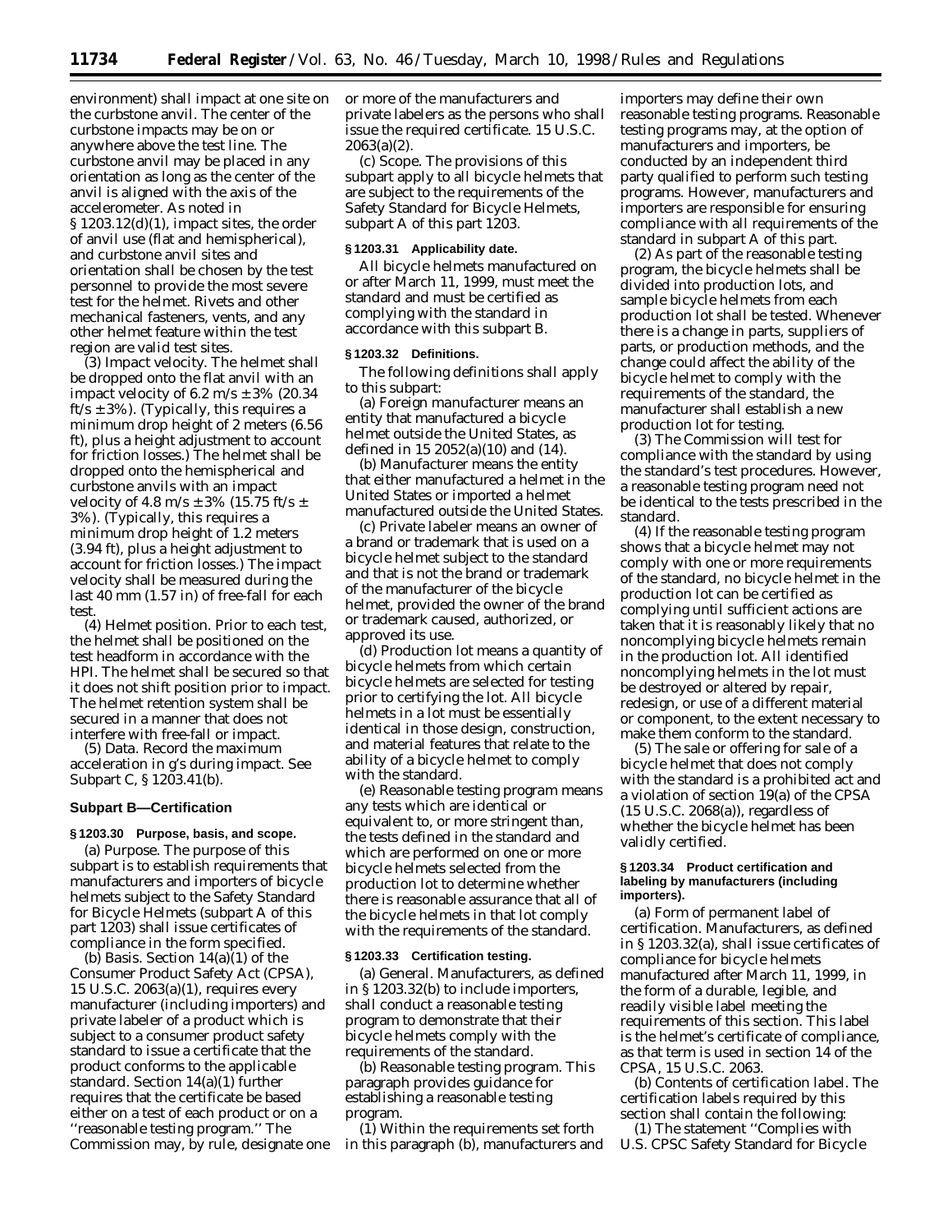environment) shall impact at one site on the curbstone anvil. The center of the curbstone impacts may be on or anywhere above the test line. The curbstone anvil may be placed in any orientation as long as the center of the anvil is aligned with the axis of the accelerometer. As noted in § 1203.12(d)(1), impact sites, the order of anvil use (flat and hemispherical), and curbstone anvil sites and orientation shall be chosen by the test personnel to provide the most severe test for the helmet. Rivets and other mechanical fasteners, vents, and any other helmet feature within the test region are valid test sites.

(3) *Impact velocity.* The helmet shall be dropped onto the flat anvil with an impact velocity of 6.2 m/s ± 3% (20.34 ft/s ± 3%). (Typically, this requires a minimum drop height of 2 meters (6.56 ft), plus a height adjustment to account for friction losses.) The helmet shall be dropped onto the hemispherical and curbstone anvils with an impact velocity of 4.8 m/s ± 3% (15.75 ft/s ± 3%). (Typically, this requires a minimum drop height of 1.2 meters (3.94 ft), plus a height adjustment to account for friction losses.) The impact velocity shall be measured during the last 40 mm (1.57 in) of free-fall for each test.

(4) *Helmet position.* Prior to each test, the helmet shall be positioned on the test headform in accordance with the HPI. The helmet shall be secured so that it does not shift position prior to impact. The helmet retention system shall be secured in a manner that does not interfere with free-fall or impact.

(5) *Data.* Record the maximum acceleration in g's during impact. See Subpart C, § 1203.41(b).

## Subpart B—Certification

### § 1203.30 Purpose, basis, and scope.

(a) *Purpose.* The purpose of this subpart is to establish requirements that manufacturers and importers of bicycle helmets subject to the Safety Standard for Bicycle Helmets (subpart A of this part 1203) shall issue certificates of compliance in the form specified.

(b) *Basis.* Section 14(a)(1) of the Consumer Product Safety Act (CPSA), 15 U.S.C. 2063(a)(1), requires every manufacturer (including importers) and private labeler of a product which is subject to a consumer product safety standard to issue a certificate that the product conforms to the applicable standard. Section 14(a)(1) further requires that the certificate be based either on a test of each product or on a ''reasonable testing program.'' The Commission may, by rule, designate one or more of the manufacturers and private labelers as the persons who shall issue the required certificate. 15 U.S.C. 2063(a)(2).

(c) *Scope.* The provisions of this subpart apply to all bicycle helmets that are subject to the requirements of the Safety Standard for Bicycle Helmets, subpart A of this part 1203.

### § 1203.31 Applicability date.

All bicycle helmets manufactured on or after March 11, 1999, must meet the standard and must be certified as complying with the standard in accordance with this subpart B.

### § 1203.32 Definitions.

The following definitions shall apply to this subpart:

(a) *Foreign manufacturer* means an entity that manufactured a bicycle helmet outside the United States, as defined in 15 2052(a)(10) and (14).

(b) *Manufacturer* means the entity that either manufactured a helmet in the United States or imported a helmet manufactured outside the United States.

(c) *Private labeler* means an owner of a brand or trademark that is used on a bicycle helmet subject to the standard and that is not the brand or trademark of the manufacturer of the bicycle helmet, provided the owner of the brand or trademark caused, authorized, or approved its use.

(d) *Production lot* means a quantity of bicycle helmets from which certain bicycle helmets are selected for testing prior to certifying the lot. All bicycle helmets in a lot must be essentially identical in those design, construction, and material features that relate to the ability of a bicycle helmet to comply with the standard.

(e) *Reasonable testing program* means any tests which are identical or equivalent to, or more stringent than, the tests defined in the standard and which are performed on one or more bicycle helmets selected from the production lot to determine whether there is reasonable assurance that all of the bicycle helmets in that lot comply with the requirements of the standard.

### § 1203.33 Certification testing.

(a) *General.* Manufacturers, as defined in § 1203.32(b) to include importers, shall conduct a reasonable testing program to demonstrate that their bicycle helmets comply with the requirements of the standard.

(b) *Reasonable testing program.* This paragraph provides guidance for establishing a reasonable testing program.

(1) Within the requirements set forth in this paragraph (b), manufacturers and importers may define their own reasonable testing programs. Reasonable testing programs may, at the option of manufacturers and importers, be conducted by an independent third party qualified to perform such testing programs. However, manufacturers and importers are responsible for ensuring compliance with all requirements of the standard in subpart A of this part.

(2) As part of the reasonable testing program, the bicycle helmets shall be divided into production lots, and sample bicycle helmets from each production lot shall be tested. Whenever there is a change in parts, suppliers of parts, or production methods, and the change could affect the ability of the bicycle helmet to comply with the requirements of the standard, the manufacturer shall establish a new production lot for testing.

(3) The Commission will test for compliance with the standard by using the standard's test procedures. However, a reasonable testing program need not be identical to the tests prescribed in the standard.

(4) If the reasonable testing program shows that a bicycle helmet may not comply with one or more requirements of the standard, no bicycle helmet in the production lot can be certified as complying until sufficient actions are taken that it is reasonably likely that no noncomplying bicycle helmets remain in the production lot. All identified noncomplying helmets in the lot must be destroyed or altered by repair, redesign, or use of a different material or component, to the extent necessary to make them conform to the standard.

(5) The sale or offering for sale of a bicycle helmet that does not comply with the standard is a prohibited act and a violation of section 19(a) of the CPSA (15 U.S.C. 2068(a)), regardless of whether the bicycle helmet has been validly certified.

### § 1203.34 Product certification and labeling by manufacturers (including importers).

(a) *Form of permanent label of certification.* Manufacturers, as defined in § 1203.32(a), shall issue certificates of compliance for bicycle helmets manufactured after March 11, 1999, in the form of a durable, legible, and readily visible label meeting the requirements of this section. This label is the helmet's certificate of compliance, as that term is used in section 14 of the CPSA, 15 U.S.C. 2063.

(b) *Contents of certification label.* The certification labels required by this section shall contain the following:

(1) The statement ''Complies with U.S. CPSC Safety Standard for Bicycle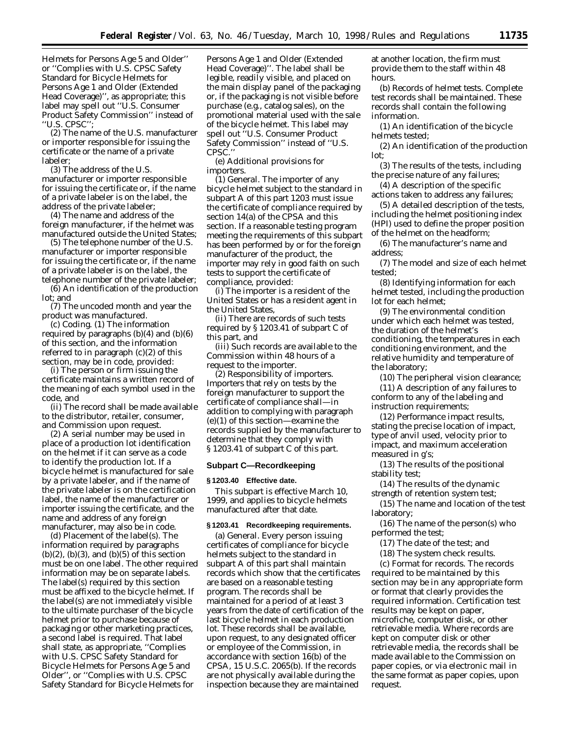Helmets for Persons Age 5 and Older'' or ''Complies with U.S. CPSC Safety Standard for Bicycle Helmets for Persons Age 1 and Older (Extended Head Coverage)'', as appropriate; this label may spell out ''U.S. Consumer Product Safety Commission'' instead of ''U.S. CPSC'';

(2) The name of the U.S. manufacturer or importer responsible for issuing the certificate or the name of a private labeler;

(3) The address of the U.S. manufacturer or importer responsible for issuing the certificate or, if the name of a private labeler is on the label, the address of the private labeler;

(4) The name and address of the foreign manufacturer, if the helmet was manufactured outside the United States;

(5) The telephone number of the U.S. manufacturer or importer responsible for issuing the certificate or, if the name of a private labeler is on the label, the telephone number of the private labeler;

(6) An identification of the production lot; and

(7) The uncoded month and year the product was manufactured.

(c) *Coding.* (1) The information required by paragraphs (b)(4) and (b)(6) of this section, and the information referred to in paragraph (c)(2) of this section, may be in code, provided:

(i) The person or firm issuing the certificate maintains a written record of the meaning of each symbol used in the code, and

(ii) The record shall be made available to the distributor, retailer, consumer, and Commission upon request.

(2) A serial number may be used in place of a production lot identification on the helmet if it can serve as a code to identify the production lot. If a bicycle helmet is manufactured for sale by a private labeler, and if the name of the private labeler is on the certification label, the name of the manufacturer or importer issuing the certificate, and the name and address of any foreign manufacturer, may also be in code.

(d) *Placement of the label(s).* The information required by paragraphs (b)(2), (b)(3), and (b)(5) of this section must be on one label. The other required information may be on separate labels. The label(s) required by this section must be affixed to the bicycle helmet. If the label(s) are not immediately visible to the ultimate purchaser of the bicycle helmet prior to purchase because of packaging or other marketing practices, a second label is required. That label shall state, as appropriate, ''Complies with U.S. CPSC Safety Standard for Bicycle Helmets for Persons Age 5 and Older'', or ''Complies with U.S. CPSC Safety Standard for Bicycle Helmets for Persons Age 1 and Older (Extended Head Coverage)''. The label shall be legible, readily visible, and placed on the main display panel of the packaging or, if the packaging is not visible before purchase (e.g., catalog sales), on the promotional material used with the sale of the bicycle helmet. This label may spell out ''U.S. Consumer Product Safety Commission'' instead of ''U.S. CPSC.''

(e) *Additional provisions for importers.*

(1) *General.* The importer of any bicycle helmet subject to the standard in subpart A of this part 1203 must issue the certificate of compliance required by section 14(a) of the CPSA and this section. If a reasonable testing program meeting the requirements of this subpart has been performed by or for the foreign manufacturer of the product, the importer may rely in good faith on such tests to support the certificate of compliance, provided:

(i) The importer is a resident of the United States or has a resident agent in the United States,

(ii) There are records of such tests required by § 1203.41 of subpart C of this part, and

(iii) Such records are available to the Commission within 48 hours of a request to the importer.

(2) *Responsibility of importers.* Importers that rely on tests by the foreign manufacturer to support the certificate of compliance shall—in addition to complying with paragraph (e)(1) of this section—examine the records supplied by the manufacturer to determine that they comply with § 1203.41 of subpart C of this part.

### Subpart C—Recordkeeping

#### § 1203.40 Effective date.

This subpart is effective March 10, 1999, and applies to bicycle helmets manufactured after that date.

#### § 1203.41 Recordkeeping requirements.

(a) *General.* Every person issuing certificates of compliance for bicycle helmets subject to the standard in subpart A of this part shall maintain records which show that the certificates are based on a reasonable testing program. The records shall be maintained for a period of at least 3 years from the date of certification of the last bicycle helmet in each production lot. These records shall be available, upon request, to any designated officer or employee of the Commission, in accordance with section 16(b) of the CPSA, 15 U.S.C. 2065(b). If the records are not physically available during the inspection because they are maintained at another location, the firm must provide them to the staff within 48 hours.

(b) *Records of helmet tests.* Complete test records shall be maintained. These records shall contain the following information.

(1) An identification of the bicycle helmets tested;

(2) An identification of the production lot;

(3) The results of the tests, including the precise nature of any failures;

(4) A description of the specific actions taken to address any failures;

(5) A detailed description of the tests, including the helmet positioning index (HPI) used to define the proper position of the helmet on the headform;

(6) The manufacturer's name and address;

(7) The model and size of each helmet tested;

(8) Identifying information for each helmet tested, including the production lot for each helmet;

(9) The environmental condition under which each helmet was tested, the duration of the helmet's conditioning, the temperatures in each conditioning environment, and the relative humidity and temperature of the laboratory;

(10) The peripheral vision clearance;

(11) A description of any failures to conform to any of the labeling and instruction requirements;

(12) Performance impact results, stating the precise location of impact, type of anvil used, velocity prior to impact, and maximum acceleration measured in g's;

(13) The results of the positional stability test;

(14) The results of the dynamic strength of retention system test;

(15) The name and location of the test laboratory;

(16) The name of the person(s) who performed the test;

(17) The date of the test; and

(18) The system check results.

(c) *Format for records.* The records required to be maintained by this section may be in any appropriate form or format that clearly provides the required information. Certification test results may be kept on paper, microfiche, computer disk, or other retrievable media. Where records are kept on computer disk or other retrievable media, the records shall be made available to the Commission on paper copies, or via electronic mail in the same format as paper copies, upon request.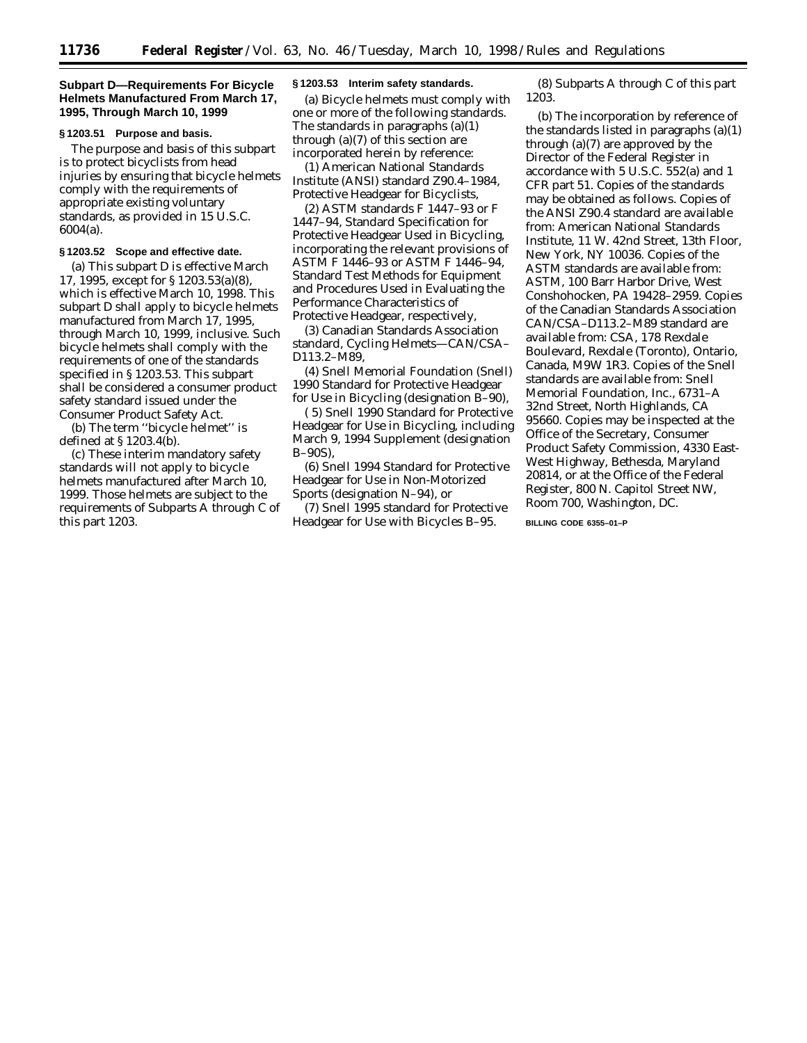## Subpart D—Requirements For Bicycle Helmets Manufactured From March 17, 1995, Through March 10, 1999

### § 1203.51 Purpose and basis.

The purpose and basis of this subpart is to protect bicyclists from head injuries by ensuring that bicycle helmets comply with the requirements of appropriate existing voluntary standards, as provided in 15 U.S.C. 6004(a).

### § 1203.52 Scope and effective date.

(a) This subpart D is effective March 17, 1995, except for § 1203.53(a)(8), which is effective March 10, 1998. This subpart D shall apply to bicycle helmets manufactured from March 17, 1995, through March 10, 1999, inclusive. Such bicycle helmets shall comply with the requirements of one of the standards specified in § 1203.53. This subpart shall be considered a consumer product safety standard issued under the Consumer Product Safety Act.

(b) The term ''bicycle helmet'' is defined at § 1203.4(b).

(c) These interim mandatory safety standards will not apply to bicycle helmets manufactured after March 10, 1999. Those helmets are subject to the requirements of Subparts A through C of this part 1203.

### § 1203.53 Interim safety standards.

(a) Bicycle helmets must comply with one or more of the following standards. The standards in paragraphs (a)(1) through (a)(7) of this section are incorporated herein by reference:

(1) American National Standards Institute (ANSI) standard Z90.4–1984, Protective Headgear for Bicyclists,

(2) ASTM standards F 1447–93 or F 1447–94, Standard Specification for Protective Headgear Used in Bicycling, incorporating the relevant provisions of ASTM F 1446–93 or ASTM F 1446–94, Standard Test Methods for Equipment and Procedures Used in Evaluating the Performance Characteristics of Protective Headgear, respectively,

(3) Canadian Standards Association standard, Cycling Helmets—CAN/CSA–D113.2–M89,

(4) Snell Memorial Foundation (Snell) 1990 Standard for Protective Headgear for Use in Bicycling (designation B–90),

(5) Snell 1990 Standard for Protective Headgear for Use in Bicycling, including March 9, 1994 Supplement (designation B–90S),

(6) Snell 1994 Standard for Protective Headgear for Use in Non-Motorized Sports (designation N–94), or

(7) Snell 1995 standard for Protective Headgear for Use with Bicycles B–95.

(8) Subparts A through C of this part 1203.

(b) The incorporation by reference of the standards listed in paragraphs (a)(1) through (a)(7) are approved by the Director of the Federal Register in accordance with 5 U.S.C. 552(a) and 1 CFR part 51. Copies of the standards may be obtained as follows. Copies of the ANSI Z90.4 standard are available from: American National Standards Institute, 11 W. 42nd Street, 13th Floor, New York, NY 10036. Copies of the ASTM standards are available from: ASTM, 100 Barr Harbor Drive, West Conshohocken, PA 19428–2959. Copies of the Canadian Standards Association CAN/CSA–D113.2–M89 standard are available from: CSA, 178 Rexdale Boulevard, Rexdale (Toronto), Ontario, Canada, M9W 1R3. Copies of the Snell standards are available from: Snell Memorial Foundation, Inc., 6731–A 32nd Street, North Highlands, CA 95660. Copies may be inspected at the Office of the Secretary, Consumer Product Safety Commission, 4330 East-West Highway, Bethesda, Maryland 20814, or at the Office of the Federal Register, 800 N. Capitol Street NW, Room 700, Washington, DC.

BILLING CODE 6355–01–P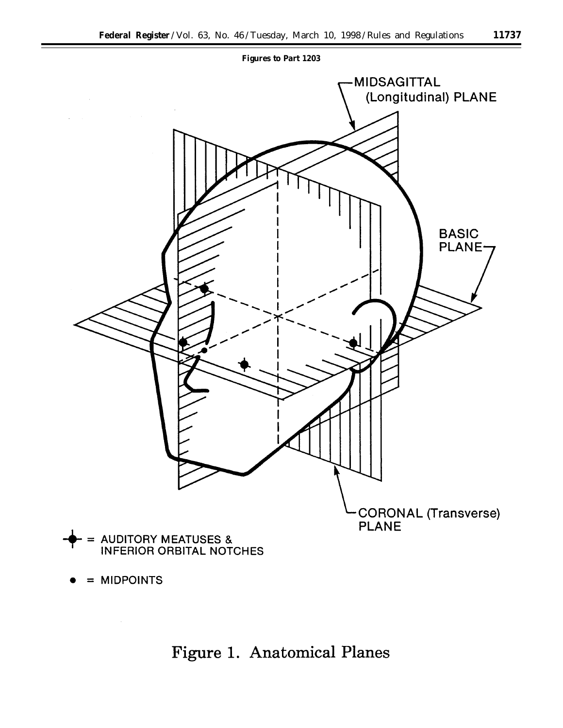**Figures to Part 1203**

MIDSAGITTAL (Longitudinal) PLANE

BASIC PLANE

CORONAL (Transverse) PLANE

= AUDITORY MEATUSES & INFERIOR ORBITAL NOTCHES

= MIDPOINTS

Figure 1. Anatomical Planes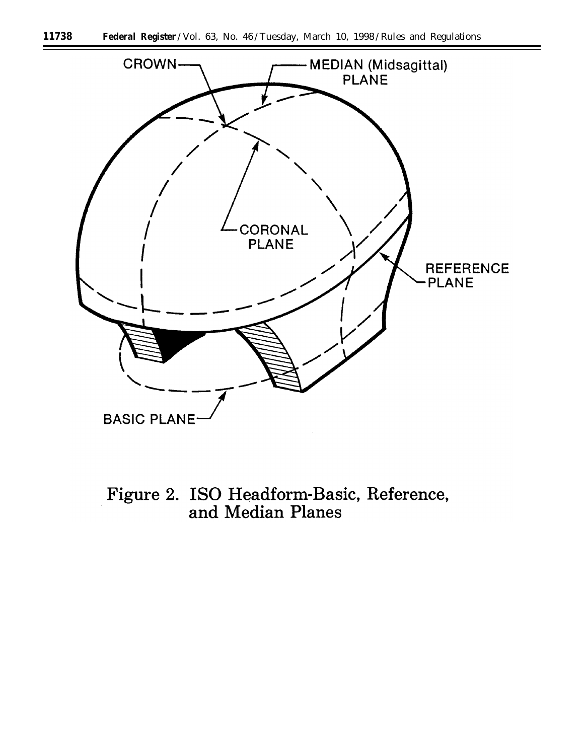Figure 2. ISO Headform-Basic, Reference, and Median Planes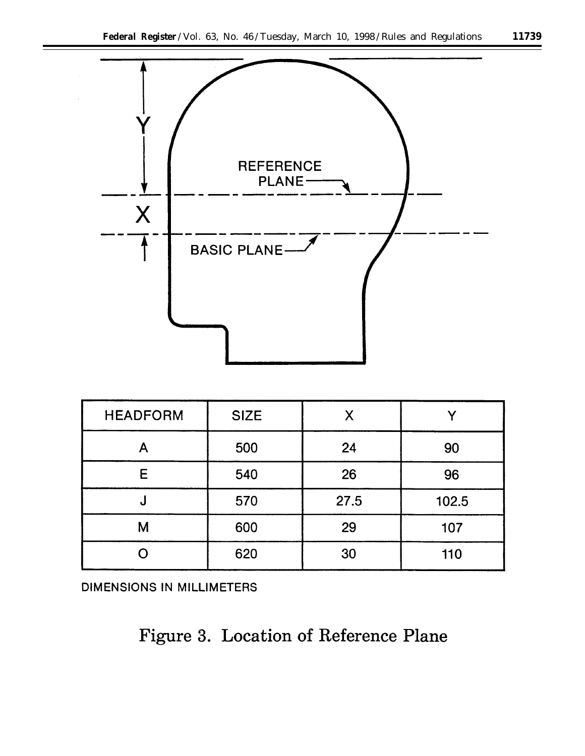REFERENCE PLANE

BASIC PLANE

| HEADFORM | SIZE | X | Y |
|---|---|---|---|
| A | 500 | 24 | 90 |
| E | 540 | 26 | 96 |
| J | 570 | 27.5 | 102.5 |
| M | 600 | 29 | 107 |
| O | 620 | 30 | 110 |

DIMENSIONS IN MILLIMETERS

Figure 3. Location of Reference Plane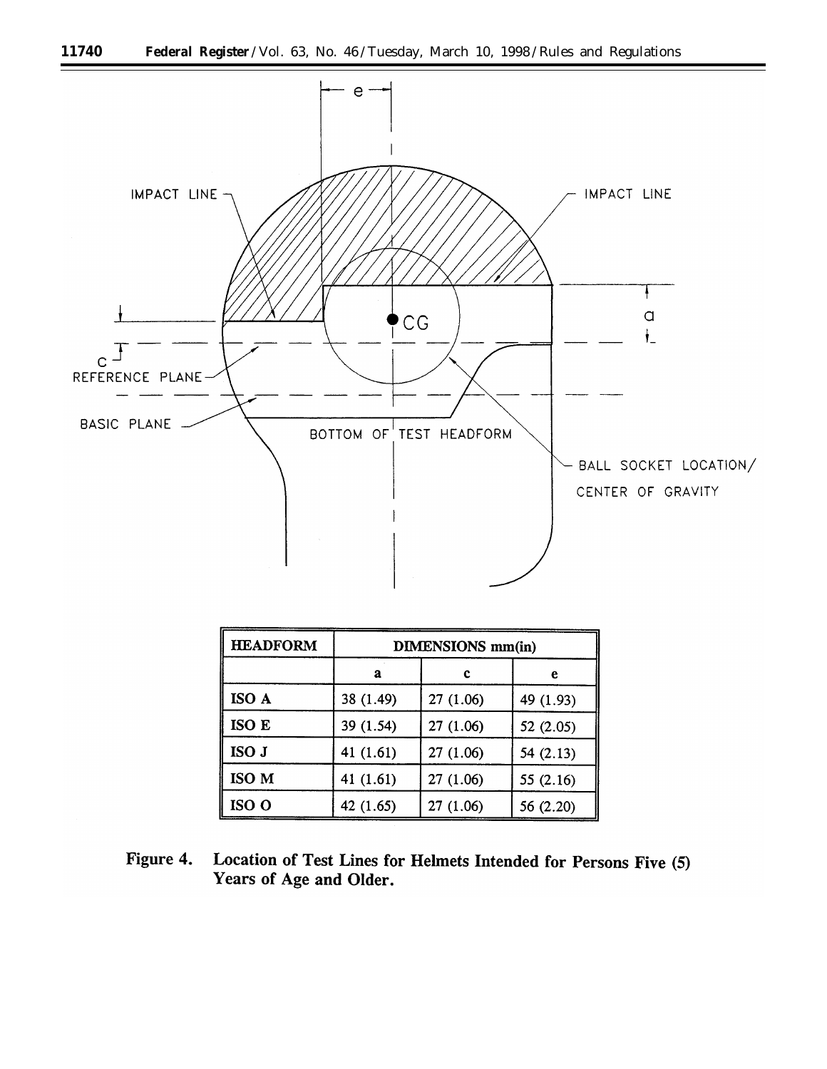| HEADFORM | DIMENSIONS mm(in) | | |
|---|---|---|---|
| | a | c | e |
| ISO A | 38 (1.49) | 27 (1.06) | 49 (1.93) |
| ISO E | 39 (1.54) | 27 (1.06) | 52 (2.05) |
| ISO J | 41 (1.61) | 27 (1.06) | 54 (2.13) |
| ISO M | 41 (1.61) | 27 (1.06) | 55 (2.16) |
| ISO O | 42 (1.65) | 27 (1.06) | 56 (2.20) |

**Figure 4. Location of Test Lines for Helmets Intended for Persons Five (5) Years of Age and Older.**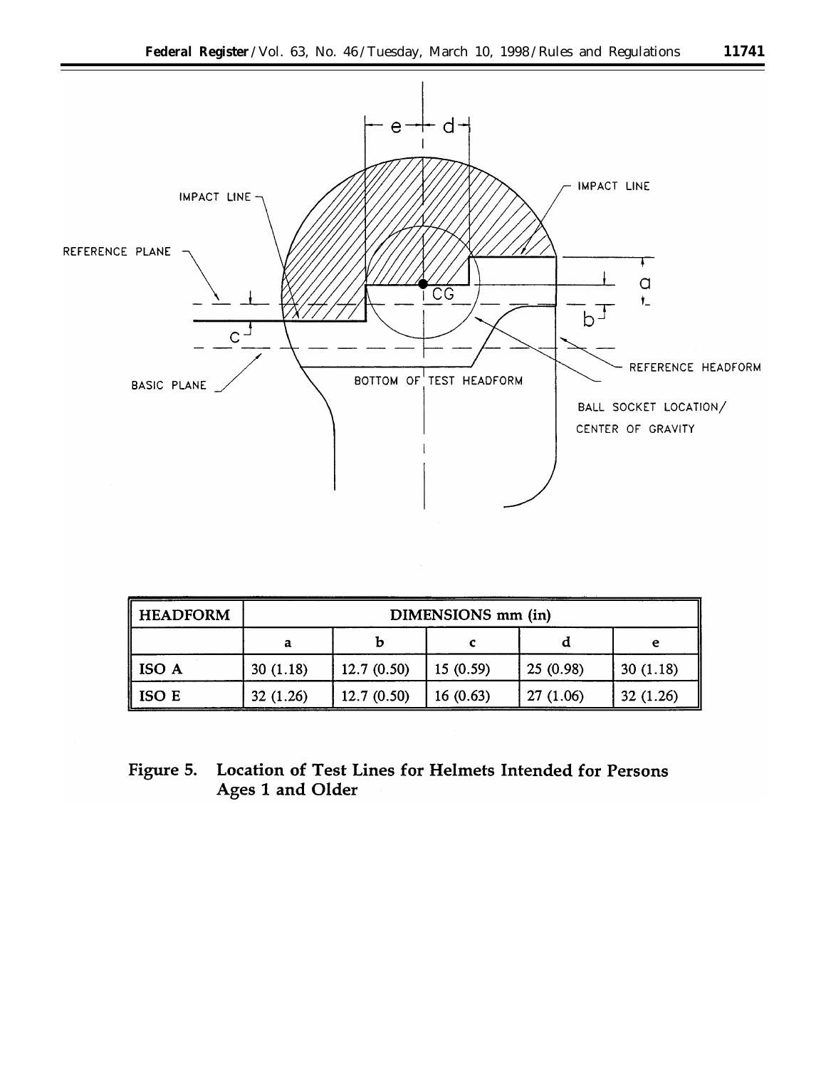| HEADFORM | DIMENSIONS mm (in) | | | | |
|---|---|---|---|---|---|
| | a | b | c | d | e |
| ISO A | 30 (1.18) | 12.7 (0.50) | 15 (0.59) | 25 (0.98) | 30 (1.18) |
| ISO E | 32 (1.26) | 12.7 (0.50) | 16 (0.63) | 27 (1.06) | 32 (1.26) |

**Figure 5. Location of Test Lines for Helmets Intended for Persons Ages 1 and Older**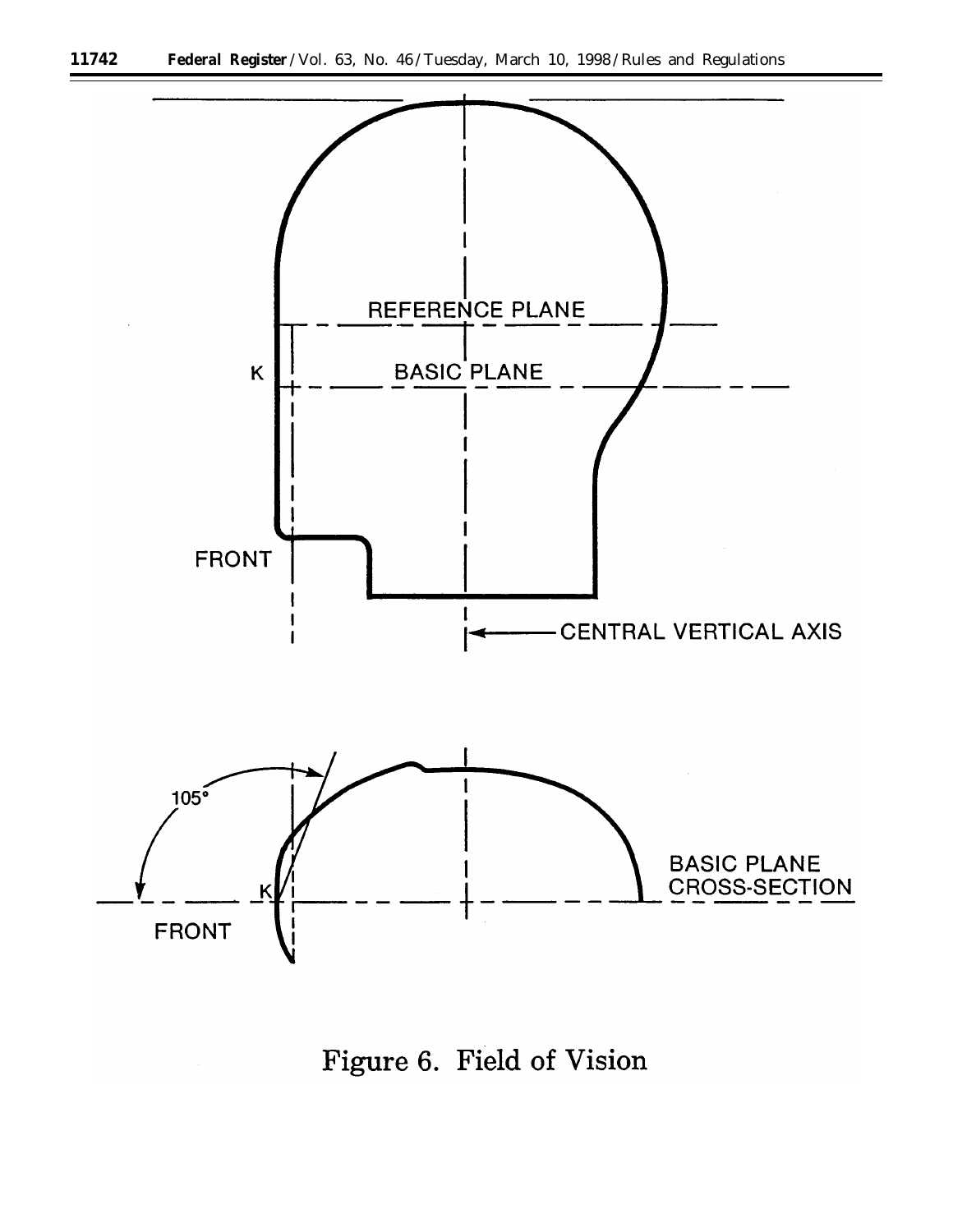REFERENCE PLANE

K

BASIC PLANE

FRONT

CENTRAL VERTICAL AXIS

105°

K

FRONT

BASIC PLANE CROSS-SECTION

Figure 6. Field of Vision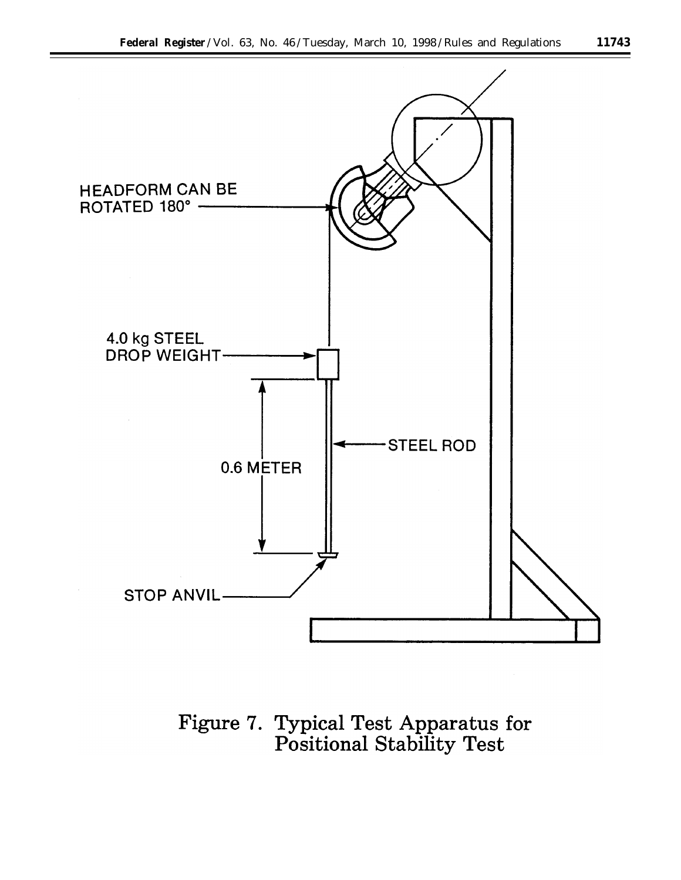HEADFORM CAN BE ROTATED 180°

4.0 kg STEEL DROP WEIGHT

STEEL ROD

0.6 METER

STOP ANVIL

Figure 7. Typical Test Apparatus for Positional Stability Test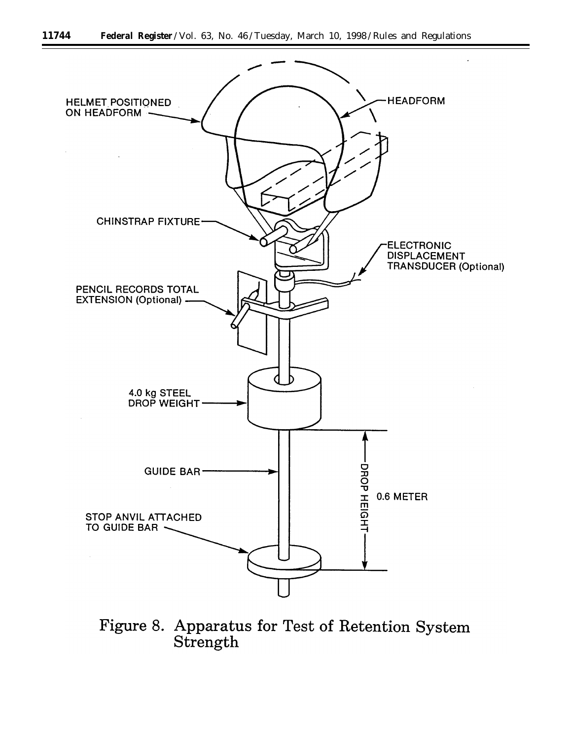Figure 8. Apparatus for Test of Retention System Strength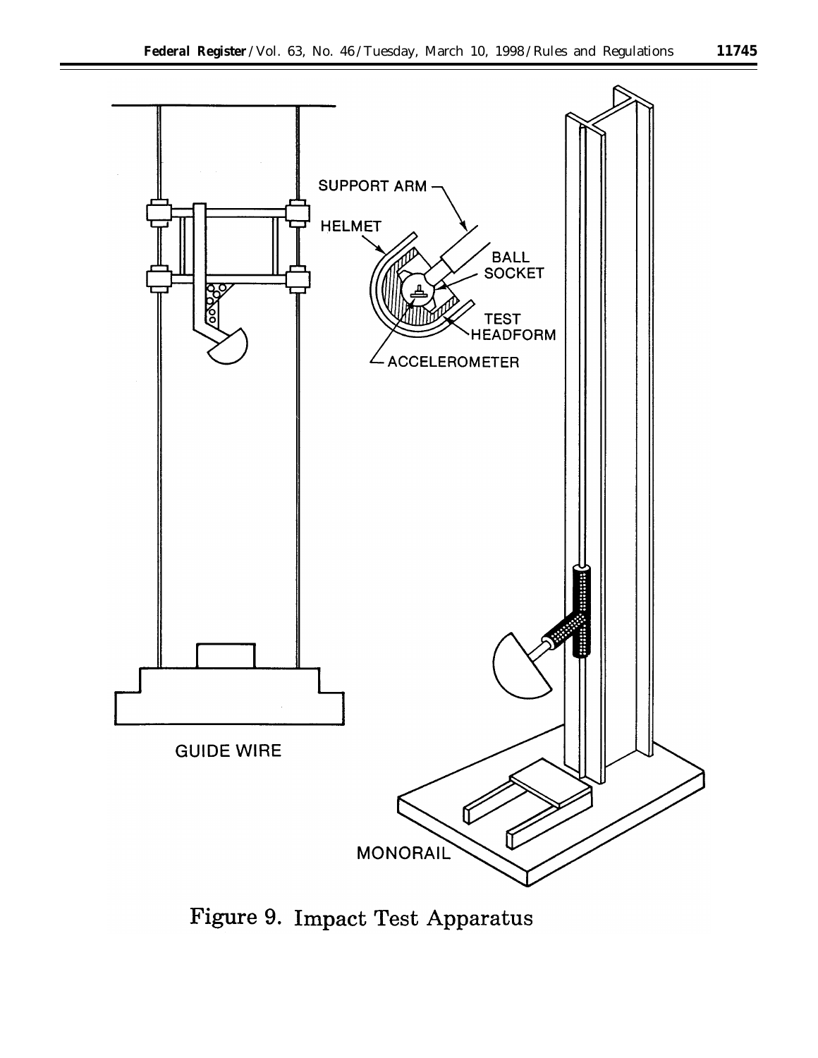SUPPORT ARM

HELMET

BALL SOCKET

TEST HEADFORM

ACCELEROMETER

GUIDE WIRE

MONORAIL

Figure 9. Impact Test Apparatus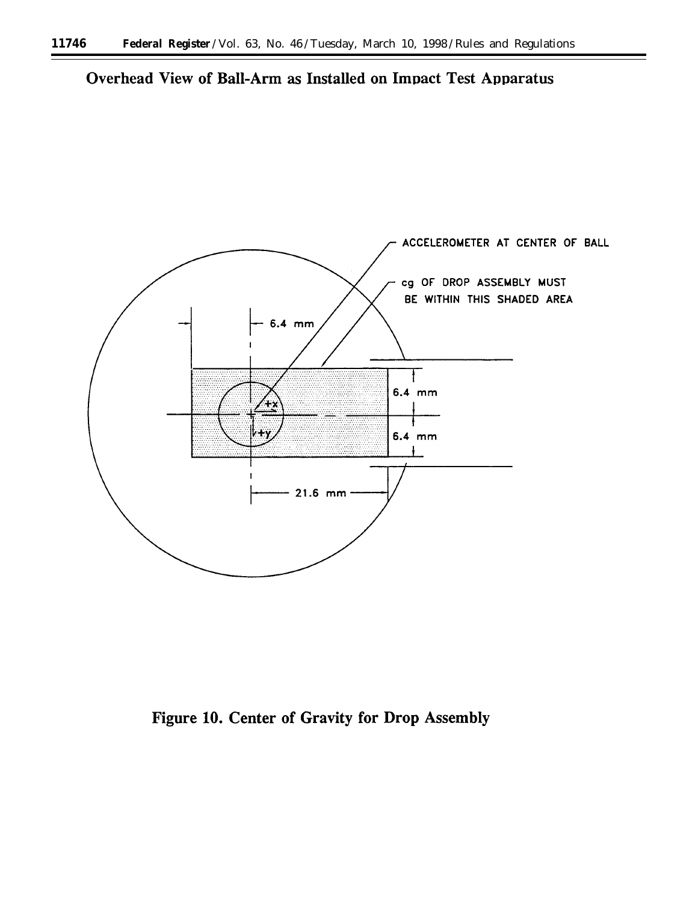**Overhead View of Ball-Arm as Installed on Impact Test Apparatus**

ACCELEROMETER AT CENTER OF BALL

cg OF DROP ASSEMBLY MUST BE WITHIN THIS SHADED AREA

6.4 mm

6.4 mm

6.4 mm

+x

+y

21.6 mm

**Figure 10. Center of Gravity for Drop Assembly**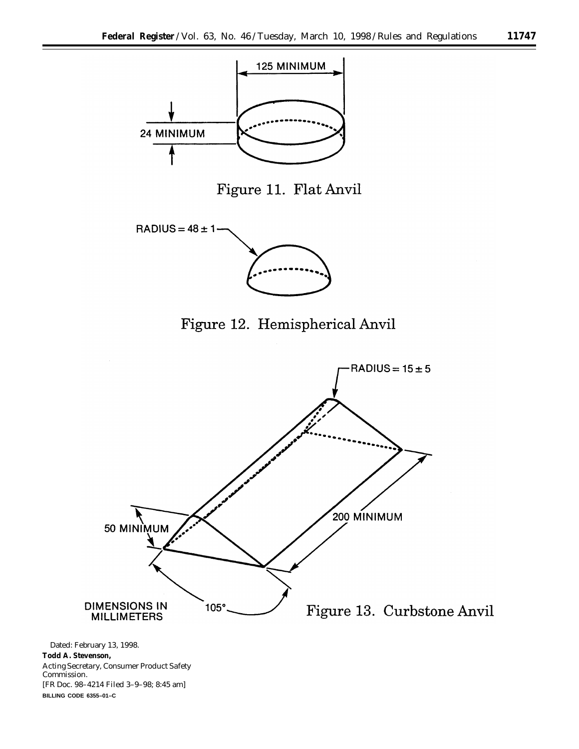125 MINIMUM

24 MINIMUM

Figure 11. Flat Anvil

RADIUS = 48 ± 1

Figure 12. Hemispherical Anvil

RADIUS = 15 ± 5

200 MINIMUM

50 MINIMUM

105°

DIMENSIONS IN MILLIMETERS

Figure 13. Curbstone Anvil

Dated: February 13, 1998.

**Todd A. Stevenson,**

*Acting Secretary, Consumer Product Safety Commission.*

[FR Doc. 98–4214 Filed 3–9–98; 8:45 am]

**BILLING CODE 6355–01–C**